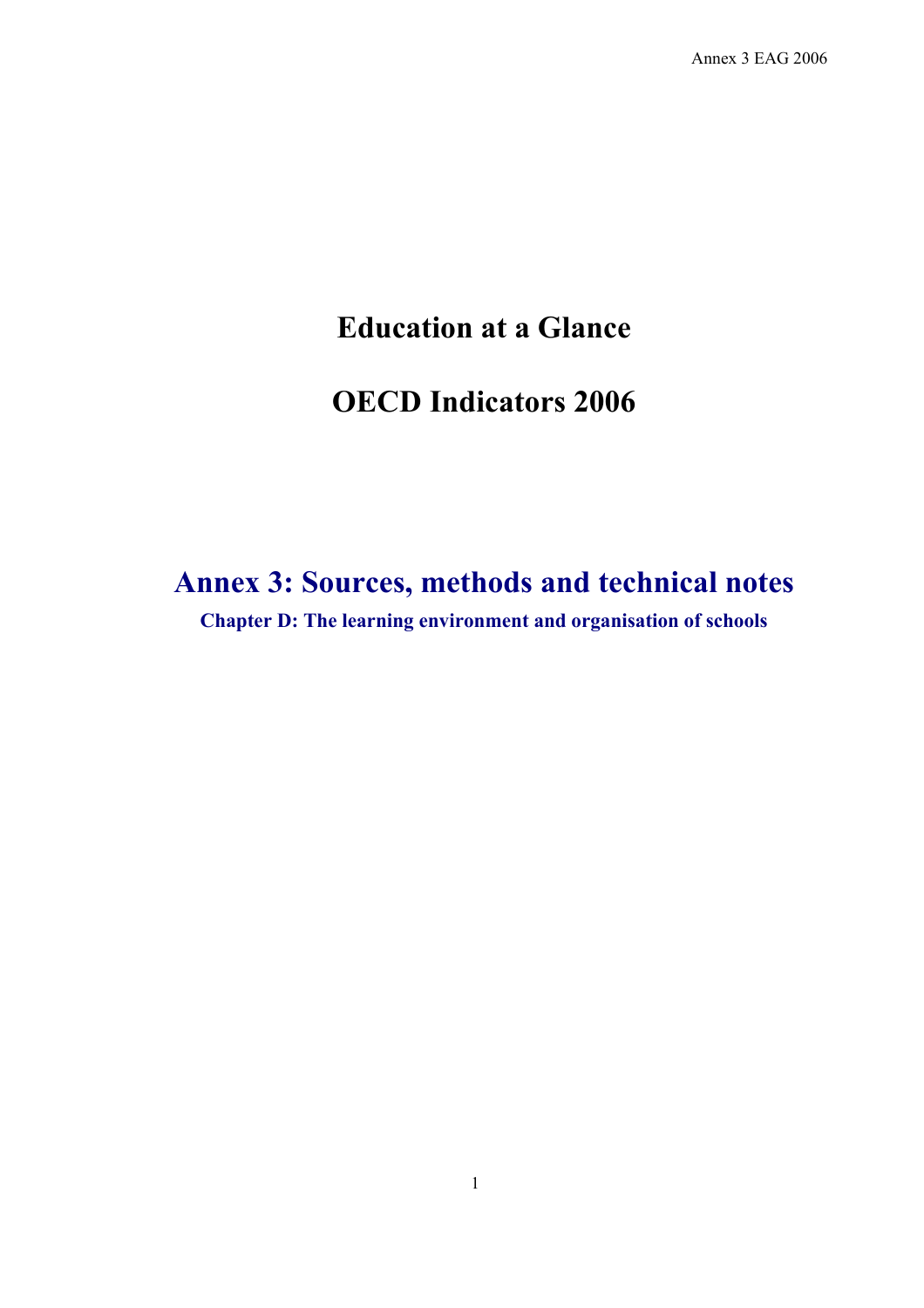# Education at a Glance

# OECD Indicators 2006

## Annex 3: Sources, methods and technical notes

### Chapter D: The learning environment and organisation of schools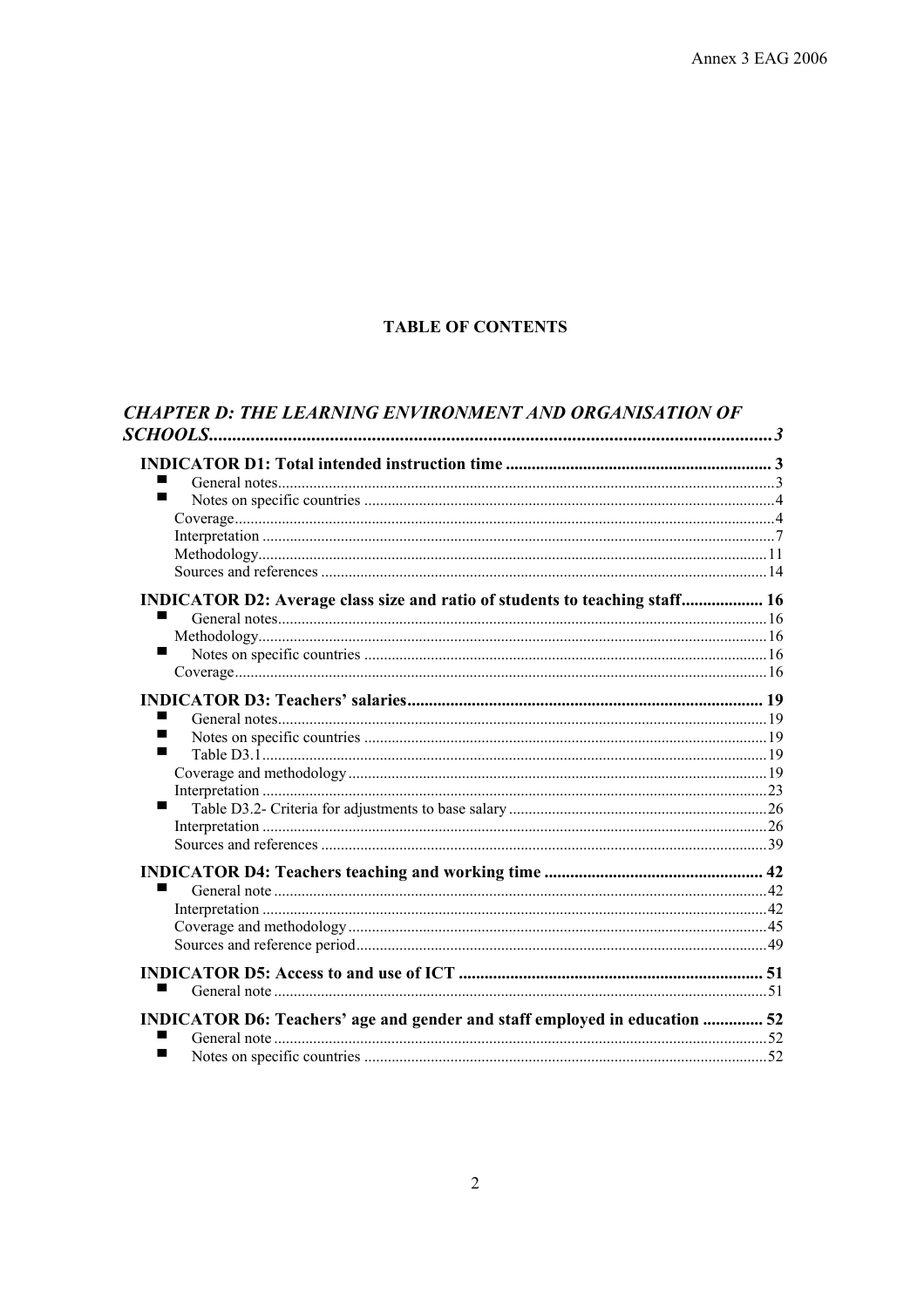**TABLE OF CONTENTS**

***CHAPTER D: THE LEARNING ENVIRONMENT AND ORGANISATION OF SCHOOLS......3***

**INDICATOR D1: Total intended instruction time ......3**

- General notes......3
- Notes on specific countries ......4
  - Coverage......4
  - Interpretation ......7
  - Methodology......11
  - Sources and references ......14

**INDICATOR D2: Average class size and ratio of students to teaching staff...... 16**

- General notes......16
  - Methodology......16
- Notes on specific countries ......16
  - Coverage......16

**INDICATOR D3: Teachers' salaries...... 19**

- General notes......19
- Notes on specific countries ......19
- Table D3.1......19
  - Coverage and methodology......19
  - Interpretation ......23
- Table D3.2- Criteria for adjustments to base salary ......26
  - Interpretation ......26
  - Sources and references ......39

**INDICATOR D4: Teachers teaching and working time ...... 42**

- General note ......42
  - Interpretation ......42
  - Coverage and methodology......45
  - Sources and reference period......49

**INDICATOR D5: Access to and use of ICT ...... 51**

- General note ......51

**INDICATOR D6: Teachers' age and gender and staff employed in education ...... 52**

- General note ......52
- Notes on specific countries ......52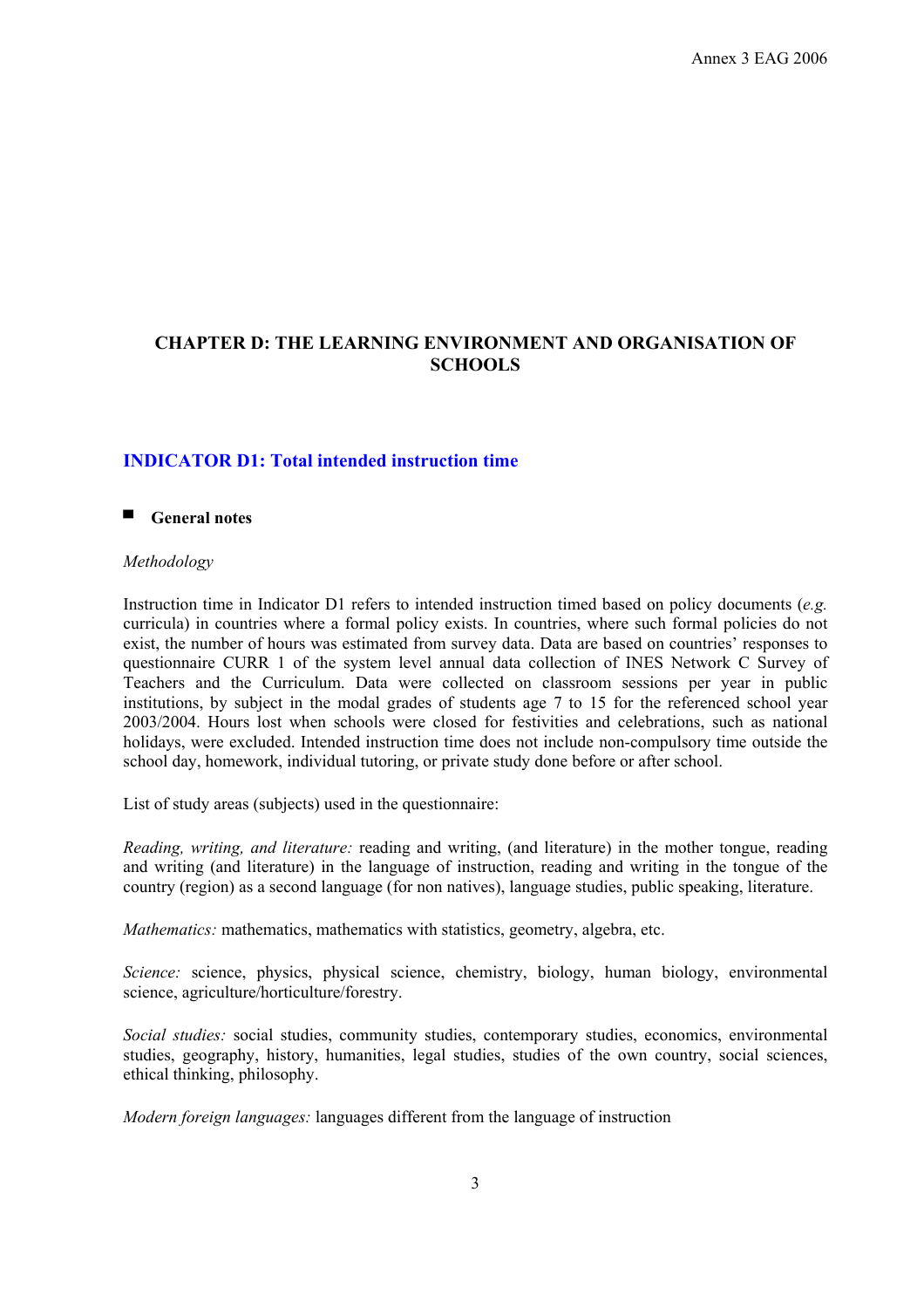# CHAPTER D: THE LEARNING ENVIRONMENT AND ORGANISATION OF SCHOOLS

## INDICATOR D1: Total intended instruction time

### General notes

*Methodology*

Instruction time in Indicator D1 refers to intended instruction timed based on policy documents (*e.g.* curricula) in countries where a formal policy exists. In countries, where such formal policies do not exist, the number of hours was estimated from survey data. Data are based on countries' responses to questionnaire CURR 1 of the system level annual data collection of INES Network C Survey of Teachers and the Curriculum. Data were collected on classroom sessions per year in public institutions, by subject in the modal grades of students age 7 to 15 for the referenced school year 2003/2004. Hours lost when schools were closed for festivities and celebrations, such as national holidays, were excluded. Intended instruction time does not include non-compulsory time outside the school day, homework, individual tutoring, or private study done before or after school.

List of study areas (subjects) used in the questionnaire:

*Reading, writing, and literature:* reading and writing, (and literature) in the mother tongue, reading and writing (and literature) in the language of instruction, reading and writing in the tongue of the country (region) as a second language (for non natives), language studies, public speaking, literature.

*Mathematics:* mathematics, mathematics with statistics, geometry, algebra, etc.

*Science:* science, physics, physical science, chemistry, biology, human biology, environmental science, agriculture/horticulture/forestry.

*Social studies:* social studies, community studies, contemporary studies, economics, environmental studies, geography, history, humanities, legal studies, studies of the own country, social sciences, ethical thinking, philosophy.

*Modern foreign languages:* languages different from the language of instruction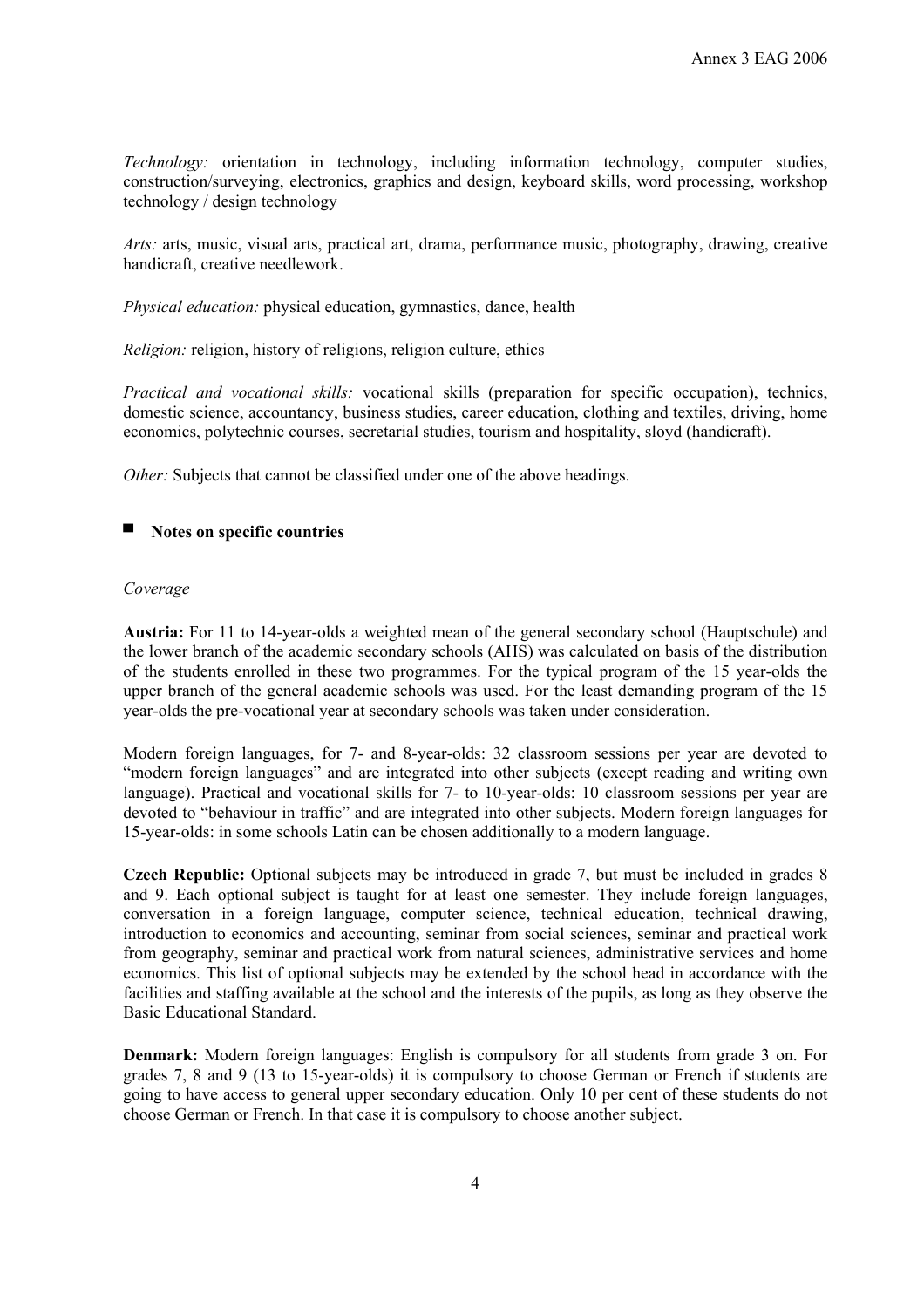*Technology:* orientation in technology, including information technology, computer studies, construction/surveying, electronics, graphics and design, keyboard skills, word processing, workshop technology / design technology

*Arts:* arts, music, visual arts, practical art, drama, performance music, photography, drawing, creative handicraft, creative needlework.

*Physical education:* physical education, gymnastics, dance, health

*Religion:* religion, history of religions, religion culture, ethics

*Practical and vocational skills:* vocational skills (preparation for specific occupation), technics, domestic science, accountancy, business studies, career education, clothing and textiles, driving, home economics, polytechnic courses, secretarial studies, tourism and hospitality, sloyd (handicraft).

*Other:* Subjects that cannot be classified under one of the above headings.

## Notes on specific countries

*Coverage*

**Austria:** For 11 to 14-year-olds a weighted mean of the general secondary school (Hauptschule) and the lower branch of the academic secondary schools (AHS) was calculated on basis of the distribution of the students enrolled in these two programmes. For the typical program of the 15 year-olds the upper branch of the general academic schools was used. For the least demanding program of the 15 year-olds the pre-vocational year at secondary schools was taken under consideration.

Modern foreign languages, for 7- and 8-year-olds: 32 classroom sessions per year are devoted to "modern foreign languages" and are integrated into other subjects (except reading and writing own language). Practical and vocational skills for 7- to 10-year-olds: 10 classroom sessions per year are devoted to "behaviour in traffic" and are integrated into other subjects. Modern foreign languages for 15-year-olds: in some schools Latin can be chosen additionally to a modern language.

**Czech Republic:** Optional subjects may be introduced in grade 7, but must be included in grades 8 and 9. Each optional subject is taught for at least one semester. They include foreign languages, conversation in a foreign language, computer science, technical education, technical drawing, introduction to economics and accounting, seminar from social sciences, seminar and practical work from geography, seminar and practical work from natural sciences, administrative services and home economics. This list of optional subjects may be extended by the school head in accordance with the facilities and staffing available at the school and the interests of the pupils, as long as they observe the Basic Educational Standard.

**Denmark:** Modern foreign languages: English is compulsory for all students from grade 3 on. For grades 7, 8 and 9 (13 to 15-year-olds) it is compulsory to choose German or French if students are going to have access to general upper secondary education. Only 10 per cent of these students do not choose German or French. In that case it is compulsory to choose another subject.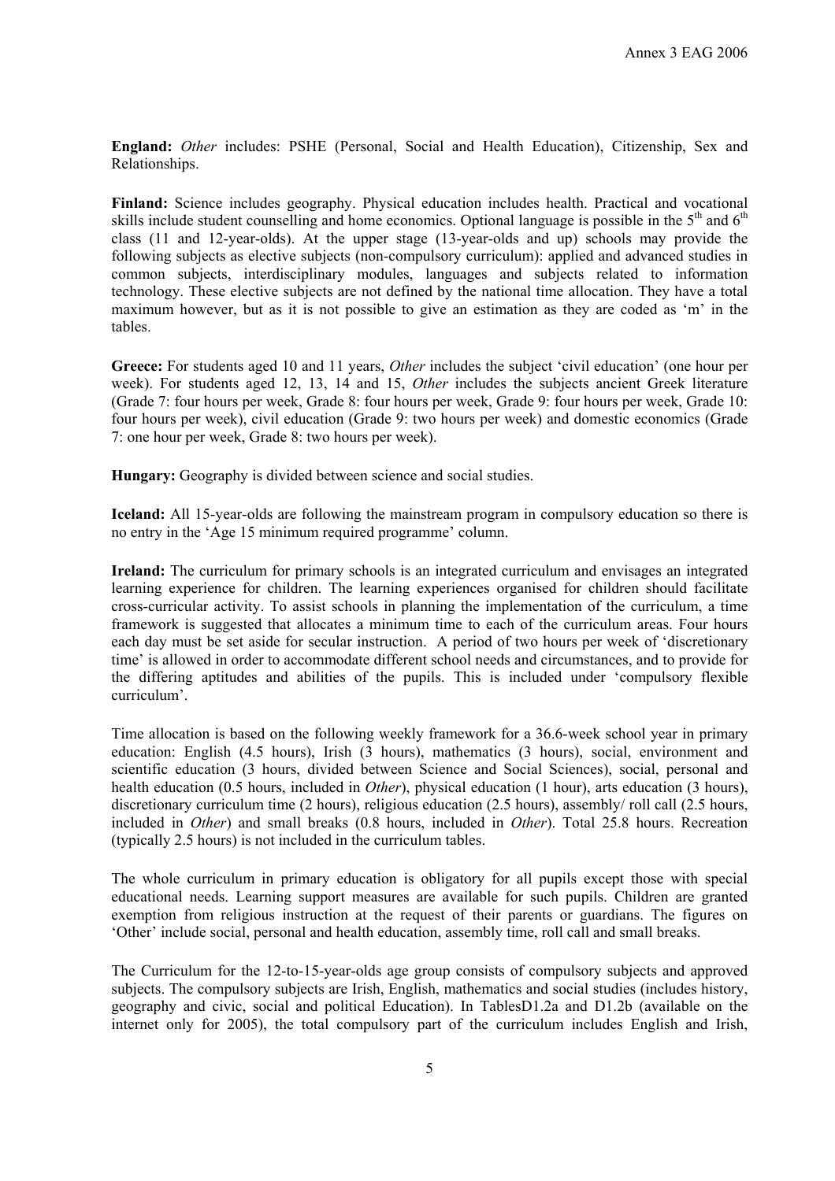**England:** *Other* includes: PSHE (Personal, Social and Health Education), Citizenship, Sex and Relationships.

**Finland:** Science includes geography. Physical education includes health. Practical and vocational skills include student counselling and home economics. Optional language is possible in the 5[th] and 6[th] class (11 and 12-year-olds). At the upper stage (13-year-olds and up) schools may provide the following subjects as elective subjects (non-compulsory curriculum): applied and advanced studies in common subjects, interdisciplinary modules, languages and subjects related to information technology. These elective subjects are not defined by the national time allocation. They have a total maximum however, but as it is not possible to give an estimation as they are coded as 'm' in the tables.

**Greece:** For students aged 10 and 11 years, *Other* includes the subject 'civil education' (one hour per week). For students aged 12, 13, 14 and 15, *Other* includes the subjects ancient Greek literature (Grade 7: four hours per week, Grade 8: four hours per week, Grade 9: four hours per week, Grade 10: four hours per week), civil education (Grade 9: two hours per week) and domestic economics (Grade 7: one hour per week, Grade 8: two hours per week).

**Hungary:** Geography is divided between science and social studies.

**Iceland:** All 15-year-olds are following the mainstream program in compulsory education so there is no entry in the 'Age 15 minimum required programme' column.

**Ireland:** The curriculum for primary schools is an integrated curriculum and envisages an integrated learning experience for children. The learning experiences organised for children should facilitate cross-curricular activity. To assist schools in planning the implementation of the curriculum, a time framework is suggested that allocates a minimum time to each of the curriculum areas. Four hours each day must be set aside for secular instruction. A period of two hours per week of 'discretionary time' is allowed in order to accommodate different school needs and circumstances, and to provide for the differing aptitudes and abilities of the pupils. This is included under 'compulsory flexible curriculum'.

Time allocation is based on the following weekly framework for a 36.6-week school year in primary education: English (4.5 hours), Irish (3 hours), mathematics (3 hours), social, environment and scientific education (3 hours, divided between Science and Social Sciences), social, personal and health education (0.5 hours, included in *Other*), physical education (1 hour), arts education (3 hours), discretionary curriculum time (2 hours), religious education (2.5 hours), assembly/ roll call (2.5 hours, included in *Other*) and small breaks (0.8 hours, included in *Other*). Total 25.8 hours. Recreation (typically 2.5 hours) is not included in the curriculum tables.

The whole curriculum in primary education is obligatory for all pupils except those with special educational needs. Learning support measures are available for such pupils. Children are granted exemption from religious instruction at the request of their parents or guardians. The figures on 'Other' include social, personal and health education, assembly time, roll call and small breaks.

The Curriculum for the 12-to-15-year-olds age group consists of compulsory subjects and approved subjects. The compulsory subjects are Irish, English, mathematics and social studies (includes history, geography and civic, social and political Education). In TablesD1.2a and D1.2b (available on the internet only for 2005), the total compulsory part of the curriculum includes English and Irish,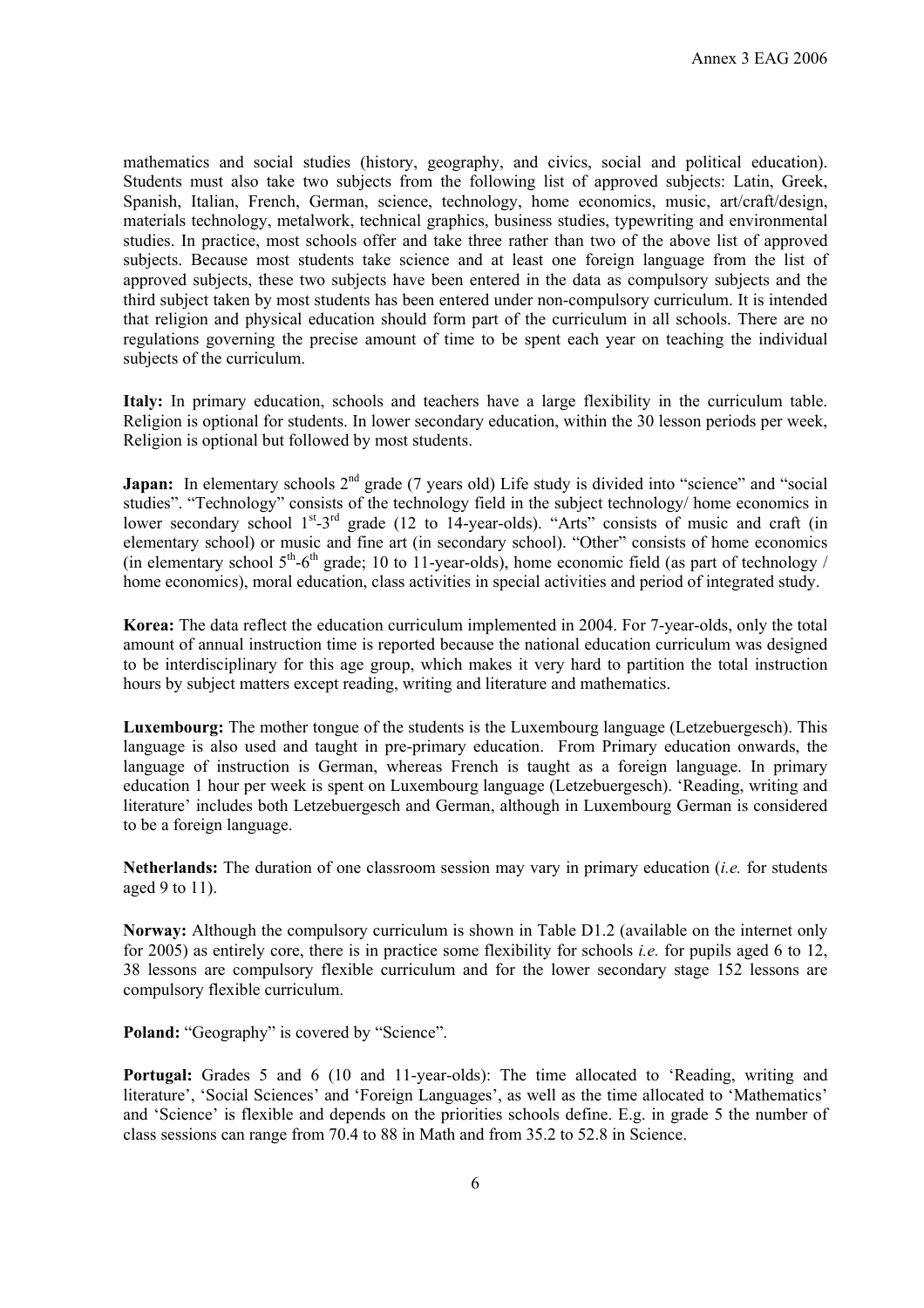mathematics and social studies (history, geography, and civics, social and political education). Students must also take two subjects from the following list of approved subjects: Latin, Greek, Spanish, Italian, French, German, science, technology, home economics, music, art/craft/design, materials technology, metalwork, technical graphics, business studies, typewriting and environmental studies. In practice, most schools offer and take three rather than two of the above list of approved subjects. Because most students take science and at least one foreign language from the list of approved subjects, these two subjects have been entered in the data as compulsory subjects and the third subject taken by most students has been entered under non-compulsory curriculum. It is intended that religion and physical education should form part of the curriculum in all schools. There are no regulations governing the precise amount of time to be spent each year on teaching the individual subjects of the curriculum.

**Italy:** In primary education, schools and teachers have a large flexibility in the curriculum table. Religion is optional for students. In lower secondary education, within the 30 lesson periods per week, Religion is optional but followed by most students.

**Japan:** In elementary schools 2nd grade (7 years old) Life study is divided into "science" and "social studies". "Technology" consists of the technology field in the subject technology/ home economics in lower secondary school 1st-3rd grade (12 to 14-year-olds). "Arts" consists of music and craft (in elementary school) or music and fine art (in secondary school). "Other" consists of home economics (in elementary school 5th-6th grade; 10 to 11-year-olds), home economic field (as part of technology / home economics), moral education, class activities in special activities and period of integrated study.

**Korea:** The data reflect the education curriculum implemented in 2004. For 7-year-olds, only the total amount of annual instruction time is reported because the national education curriculum was designed to be interdisciplinary for this age group, which makes it very hard to partition the total instruction hours by subject matters except reading, writing and literature and mathematics.

**Luxembourg:** The mother tongue of the students is the Luxembourg language (Letzebuergesch). This language is also used and taught in pre-primary education. From Primary education onwards, the language of instruction is German, whereas French is taught as a foreign language. In primary education 1 hour per week is spent on Luxembourg language (Letzebuergesch). 'Reading, writing and literature' includes both Letzebuergesch and German, although in Luxembourg German is considered to be a foreign language.

**Netherlands:** The duration of one classroom session may vary in primary education (*i.e.* for students aged 9 to 11).

**Norway:** Although the compulsory curriculum is shown in Table D1.2 (available on the internet only for 2005) as entirely core, there is in practice some flexibility for schools *i.e.* for pupils aged 6 to 12, 38 lessons are compulsory flexible curriculum and for the lower secondary stage 152 lessons are compulsory flexible curriculum.

**Poland:** "Geography" is covered by "Science".

**Portugal:** Grades 5 and 6 (10 and 11-year-olds): The time allocated to 'Reading, writing and literature', 'Social Sciences' and 'Foreign Languages', as well as the time allocated to 'Mathematics' and 'Science' is flexible and depends on the priorities schools define. E.g. in grade 5 the number of class sessions can range from 70.4 to 88 in Math and from 35.2 to 52.8 in Science.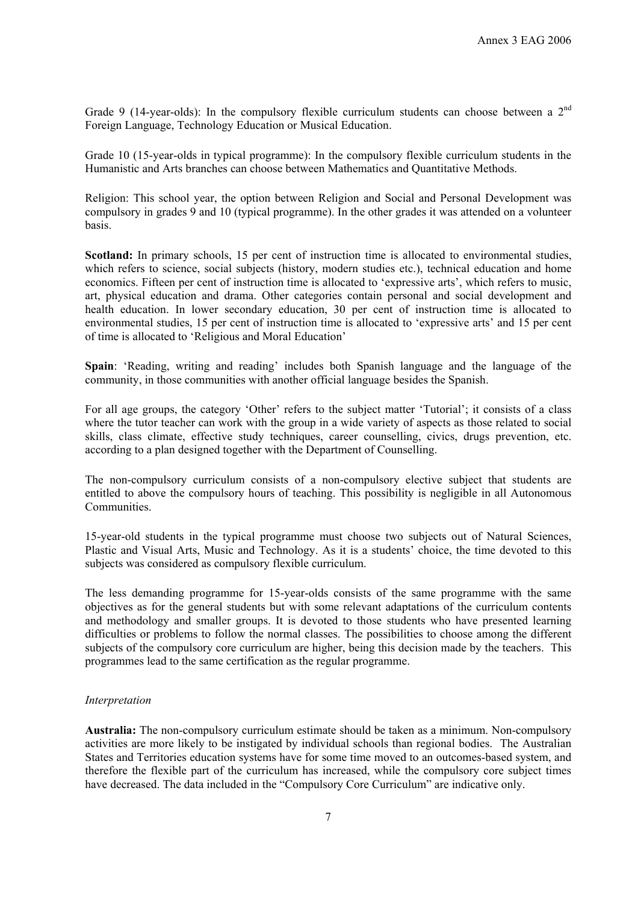Grade 9 (14-year-olds): In the compulsory flexible curriculum students can choose between a 2nd Foreign Language, Technology Education or Musical Education.

Grade 10 (15-year-olds in typical programme): In the compulsory flexible curriculum students in the Humanistic and Arts branches can choose between Mathematics and Quantitative Methods.

Religion: This school year, the option between Religion and Social and Personal Development was compulsory in grades 9 and 10 (typical programme). In the other grades it was attended on a volunteer basis.

**Scotland:** In primary schools, 15 per cent of instruction time is allocated to environmental studies, which refers to science, social subjects (history, modern studies etc.), technical education and home economics. Fifteen per cent of instruction time is allocated to 'expressive arts', which refers to music, art, physical education and drama. Other categories contain personal and social development and health education. In lower secondary education, 30 per cent of instruction time is allocated to environmental studies, 15 per cent of instruction time is allocated to 'expressive arts' and 15 per cent of time is allocated to 'Religious and Moral Education'

**Spain**: 'Reading, writing and reading' includes both Spanish language and the language of the community, in those communities with another official language besides the Spanish.

For all age groups, the category 'Other' refers to the subject matter 'Tutorial'; it consists of a class where the tutor teacher can work with the group in a wide variety of aspects as those related to social skills, class climate, effective study techniques, career counselling, civics, drugs prevention, etc. according to a plan designed together with the Department of Counselling.

The non-compulsory curriculum consists of a non-compulsory elective subject that students are entitled to above the compulsory hours of teaching. This possibility is negligible in all Autonomous Communities.

15-year-old students in the typical programme must choose two subjects out of Natural Sciences, Plastic and Visual Arts, Music and Technology. As it is a students' choice, the time devoted to this subjects was considered as compulsory flexible curriculum.

The less demanding programme for 15-year-olds consists of the same programme with the same objectives as for the general students but with some relevant adaptations of the curriculum contents and methodology and smaller groups. It is devoted to those students who have presented learning difficulties or problems to follow the normal classes. The possibilities to choose among the different subjects of the compulsory core curriculum are higher, being this decision made by the teachers. This programmes lead to the same certification as the regular programme.

*Interpretation*

**Australia:** The non-compulsory curriculum estimate should be taken as a minimum. Non-compulsory activities are more likely to be instigated by individual schools than regional bodies. The Australian States and Territories education systems have for some time moved to an outcomes-based system, and therefore the flexible part of the curriculum has increased, while the compulsory core subject times have decreased. The data included in the "Compulsory Core Curriculum" are indicative only.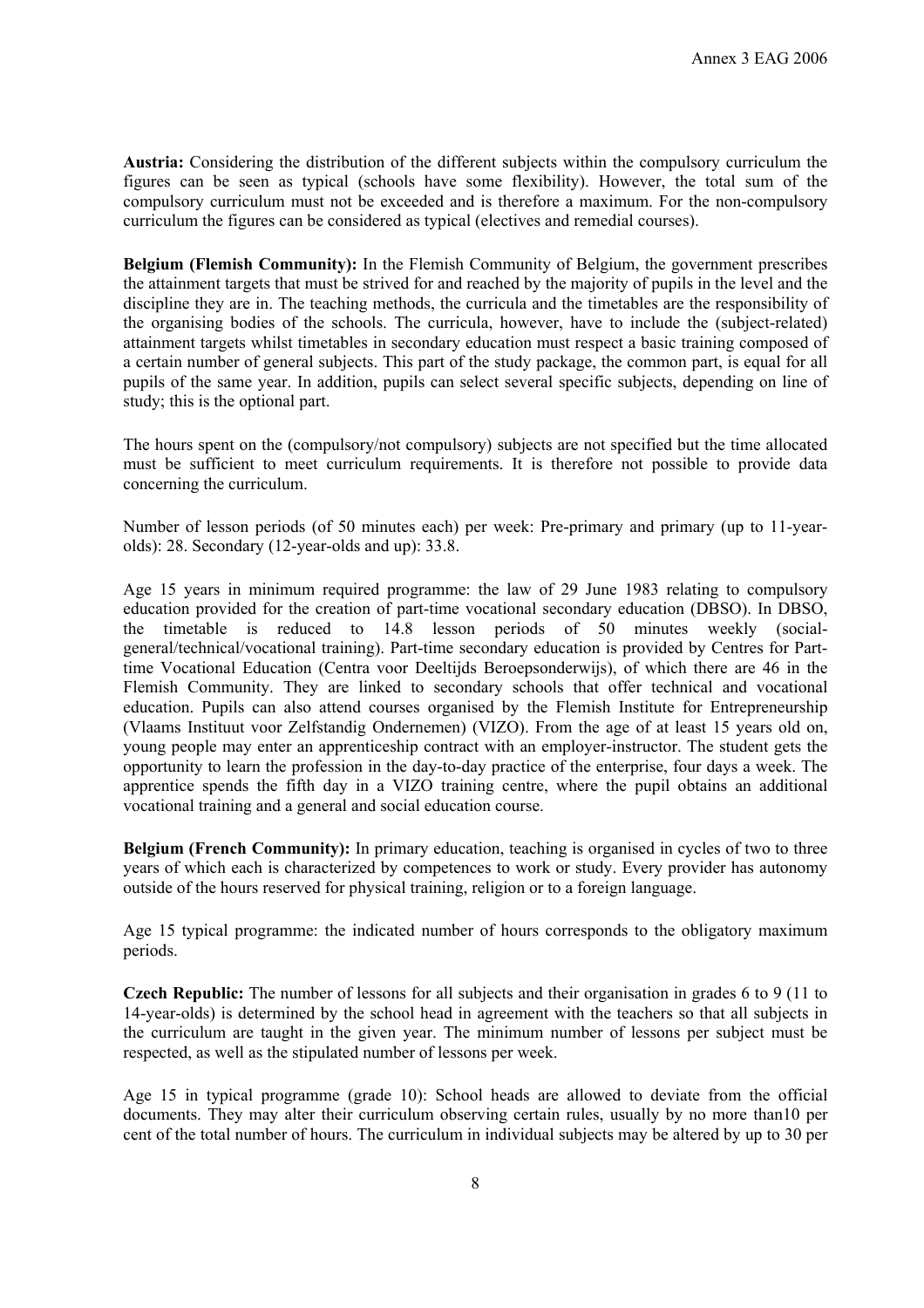**Austria:** Considering the distribution of the different subjects within the compulsory curriculum the figures can be seen as typical (schools have some flexibility). However, the total sum of the compulsory curriculum must not be exceeded and is therefore a maximum. For the non-compulsory curriculum the figures can be considered as typical (electives and remedial courses).

**Belgium (Flemish Community):** In the Flemish Community of Belgium, the government prescribes the attainment targets that must be strived for and reached by the majority of pupils in the level and the discipline they are in. The teaching methods, the curricula and the timetables are the responsibility of the organising bodies of the schools. The curricula, however, have to include the (subject-related) attainment targets whilst timetables in secondary education must respect a basic training composed of a certain number of general subjects. This part of the study package, the common part, is equal for all pupils of the same year. In addition, pupils can select several specific subjects, depending on line of study; this is the optional part.

The hours spent on the (compulsory/not compulsory) subjects are not specified but the time allocated must be sufficient to meet curriculum requirements. It is therefore not possible to provide data concerning the curriculum.

Number of lesson periods (of 50 minutes each) per week: Pre-primary and primary (up to 11-year-olds): 28. Secondary (12-year-olds and up): 33.8.

Age 15 years in minimum required programme: the law of 29 June 1983 relating to compulsory education provided for the creation of part-time vocational secondary education (DBSO). In DBSO, the timetable is reduced to 14.8 lesson periods of 50 minutes weekly (social-general/technical/vocational training). Part-time secondary education is provided by Centres for Part-time Vocational Education (Centra voor Deeltijds Beroepsonderwijs), of which there are 46 in the Flemish Community. They are linked to secondary schools that offer technical and vocational education. Pupils can also attend courses organised by the Flemish Institute for Entrepreneurship (Vlaams Instituut voor Zelfstandig Ondernemen) (VIZO). From the age of at least 15 years old on, young people may enter an apprenticeship contract with an employer-instructor. The student gets the opportunity to learn the profession in the day-to-day practice of the enterprise, four days a week. The apprentice spends the fifth day in a VIZO training centre, where the pupil obtains an additional vocational training and a general and social education course.

**Belgium (French Community):** In primary education, teaching is organised in cycles of two to three years of which each is characterized by competences to work or study. Every provider has autonomy outside of the hours reserved for physical training, religion or to a foreign language.

Age 15 typical programme: the indicated number of hours corresponds to the obligatory maximum periods.

**Czech Republic:** The number of lessons for all subjects and their organisation in grades 6 to 9 (11 to 14-year-olds) is determined by the school head in agreement with the teachers so that all subjects in the curriculum are taught in the given year. The minimum number of lessons per subject must be respected, as well as the stipulated number of lessons per week.

Age 15 in typical programme (grade 10): School heads are allowed to deviate from the official documents. They may alter their curriculum observing certain rules, usually by no more than10 per cent of the total number of hours. The curriculum in individual subjects may be altered by up to 30 per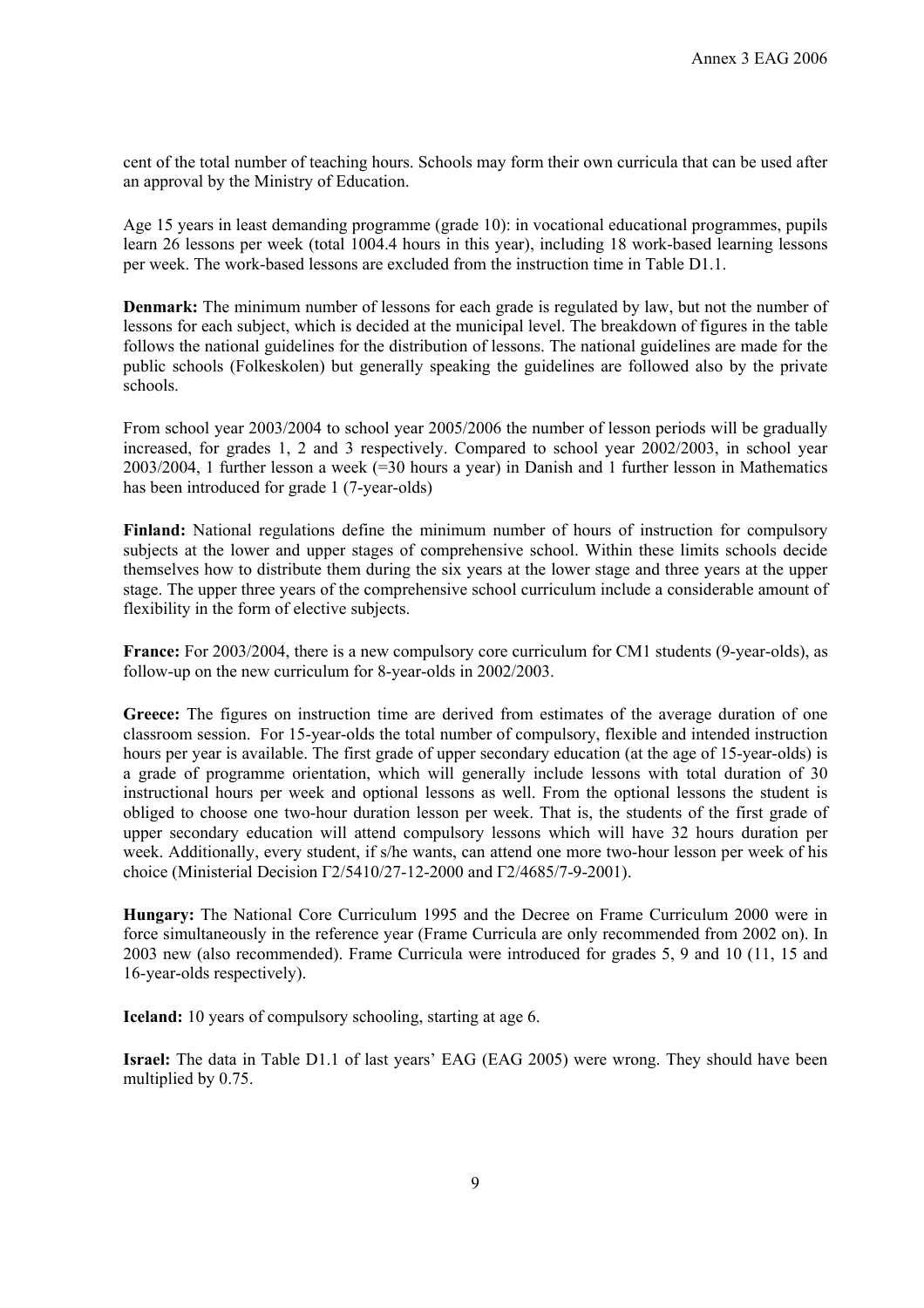cent of the total number of teaching hours. Schools may form their own curricula that can be used after an approval by the Ministry of Education.

Age 15 years in least demanding programme (grade 10): in vocational educational programmes, pupils learn 26 lessons per week (total 1004.4 hours in this year), including 18 work-based learning lessons per week. The work-based lessons are excluded from the instruction time in Table D1.1.

**Denmark:** The minimum number of lessons for each grade is regulated by law, but not the number of lessons for each subject, which is decided at the municipal level. The breakdown of figures in the table follows the national guidelines for the distribution of lessons. The national guidelines are made for the public schools (Folkeskolen) but generally speaking the guidelines are followed also by the private schools.

From school year 2003/2004 to school year 2005/2006 the number of lesson periods will be gradually increased, for grades 1, 2 and 3 respectively. Compared to school year 2002/2003, in school year 2003/2004, 1 further lesson a week (=30 hours a year) in Danish and 1 further lesson in Mathematics has been introduced for grade 1 (7-year-olds)

**Finland:** National regulations define the minimum number of hours of instruction for compulsory subjects at the lower and upper stages of comprehensive school. Within these limits schools decide themselves how to distribute them during the six years at the lower stage and three years at the upper stage. The upper three years of the comprehensive school curriculum include a considerable amount of flexibility in the form of elective subjects.

**France:** For 2003/2004, there is a new compulsory core curriculum for CM1 students (9-year-olds), as follow-up on the new curriculum for 8-year-olds in 2002/2003.

**Greece:** The figures on instruction time are derived from estimates of the average duration of one classroom session. For 15-year-olds the total number of compulsory, flexible and intended instruction hours per year is available. The first grade of upper secondary education (at the age of 15-year-olds) is a grade of programme orientation, which will generally include lessons with total duration of 30 instructional hours per week and optional lessons as well. From the optional lessons the student is obliged to choose one two-hour duration lesson per week. That is, the students of the first grade of upper secondary education will attend compulsory lessons which will have 32 hours duration per week. Additionally, every student, if s/he wants, can attend one more two-hour lesson per week of his choice (Ministerial Decision Γ2/5410/27-12-2000 and Γ2/4685/7-9-2001).

**Hungary:** The National Core Curriculum 1995 and the Decree on Frame Curriculum 2000 were in force simultaneously in the reference year (Frame Curricula are only recommended from 2002 on). In 2003 new (also recommended). Frame Curricula were introduced for grades 5, 9 and 10 (11, 15 and 16-year-olds respectively).

**Iceland:** 10 years of compulsory schooling, starting at age 6.

**Israel:** The data in Table D1.1 of last years' EAG (EAG 2005) were wrong. They should have been multiplied by 0.75.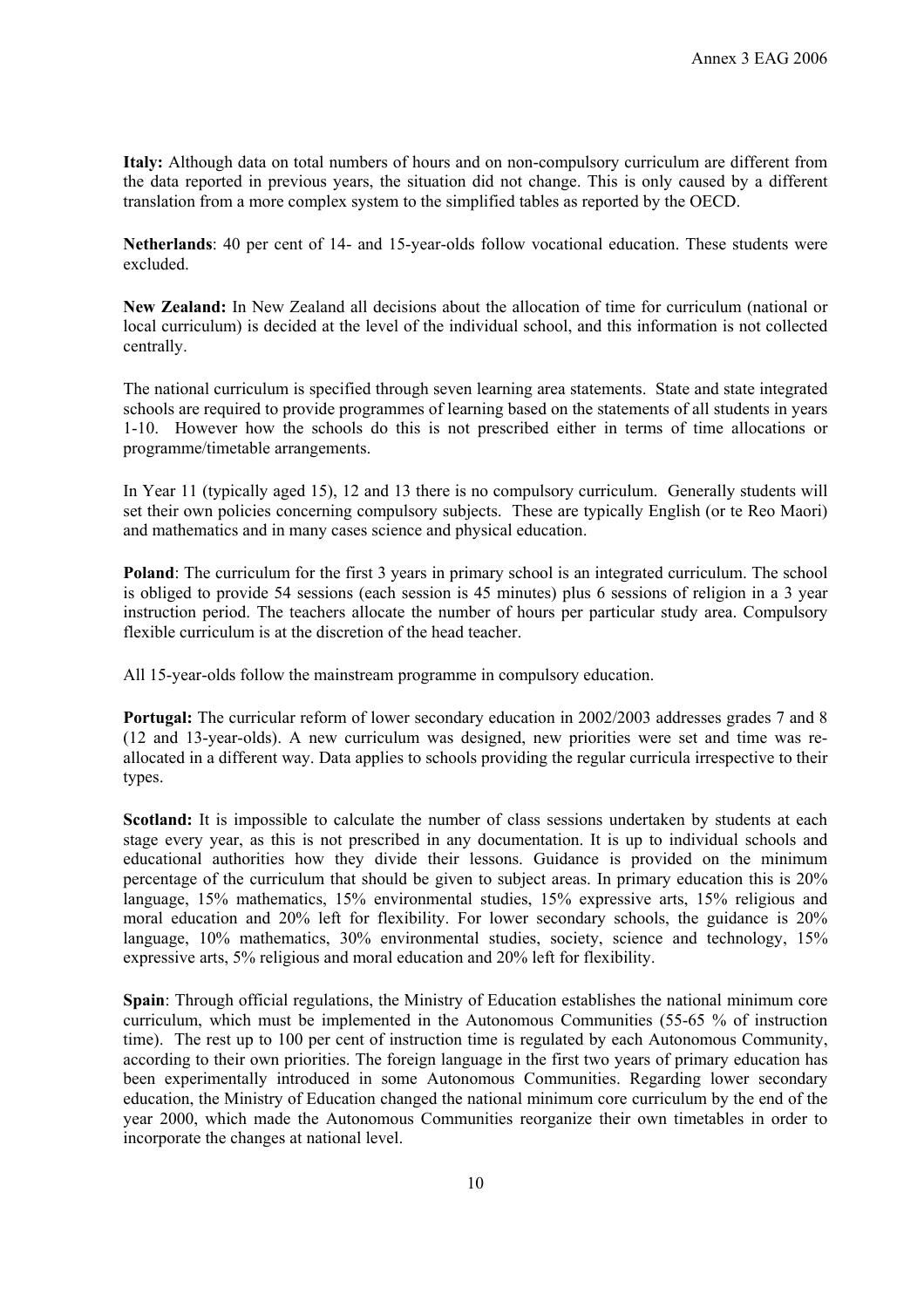**Italy:** Although data on total numbers of hours and on non-compulsory curriculum are different from the data reported in previous years, the situation did not change. This is only caused by a different translation from a more complex system to the simplified tables as reported by the OECD.

**Netherlands**: 40 per cent of 14- and 15-year-olds follow vocational education. These students were excluded.

**New Zealand:** In New Zealand all decisions about the allocation of time for curriculum (national or local curriculum) is decided at the level of the individual school, and this information is not collected centrally.

The national curriculum is specified through seven learning area statements. State and state integrated schools are required to provide programmes of learning based on the statements of all students in years 1-10. However how the schools do this is not prescribed either in terms of time allocations or programme/timetable arrangements.

In Year 11 (typically aged 15), 12 and 13 there is no compulsory curriculum. Generally students will set their own policies concerning compulsory subjects. These are typically English (or te Reo Maori) and mathematics and in many cases science and physical education.

**Poland**: The curriculum for the first 3 years in primary school is an integrated curriculum. The school is obliged to provide 54 sessions (each session is 45 minutes) plus 6 sessions of religion in a 3 year instruction period. The teachers allocate the number of hours per particular study area. Compulsory flexible curriculum is at the discretion of the head teacher.

All 15-year-olds follow the mainstream programme in compulsory education.

**Portugal:** The curricular reform of lower secondary education in 2002/2003 addresses grades 7 and 8 (12 and 13-year-olds). A new curriculum was designed, new priorities were set and time was re-allocated in a different way. Data applies to schools providing the regular curricula irrespective to their types.

**Scotland:** It is impossible to calculate the number of class sessions undertaken by students at each stage every year, as this is not prescribed in any documentation. It is up to individual schools and educational authorities how they divide their lessons. Guidance is provided on the minimum percentage of the curriculum that should be given to subject areas. In primary education this is 20% language, 15% mathematics, 15% environmental studies, 15% expressive arts, 15% religious and moral education and 20% left for flexibility. For lower secondary schools, the guidance is 20% language, 10% mathematics, 30% environmental studies, society, science and technology, 15% expressive arts, 5% religious and moral education and 20% left for flexibility.

**Spain**: Through official regulations, the Ministry of Education establishes the national minimum core curriculum, which must be implemented in the Autonomous Communities (55-65 % of instruction time). The rest up to 100 per cent of instruction time is regulated by each Autonomous Community, according to their own priorities. The foreign language in the first two years of primary education has been experimentally introduced in some Autonomous Communities. Regarding lower secondary education, the Ministry of Education changed the national minimum core curriculum by the end of the year 2000, which made the Autonomous Communities reorganize their own timetables in order to incorporate the changes at national level.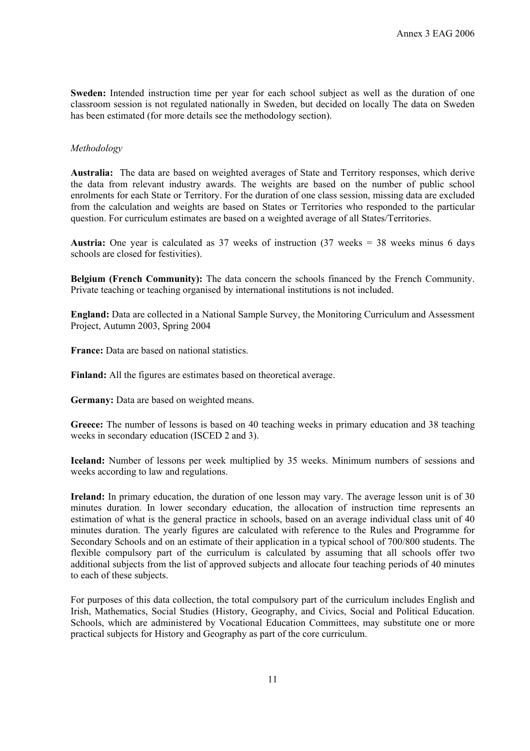**Sweden:** Intended instruction time per year for each school subject as well as the duration of one classroom session is not regulated nationally in Sweden, but decided on locally The data on Sweden has been estimated (for more details see the methodology section).

*Methodology*

**Australia:** The data are based on weighted averages of State and Territory responses, which derive the data from relevant industry awards. The weights are based on the number of public school enrolments for each State or Territory. For the duration of one class session, missing data are excluded from the calculation and weights are based on States or Territories who responded to the particular question. For curriculum estimates are based on a weighted average of all States/Territories.

**Austria:** One year is calculated as 37 weeks of instruction (37 weeks = 38 weeks minus 6 days schools are closed for festivities).

**Belgium (French Community):** The data concern the schools financed by the French Community. Private teaching or teaching organised by international institutions is not included.

**England:** Data are collected in a National Sample Survey, the Monitoring Curriculum and Assessment Project, Autumn 2003, Spring 2004

**France:** Data are based on national statistics.

**Finland:** All the figures are estimates based on theoretical average.

**Germany:** Data are based on weighted means.

**Greece:** The number of lessons is based on 40 teaching weeks in primary education and 38 teaching weeks in secondary education (ISCED 2 and 3).

**Iceland:** Number of lessons per week multiplied by 35 weeks. Minimum numbers of sessions and weeks according to law and regulations.

**Ireland:** In primary education, the duration of one lesson may vary. The average lesson unit is of 30 minutes duration. In lower secondary education, the allocation of instruction time represents an estimation of what is the general practice in schools, based on an average individual class unit of 40 minutes duration. The yearly figures are calculated with reference to the Rules and Programme for Secondary Schools and on an estimate of their application in a typical school of 700/800 students. The flexible compulsory part of the curriculum is calculated by assuming that all schools offer two additional subjects from the list of approved subjects and allocate four teaching periods of 40 minutes to each of these subjects.

For purposes of this data collection, the total compulsory part of the curriculum includes English and Irish, Mathematics, Social Studies (History, Geography, and Civics, Social and Political Education. Schools, which are administered by Vocational Education Committees, may substitute one or more practical subjects for History and Geography as part of the core curriculum.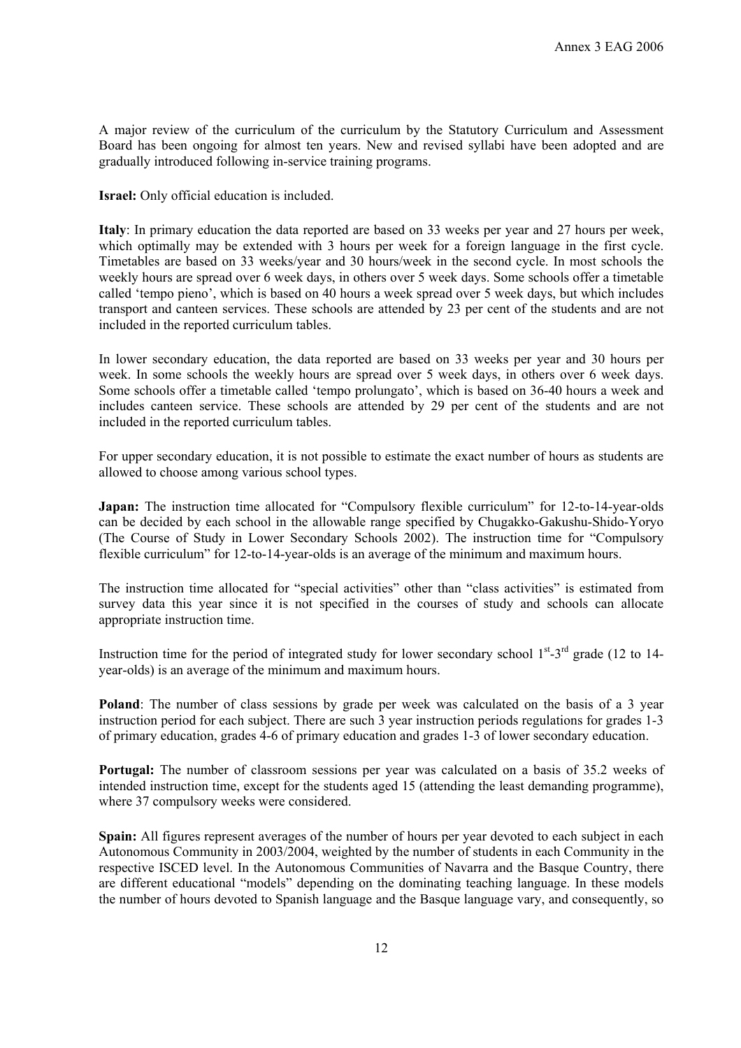A major review of the curriculum of the curriculum by the Statutory Curriculum and Assessment Board has been ongoing for almost ten years. New and revised syllabi have been adopted and are gradually introduced following in-service training programs.

**Israel:** Only official education is included.

**Italy**: In primary education the data reported are based on 33 weeks per year and 27 hours per week, which optimally may be extended with 3 hours per week for a foreign language in the first cycle. Timetables are based on 33 weeks/year and 30 hours/week in the second cycle. In most schools the weekly hours are spread over 6 week days, in others over 5 week days. Some schools offer a timetable called 'tempo pieno', which is based on 40 hours a week spread over 5 week days, but which includes transport and canteen services. These schools are attended by 23 per cent of the students and are not included in the reported curriculum tables.

In lower secondary education, the data reported are based on 33 weeks per year and 30 hours per week. In some schools the weekly hours are spread over 5 week days, in others over 6 week days. Some schools offer a timetable called 'tempo prolungato', which is based on 36-40 hours a week and includes canteen service. These schools are attended by 29 per cent of the students and are not included in the reported curriculum tables.

For upper secondary education, it is not possible to estimate the exact number of hours as students are allowed to choose among various school types.

**Japan:** The instruction time allocated for "Compulsory flexible curriculum" for 12-to-14-year-olds can be decided by each school in the allowable range specified by Chugakko-Gakushu-Shido-Yoryo (The Course of Study in Lower Secondary Schools 2002). The instruction time for "Compulsory flexible curriculum" for 12-to-14-year-olds is an average of the minimum and maximum hours.

The instruction time allocated for "special activities" other than "class activities" is estimated from survey data this year since it is not specified in the courses of study and schools can allocate appropriate instruction time.

Instruction time for the period of integrated study for lower secondary school 1st-3rd grade (12 to 14-year-olds) is an average of the minimum and maximum hours.

**Poland**: The number of class sessions by grade per week was calculated on the basis of a 3 year instruction period for each subject. There are such 3 year instruction periods regulations for grades 1-3 of primary education, grades 4-6 of primary education and grades 1-3 of lower secondary education.

**Portugal:** The number of classroom sessions per year was calculated on a basis of 35.2 weeks of intended instruction time, except for the students aged 15 (attending the least demanding programme), where 37 compulsory weeks were considered.

**Spain:** All figures represent averages of the number of hours per year devoted to each subject in each Autonomous Community in 2003/2004, weighted by the number of students in each Community in the respective ISCED level. In the Autonomous Communities of Navarra and the Basque Country, there are different educational "models" depending on the dominating teaching language. In these models the number of hours devoted to Spanish language and the Basque language vary, and consequently, so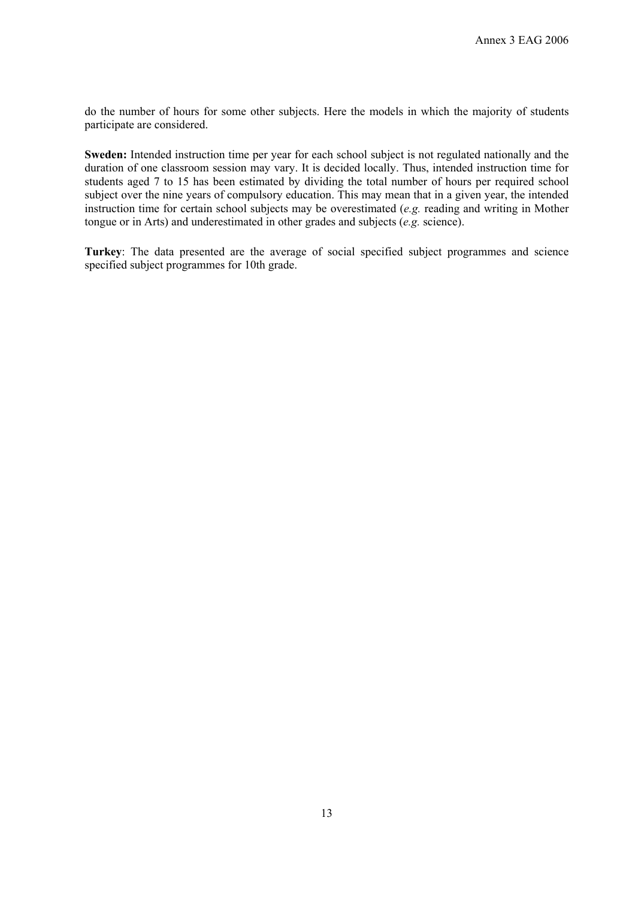do the number of hours for some other subjects. Here the models in which the majority of students participate are considered.

**Sweden:** Intended instruction time per year for each school subject is not regulated nationally and the duration of one classroom session may vary. It is decided locally. Thus, intended instruction time for students aged 7 to 15 has been estimated by dividing the total number of hours per required school subject over the nine years of compulsory education. This may mean that in a given year, the intended instruction time for certain school subjects may be overestimated (*e.g.* reading and writing in Mother tongue or in Arts) and underestimated in other grades and subjects (*e.g.* science).

**Turkey**: The data presented are the average of social specified subject programmes and science specified subject programmes for 10th grade.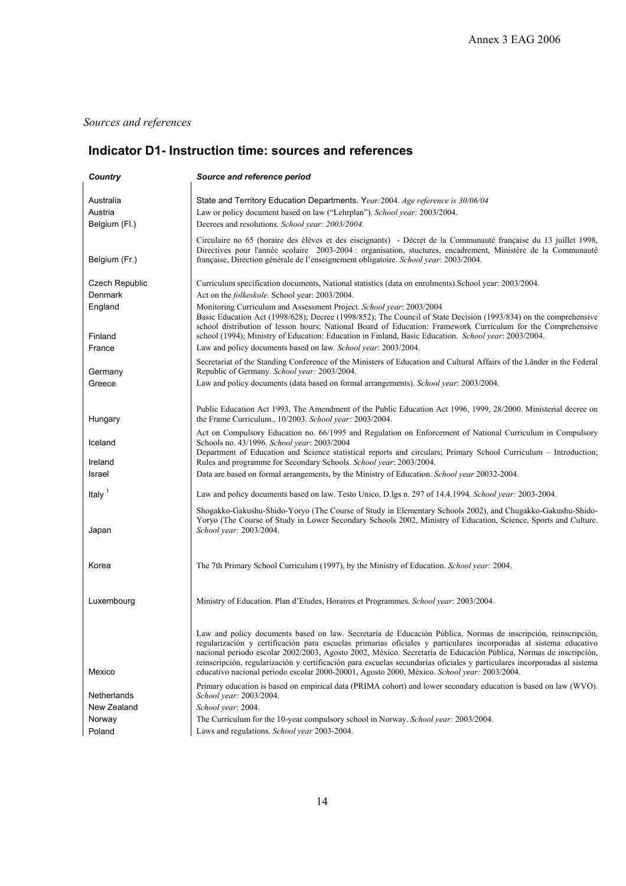*Sources and references*

## Indicator D1- Instruction time: sources and references

| *Country* | *Source and reference period* |
|---|---|
| Australia | State and Territory Education Departments. Y*ear:*2004. *Age reference is 30/06/04* |
| Austria | Law or policy document based on law ("Lehrplan"). *School year:* 2003/2004. |
| Belgium (Fl.) | Decrees and resolutions*. School year: 2003/2004.* |
| Belgium (Fr.) | Circulaire no 65 (horaire des élèves et des eiseignants) - Décret de la Communauté française du 13 juillet 1998, Directives pour l'année scolaire 2003-2004 : organisation, stuctures, encadrement, Ministère de la Communauté française, Direction générale de l'enseignement obligatoire. *School year*: 2003/2004. |
| Czech Republic | Curriculum specification documents, National statistics (data on enrolments).School year: 2003/2004. |
| Denmark | Act on the *folkeskole*. School year: 2003/2004. |
| England | Monitoring Curriculum and Assessment Project. *School year*: 2003/2004 |
| Finland | Basic Education Act (1998/628); Decree (1998/852); The Council of State Decision (1993/834) on the comprehensive school distribution of lesson hours; National Board of Education: Framework Curriculum for the Comprehensive school (1994); Ministry of Education: Education in Finland, Basic Education. *School year*: 2003/2004. |
| France | Law and policy documents based on law*. School year*: 2003/2004. |
| Germany | Secretariat of the Standing Conference of the Ministers of Education and Cultural Affairs of the Länder in the Federal Republic of Germany. *School year:* 2003/2004. |
| Greece | Law and policy documents (data based on formal arrangements). *School year*: 2003/2004. |
| Hungary | Public Education Act 1993, The Amendment of the Public Education Act 1996, 1999, 28/2000. Ministerial decree on the Frame Curriculum., 10/2003. *School year:* 2003/2004. |
| Iceland | Act on Compulsory Education no. 66/1995 and Regulation on Enforcement of National Curriculum in Compulsory Schools no. 43/1996. *School year*: 2003/2004 |
| Ireland | Department of Education and Science statistical reports and circulars; Primary School Curriculum – Introduction; Rules and programme for Secondary Schools. *School year*: 2003/2004. |
| Israel | Data are based on formal arrangements, by the Ministry of Education. *School year* 20032-2004. |
| Italy [1] | Law and policy documents based on law. Testo Unico, D.lgs n. 297 of 14.4.1994. *School year:* 2003-2004. |
| Japan | Shogakko-Gakushu-Shido-Yoryo (The Course of Study in Elementary Schools 2002), and Chugakko-Gakushu-Shido-Yoryo (The Course of Study in Lower Secondary Schools 2002, Ministry of Education, Science, Sports and Culture. *School year:* 2003/2004. |
| Korea | The 7th Primary School Curriculum (1997), by the Ministry of Education. *School year:* 2004. |
| Luxembourg | Ministry of Education. Plan d'Etudes, Horaires et Programmes. *School year*: 2003/2004. |
| Mexico | Law and policy documents based on law. Secretaría de Educación Pública, Normas de inscripción, reinscripción, regularización y certificación para escuelas primarias oficiales y particulares incorporadas al sistema educativo nacional periodo escolar 2002/2003, Agosto 2002, México. Secretaría de Educación Pública, Normas de inscripción, reinscripción, regularización y certificación para escuelas secundarias oficiales y particulares incorporadas al sistema educativo nacional periodo escolar 2000-20001, Agosto 2000, México. *School year:* 2003/2004. |
| Netherlands | Primary education is based on empirical data (PRIMA cohort) and lower secondary education is based on law (WVO). *School year:* 2003/2004. |
| New Zealand | *School year*: 2004. |
| Norway | The Curriculum for the 10-year compulsory school in Norway. *School year:* 2003/2004. |
| Poland | Laws and regulations. *School year* 2003-2004. |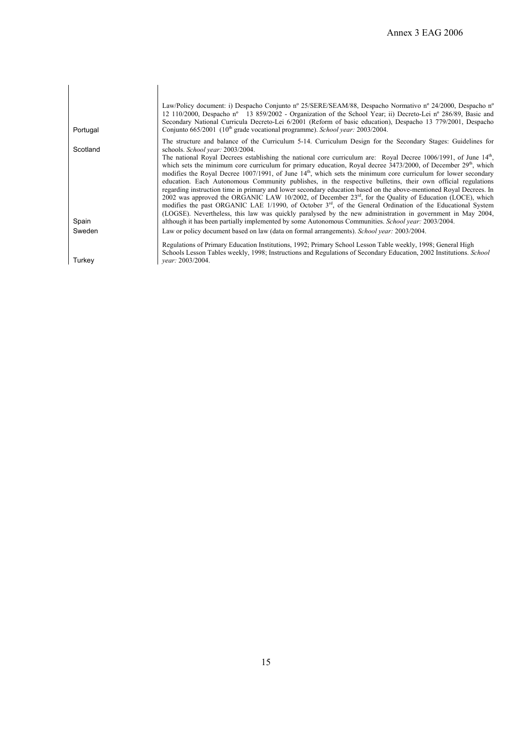| | |
|---|---|
| Portugal | Law/Policy document: i) Despacho Conjunto nº 25/SERE/SEAM/88, Despacho Normativo nº 24/2000, Despacho nº 12 110/2000, Despacho nº 13 859/2002 - Organization of the School Year; ii) Decreto-Lei nº 286/89, Basic and Secondary National Curricula Decreto-Lei 6/2001 (Reform of basic education), Despacho 13 779/2001, Despacho Conjunto 665/2001 (10th grade vocational programme). *School year:* 2003/2004. |
| Scotland | The structure and balance of the Curriculum 5-14. Curriculum Design for the Secondary Stages: Guidelines for schools. *School year:* 2003/2004. |
| Spain | The national Royal Decrees establishing the national core curriculum are: Royal Decree 1006/1991, of June 14th, which sets the minimum core curriculum for primary education, Royal decree 3473/2000, of December 29th, which modifies the Royal Decree 1007/1991, of June 14th, which sets the minimum core curriculum for lower secondary education. Each Autonomous Community publishes, in the respective bulletins, their own official regulations regarding instruction time in primary and lower secondary education based on the above-mentioned Royal Decrees. In 2002 was approved the ORGANIC LAW 10/2002, of December 23rd, for the Quality of Education (LOCE), which modifies the past ORGANIC LAE 1/1990, of October 3rd, of the General Ordination of the Educational System (LOGSE). Nevertheless, this law was quickly paralysed by the new administration in government in May 2004, although it has been partially implemented by some Autonomous Communities. *School year:* 2003/2004. |
| Sweden | Law or policy document based on law (data on formal arrangements). *School year:* 2003/2004. |
| Turkey | Regulations of Primary Education Institutions, 1992; Primary School Lesson Table weekly, 1998; General High Schools Lesson Tables weekly, 1998; Instructions and Regulations of Secondary Education, 2002 Institutions. *School year:* 2003/2004. |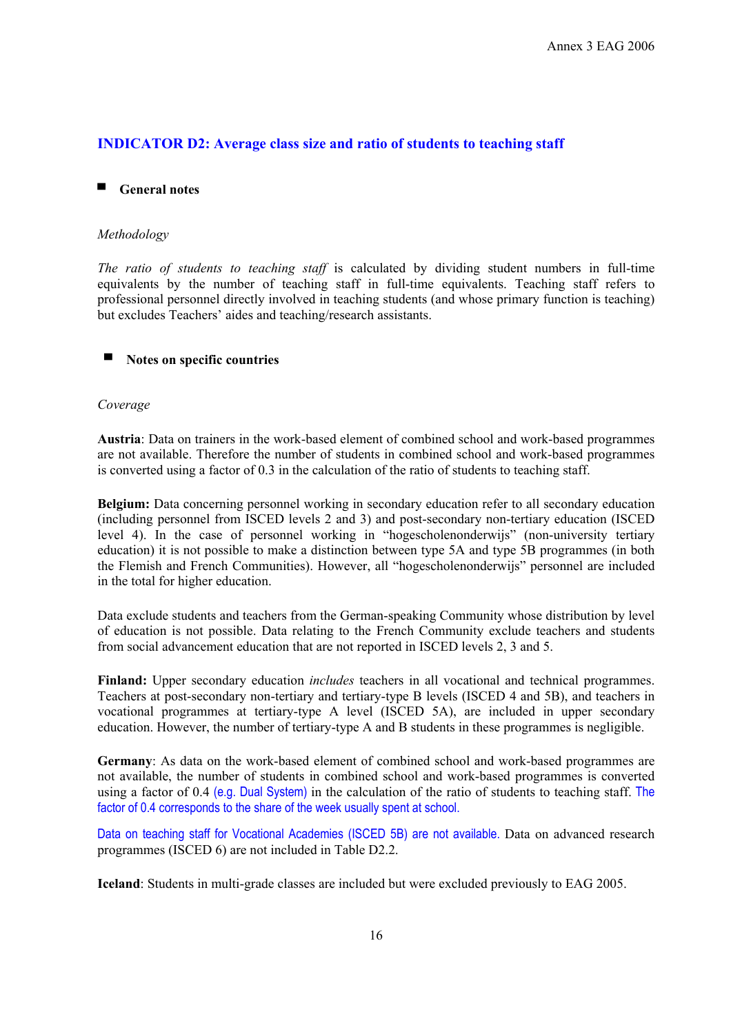## INDICATOR D2: Average class size and ratio of students to teaching staff

### General notes

*Methodology*

*The ratio of students to teaching staff* is calculated by dividing student numbers in full-time equivalents by the number of teaching staff in full-time equivalents. Teaching staff refers to professional personnel directly involved in teaching students (and whose primary function is teaching) but excludes Teachers' aides and teaching/research assistants.

### Notes on specific countries

*Coverage*

**Austria**: Data on trainers in the work-based element of combined school and work-based programmes are not available. Therefore the number of students in combined school and work-based programmes is converted using a factor of 0.3 in the calculation of the ratio of students to teaching staff.

**Belgium:** Data concerning personnel working in secondary education refer to all secondary education (including personnel from ISCED levels 2 and 3) and post-secondary non-tertiary education (ISCED level 4). In the case of personnel working in "hogescholenonderwijs" (non-university tertiary education) it is not possible to make a distinction between type 5A and type 5B programmes (in both the Flemish and French Communities). However, all "hogescholenonderwijs" personnel are included in the total for higher education.

Data exclude students and teachers from the German-speaking Community whose distribution by level of education is not possible. Data relating to the French Community exclude teachers and students from social advancement education that are not reported in ISCED levels 2, 3 and 5.

**Finland:** Upper secondary education *includes* teachers in all vocational and technical programmes. Teachers at post-secondary non-tertiary and tertiary-type B levels (ISCED 4 and 5B), and teachers in vocational programmes at tertiary-type A level (ISCED 5A), are included in upper secondary education. However, the number of tertiary-type A and B students in these programmes is negligible.

**Germany**: As data on the work-based element of combined school and work-based programmes are not available, the number of students in combined school and work-based programmes is converted using a factor of 0.4 (e.g. Dual System) in the calculation of the ratio of students to teaching staff. The factor of 0.4 corresponds to the share of the week usually spent at school.

Data on teaching staff for Vocational Academies (ISCED 5B) are not available. Data on advanced research programmes (ISCED 6) are not included in Table D2.2.

**Iceland**: Students in multi-grade classes are included but were excluded previously to EAG 2005.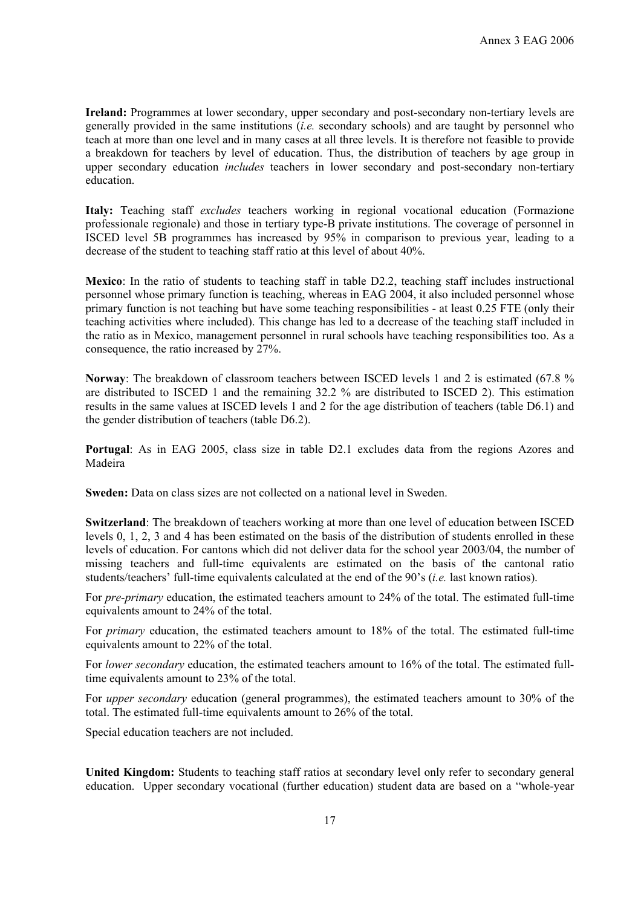**Ireland:** Programmes at lower secondary, upper secondary and post-secondary non-tertiary levels are generally provided in the same institutions (*i.e.* secondary schools) and are taught by personnel who teach at more than one level and in many cases at all three levels. It is therefore not feasible to provide a breakdown for teachers by level of education. Thus, the distribution of teachers by age group in upper secondary education *includes* teachers in lower secondary and post-secondary non-tertiary education.

**Italy:** Teaching staff *excludes* teachers working in regional vocational education (Formazione professionale regionale) and those in tertiary type-B private institutions. The coverage of personnel in ISCED level 5B programmes has increased by 95% in comparison to previous year, leading to a decrease of the student to teaching staff ratio at this level of about 40%.

**Mexico**: In the ratio of students to teaching staff in table D2.2, teaching staff includes instructional personnel whose primary function is teaching, whereas in EAG 2004, it also included personnel whose primary function is not teaching but have some teaching responsibilities - at least 0.25 FTE (only their teaching activities where included). This change has led to a decrease of the teaching staff included in the ratio as in Mexico, management personnel in rural schools have teaching responsibilities too. As a consequence, the ratio increased by 27%.

**Norway**: The breakdown of classroom teachers between ISCED levels 1 and 2 is estimated (67.8 % are distributed to ISCED 1 and the remaining 32.2 % are distributed to ISCED 2). This estimation results in the same values at ISCED levels 1 and 2 for the age distribution of teachers (table D6.1) and the gender distribution of teachers (table D6.2).

**Portugal**: As in EAG 2005, class size in table D2.1 excludes data from the regions Azores and Madeira

**Sweden:** Data on class sizes are not collected on a national level in Sweden.

**Switzerland**: The breakdown of teachers working at more than one level of education between ISCED levels 0, 1, 2, 3 and 4 has been estimated on the basis of the distribution of students enrolled in these levels of education. For cantons which did not deliver data for the school year 2003/04, the number of missing teachers and full-time equivalents are estimated on the basis of the cantonal ratio students/teachers' full-time equivalents calculated at the end of the 90's (*i.e.* last known ratios).

For *pre-primary* education, the estimated teachers amount to 24% of the total. The estimated full-time equivalents amount to 24% of the total.

For *primary* education, the estimated teachers amount to 18% of the total. The estimated full-time equivalents amount to 22% of the total.

For *lower secondary* education, the estimated teachers amount to 16% of the total. The estimated full-time equivalents amount to 23% of the total.

For *upper secondary* education (general programmes), the estimated teachers amount to 30% of the total. The estimated full-time equivalents amount to 26% of the total.

Special education teachers are not included.

**United Kingdom:** Students to teaching staff ratios at secondary level only refer to secondary general education. Upper secondary vocational (further education) student data are based on a "whole-year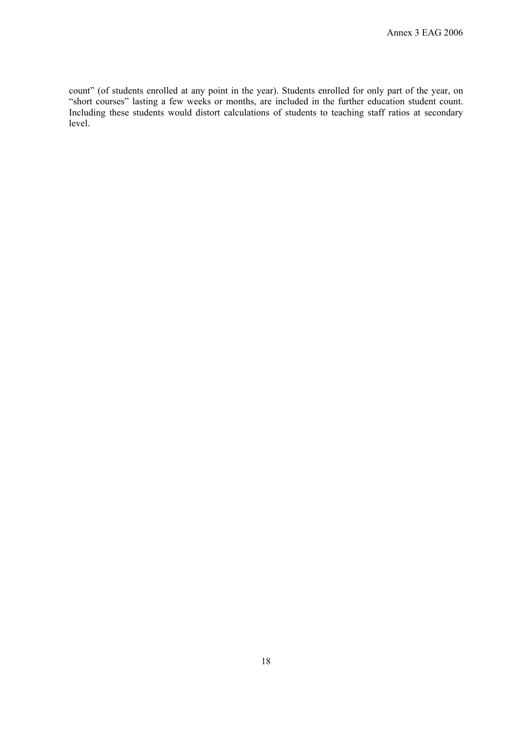count" (of students enrolled at any point in the year). Students enrolled for only part of the year, on "short courses" lasting a few weeks or months, are included in the further education student count. Including these students would distort calculations of students to teaching staff ratios at secondary level.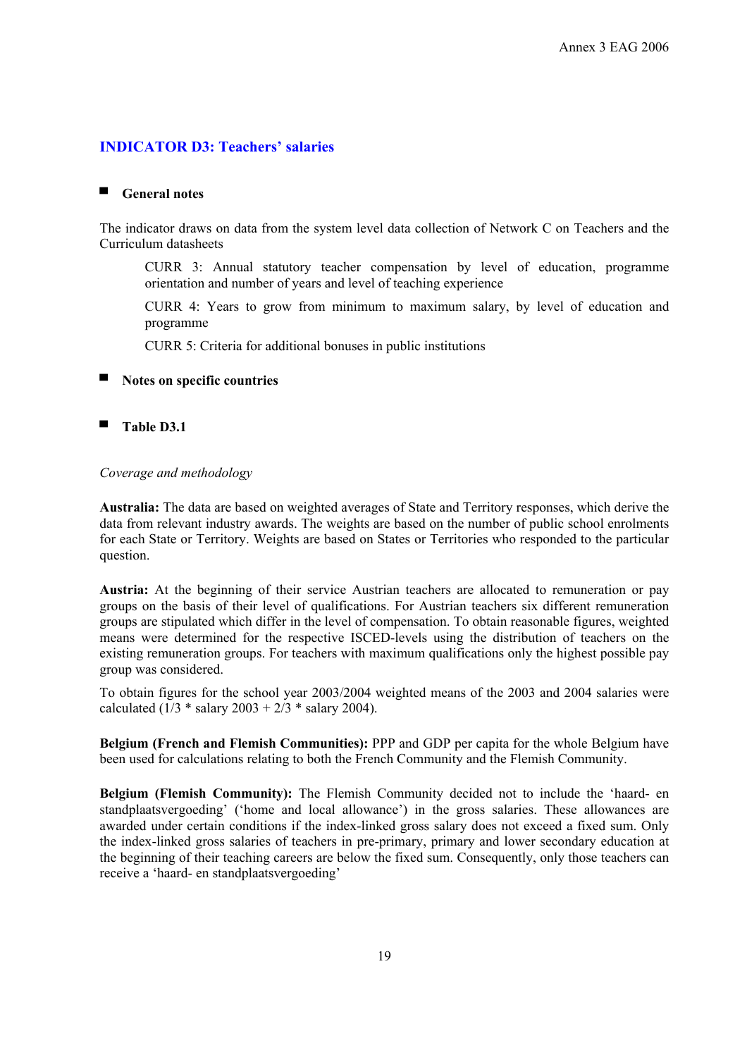## INDICATOR D3: Teachers' salaries

### General notes

The indicator draws on data from the system level data collection of Network C on Teachers and the Curriculum datasheets

> CURR 3: Annual statutory teacher compensation by level of education, programme orientation and number of years and level of teaching experience
>
> CURR 4: Years to grow from minimum to maximum salary, by level of education and programme
>
> CURR 5: Criteria for additional bonuses in public institutions

### Notes on specific countries

### Table D3.1

*Coverage and methodology*

**Australia:** The data are based on weighted averages of State and Territory responses, which derive the data from relevant industry awards. The weights are based on the number of public school enrolments for each State or Territory. Weights are based on States or Territories who responded to the particular question.

**Austria:** At the beginning of their service Austrian teachers are allocated to remuneration or pay groups on the basis of their level of qualifications. For Austrian teachers six different remuneration groups are stipulated which differ in the level of compensation. To obtain reasonable figures, weighted means were determined for the respective ISCED-levels using the distribution of teachers on the existing remuneration groups. For teachers with maximum qualifications only the highest possible pay group was considered.

To obtain figures for the school year 2003/2004 weighted means of the 2003 and 2004 salaries were calculated (1/3 * salary 2003 + 2/3 * salary 2004).

**Belgium (French and Flemish Communities):** PPP and GDP per capita for the whole Belgium have been used for calculations relating to both the French Community and the Flemish Community.

**Belgium (Flemish Community):** The Flemish Community decided not to include the 'haard- en standplaatsvergoeding' ('home and local allowance') in the gross salaries. These allowances are awarded under certain conditions if the index-linked gross salary does not exceed a fixed sum. Only the index-linked gross salaries of teachers in pre-primary, primary and lower secondary education at the beginning of their teaching careers are below the fixed sum. Consequently, only those teachers can receive a 'haard- en standplaatsvergoeding'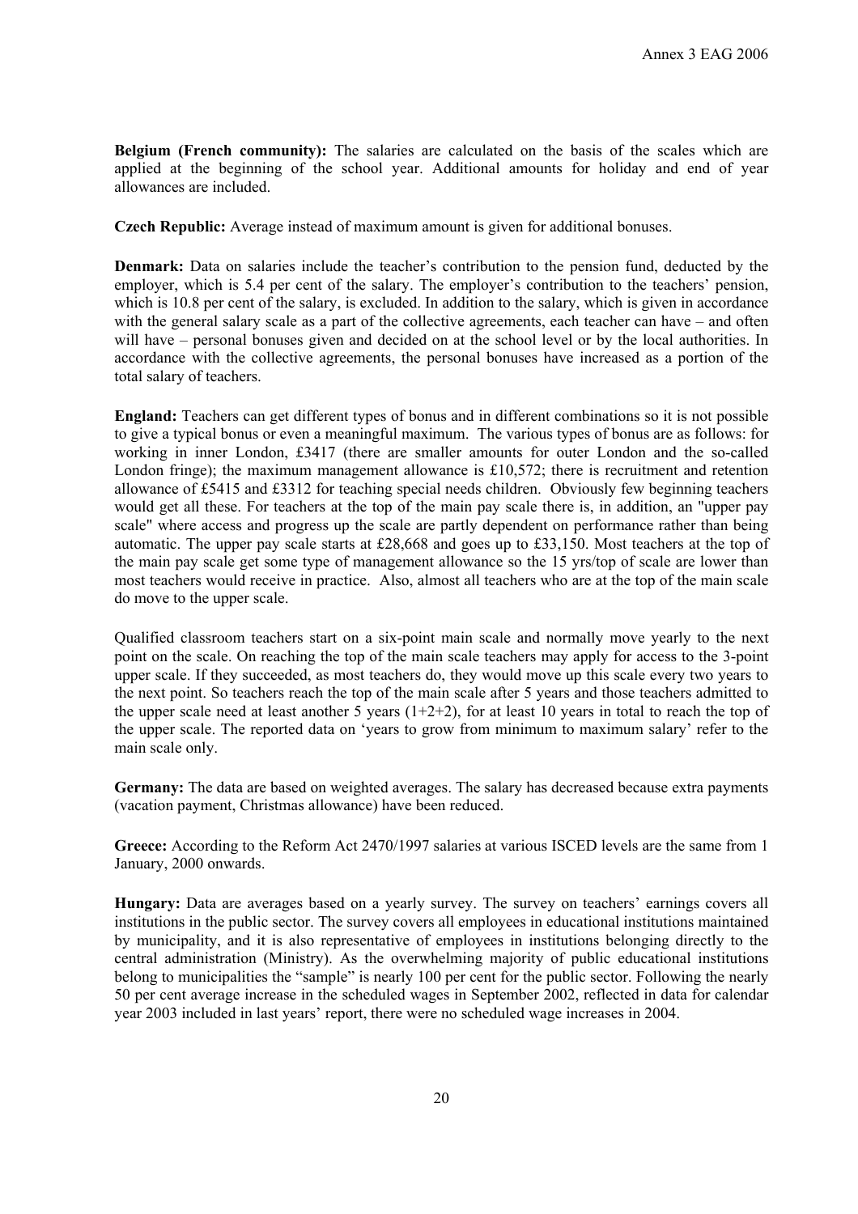**Belgium (French community):** The salaries are calculated on the basis of the scales which are applied at the beginning of the school year. Additional amounts for holiday and end of year allowances are included.

**Czech Republic:** Average instead of maximum amount is given for additional bonuses.

**Denmark:** Data on salaries include the teacher's contribution to the pension fund, deducted by the employer, which is 5.4 per cent of the salary. The employer's contribution to the teachers' pension, which is 10.8 per cent of the salary, is excluded. In addition to the salary, which is given in accordance with the general salary scale as a part of the collective agreements, each teacher can have – and often will have – personal bonuses given and decided on at the school level or by the local authorities. In accordance with the collective agreements, the personal bonuses have increased as a portion of the total salary of teachers.

**England:** Teachers can get different types of bonus and in different combinations so it is not possible to give a typical bonus or even a meaningful maximum. The various types of bonus are as follows: for working in inner London, £3417 (there are smaller amounts for outer London and the so-called London fringe); the maximum management allowance is £10,572; there is recruitment and retention allowance of £5415 and £3312 for teaching special needs children. Obviously few beginning teachers would get all these. For teachers at the top of the main pay scale there is, in addition, an "upper pay scale" where access and progress up the scale are partly dependent on performance rather than being automatic. The upper pay scale starts at £28,668 and goes up to £33,150. Most teachers at the top of the main pay scale get some type of management allowance so the 15 yrs/top of scale are lower than most teachers would receive in practice. Also, almost all teachers who are at the top of the main scale do move to the upper scale.

Qualified classroom teachers start on a six-point main scale and normally move yearly to the next point on the scale. On reaching the top of the main scale teachers may apply for access to the 3-point upper scale. If they succeeded, as most teachers do, they would move up this scale every two years to the next point. So teachers reach the top of the main scale after 5 years and those teachers admitted to the upper scale need at least another 5 years (1+2+2), for at least 10 years in total to reach the top of the upper scale. The reported data on 'years to grow from minimum to maximum salary' refer to the main scale only.

**Germany:** The data are based on weighted averages. The salary has decreased because extra payments (vacation payment, Christmas allowance) have been reduced.

**Greece:** According to the Reform Act 2470/1997 salaries at various ISCED levels are the same from 1 January, 2000 onwards.

**Hungary:** Data are averages based on a yearly survey. The survey on teachers' earnings covers all institutions in the public sector. The survey covers all employees in educational institutions maintained by municipality, and it is also representative of employees in institutions belonging directly to the central administration (Ministry). As the overwhelming majority of public educational institutions belong to municipalities the "sample" is nearly 100 per cent for the public sector. Following the nearly 50 per cent average increase in the scheduled wages in September 2002, reflected in data for calendar year 2003 included in last years' report, there were no scheduled wage increases in 2004.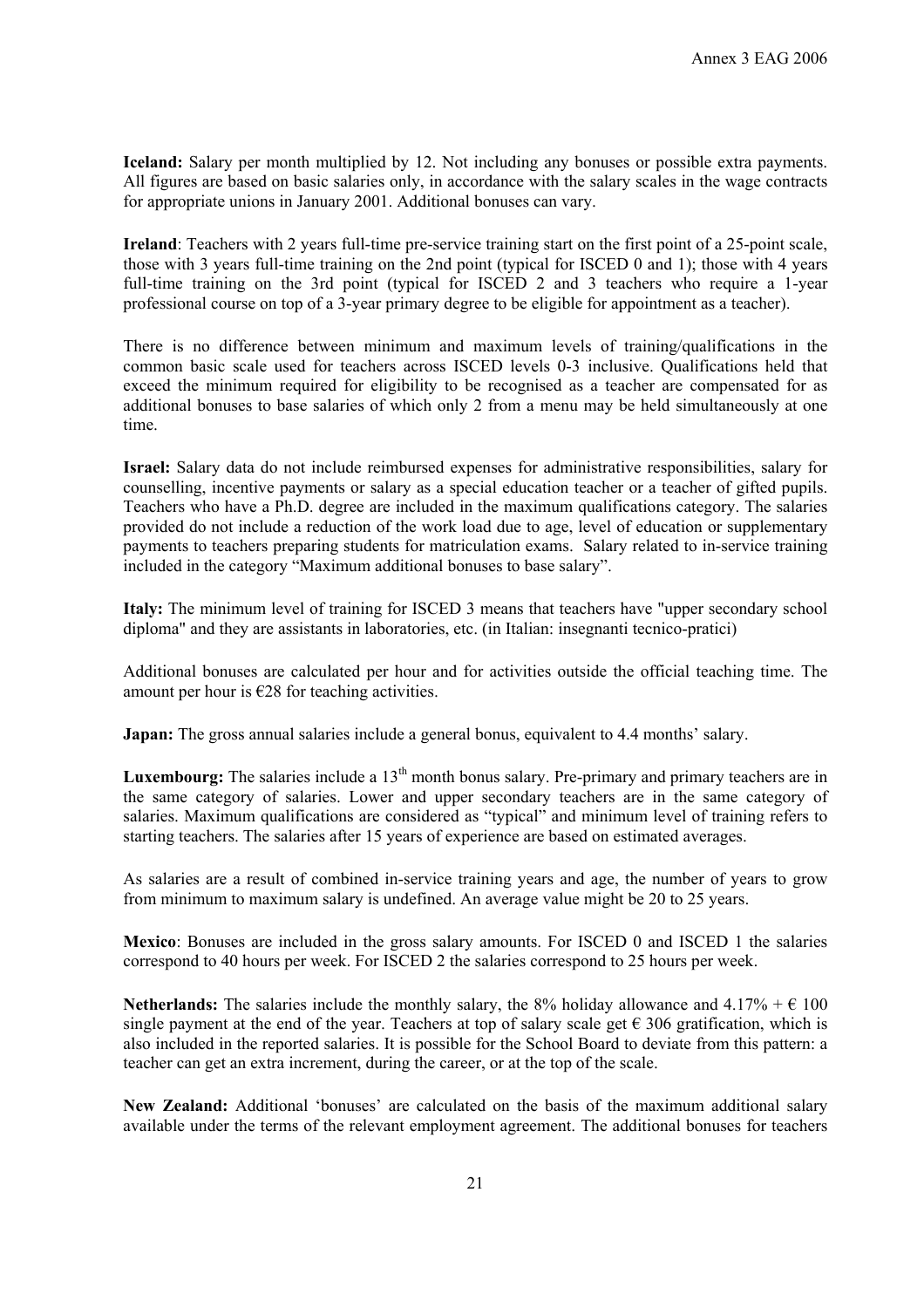**Iceland:** Salary per month multiplied by 12. Not including any bonuses or possible extra payments. All figures are based on basic salaries only, in accordance with the salary scales in the wage contracts for appropriate unions in January 2001. Additional bonuses can vary.

**Ireland**: Teachers with 2 years full-time pre-service training start on the first point of a 25-point scale, those with 3 years full-time training on the 2nd point (typical for ISCED 0 and 1); those with 4 years full-time training on the 3rd point (typical for ISCED 2 and 3 teachers who require a 1-year professional course on top of a 3-year primary degree to be eligible for appointment as a teacher).

There is no difference between minimum and maximum levels of training/qualifications in the common basic scale used for teachers across ISCED levels 0-3 inclusive. Qualifications held that exceed the minimum required for eligibility to be recognised as a teacher are compensated for as additional bonuses to base salaries of which only 2 from a menu may be held simultaneously at one time.

**Israel:** Salary data do not include reimbursed expenses for administrative responsibilities, salary for counselling, incentive payments or salary as a special education teacher or a teacher of gifted pupils. Teachers who have a Ph.D. degree are included in the maximum qualifications category. The salaries provided do not include a reduction of the work load due to age, level of education or supplementary payments to teachers preparing students for matriculation exams. Salary related to in-service training included in the category "Maximum additional bonuses to base salary".

**Italy:** The minimum level of training for ISCED 3 means that teachers have "upper secondary school diploma" and they are assistants in laboratories, etc. (in Italian: insegnanti tecnico-pratici)

Additional bonuses are calculated per hour and for activities outside the official teaching time. The amount per hour is €28 for teaching activities.

**Japan:** The gross annual salaries include a general bonus, equivalent to 4.4 months' salary.

**Luxembourg:** The salaries include a 13th month bonus salary. Pre-primary and primary teachers are in the same category of salaries. Lower and upper secondary teachers are in the same category of salaries. Maximum qualifications are considered as "typical" and minimum level of training refers to starting teachers. The salaries after 15 years of experience are based on estimated averages.

As salaries are a result of combined in-service training years and age, the number of years to grow from minimum to maximum salary is undefined. An average value might be 20 to 25 years.

**Mexico**: Bonuses are included in the gross salary amounts. For ISCED 0 and ISCED 1 the salaries correspond to 40 hours per week. For ISCED 2 the salaries correspond to 25 hours per week.

**Netherlands:** The salaries include the monthly salary, the 8% holiday allowance and 4.17% + € 100 single payment at the end of the year. Teachers at top of salary scale get € 306 gratification, which is also included in the reported salaries. It is possible for the School Board to deviate from this pattern: a teacher can get an extra increment, during the career, or at the top of the scale.

**New Zealand:** Additional 'bonuses' are calculated on the basis of the maximum additional salary available under the terms of the relevant employment agreement. The additional bonuses for teachers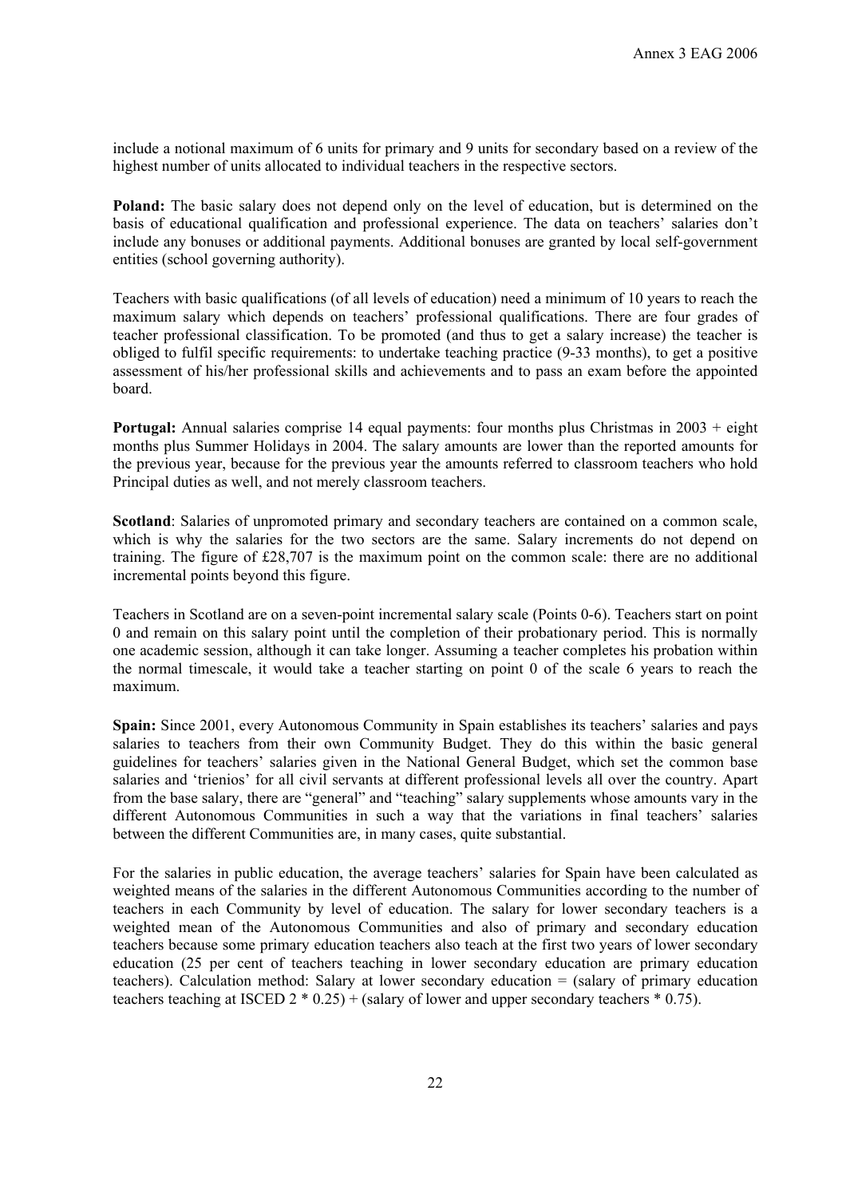include a notional maximum of 6 units for primary and 9 units for secondary based on a review of the highest number of units allocated to individual teachers in the respective sectors.

**Poland:** The basic salary does not depend only on the level of education, but is determined on the basis of educational qualification and professional experience. The data on teachers' salaries don't include any bonuses or additional payments. Additional bonuses are granted by local self-government entities (school governing authority).

Teachers with basic qualifications (of all levels of education) need a minimum of 10 years to reach the maximum salary which depends on teachers' professional qualifications. There are four grades of teacher professional classification. To be promoted (and thus to get a salary increase) the teacher is obliged to fulfil specific requirements: to undertake teaching practice (9-33 months), to get a positive assessment of his/her professional skills and achievements and to pass an exam before the appointed board.

**Portugal:** Annual salaries comprise 14 equal payments: four months plus Christmas in 2003 + eight months plus Summer Holidays in 2004. The salary amounts are lower than the reported amounts for the previous year, because for the previous year the amounts referred to classroom teachers who hold Principal duties as well, and not merely classroom teachers.

**Scotland**: Salaries of unpromoted primary and secondary teachers are contained on a common scale, which is why the salaries for the two sectors are the same. Salary increments do not depend on training. The figure of £28,707 is the maximum point on the common scale: there are no additional incremental points beyond this figure.

Teachers in Scotland are on a seven-point incremental salary scale (Points 0-6). Teachers start on point 0 and remain on this salary point until the completion of their probationary period. This is normally one academic session, although it can take longer. Assuming a teacher completes his probation within the normal timescale, it would take a teacher starting on point 0 of the scale 6 years to reach the maximum.

**Spain:** Since 2001, every Autonomous Community in Spain establishes its teachers' salaries and pays salaries to teachers from their own Community Budget. They do this within the basic general guidelines for teachers' salaries given in the National General Budget, which set the common base salaries and 'trienios' for all civil servants at different professional levels all over the country. Apart from the base salary, there are "general" and "teaching" salary supplements whose amounts vary in the different Autonomous Communities in such a way that the variations in final teachers' salaries between the different Communities are, in many cases, quite substantial.

For the salaries in public education, the average teachers' salaries for Spain have been calculated as weighted means of the salaries in the different Autonomous Communities according to the number of teachers in each Community by level of education. The salary for lower secondary teachers is a weighted mean of the Autonomous Communities and also of primary and secondary education teachers because some primary education teachers also teach at the first two years of lower secondary education (25 per cent of teachers teaching in lower secondary education are primary education teachers). Calculation method: Salary at lower secondary education = (salary of primary education teachers teaching at ISCED 2 * 0.25) + (salary of lower and upper secondary teachers * 0.75).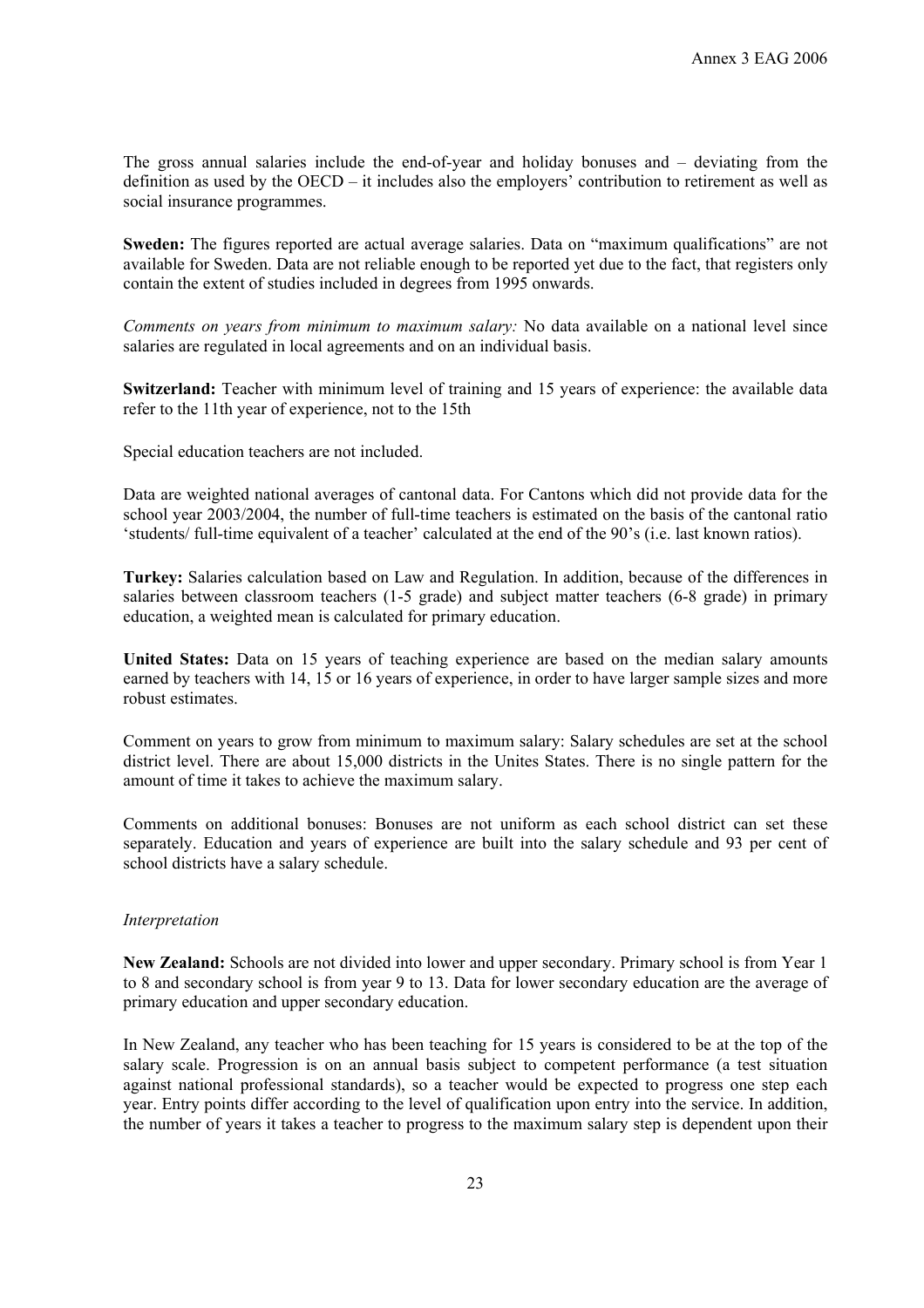The gross annual salaries include the end-of-year and holiday bonuses and – deviating from the definition as used by the OECD – it includes also the employers' contribution to retirement as well as social insurance programmes.

**Sweden:** The figures reported are actual average salaries. Data on "maximum qualifications" are not available for Sweden. Data are not reliable enough to be reported yet due to the fact, that registers only contain the extent of studies included in degrees from 1995 onwards.

*Comments on years from minimum to maximum salary:* No data available on a national level since salaries are regulated in local agreements and on an individual basis.

**Switzerland:** Teacher with minimum level of training and 15 years of experience: the available data refer to the 11th year of experience, not to the 15th

Special education teachers are not included.

Data are weighted national averages of cantonal data. For Cantons which did not provide data for the school year 2003/2004, the number of full-time teachers is estimated on the basis of the cantonal ratio 'students/ full-time equivalent of a teacher' calculated at the end of the 90's (i.e. last known ratios).

**Turkey:** Salaries calculation based on Law and Regulation. In addition, because of the differences in salaries between classroom teachers (1-5 grade) and subject matter teachers (6-8 grade) in primary education, a weighted mean is calculated for primary education.

**United States:** Data on 15 years of teaching experience are based on the median salary amounts earned by teachers with 14, 15 or 16 years of experience, in order to have larger sample sizes and more robust estimates.

Comment on years to grow from minimum to maximum salary: Salary schedules are set at the school district level. There are about 15,000 districts in the Unites States. There is no single pattern for the amount of time it takes to achieve the maximum salary.

Comments on additional bonuses: Bonuses are not uniform as each school district can set these separately. Education and years of experience are built into the salary schedule and 93 per cent of school districts have a salary schedule.

*Interpretation*

**New Zealand:** Schools are not divided into lower and upper secondary. Primary school is from Year 1 to 8 and secondary school is from year 9 to 13. Data for lower secondary education are the average of primary education and upper secondary education.

In New Zealand, any teacher who has been teaching for 15 years is considered to be at the top of the salary scale. Progression is on an annual basis subject to competent performance (a test situation against national professional standards), so a teacher would be expected to progress one step each year. Entry points differ according to the level of qualification upon entry into the service. In addition, the number of years it takes a teacher to progress to the maximum salary step is dependent upon their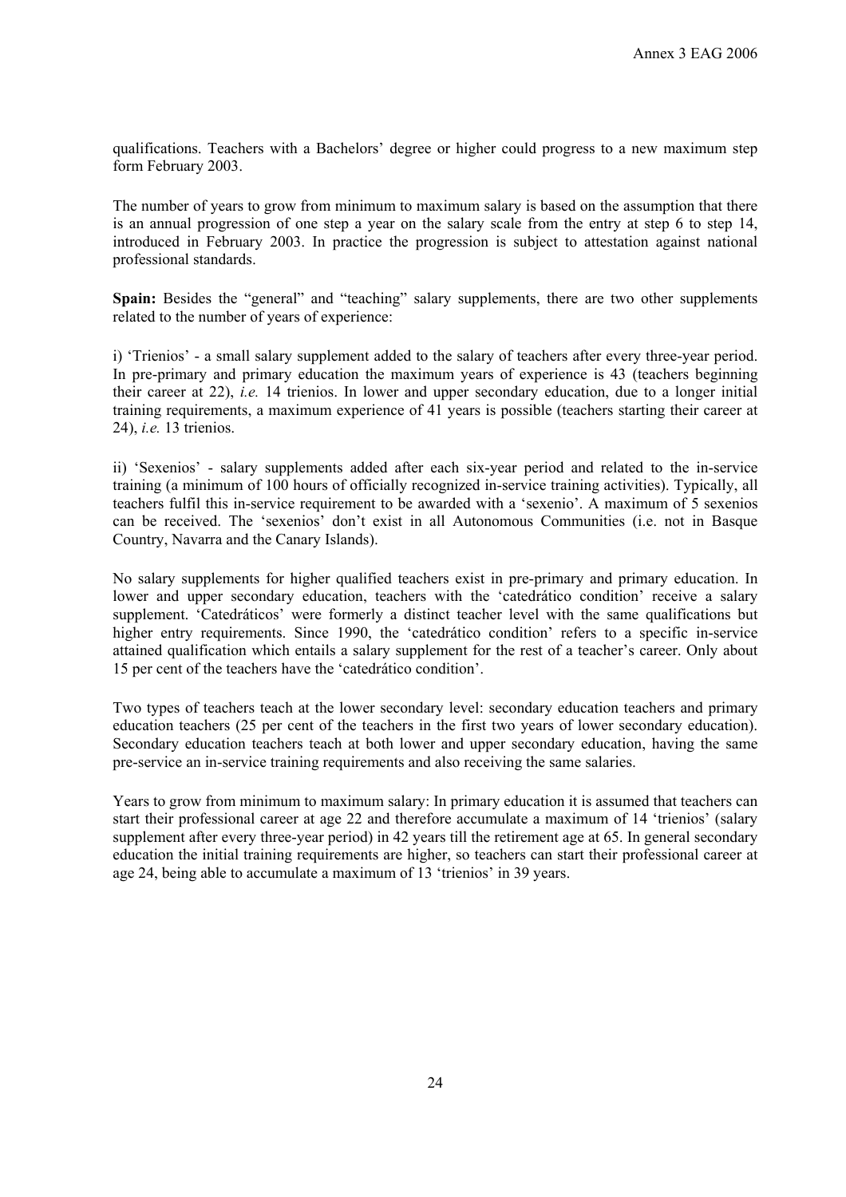qualifications. Teachers with a Bachelors' degree or higher could progress to a new maximum step form February 2003.

The number of years to grow from minimum to maximum salary is based on the assumption that there is an annual progression of one step a year on the salary scale from the entry at step 6 to step 14, introduced in February 2003. In practice the progression is subject to attestation against national professional standards.

**Spain:** Besides the "general" and "teaching" salary supplements, there are two other supplements related to the number of years of experience:

i) 'Trienios' - a small salary supplement added to the salary of teachers after every three-year period. In pre-primary and primary education the maximum years of experience is 43 (teachers beginning their career at 22), *i.e.* 14 trienios. In lower and upper secondary education, due to a longer initial training requirements, a maximum experience of 41 years is possible (teachers starting their career at 24), *i.e.* 13 trienios.

ii) 'Sexenios' - salary supplements added after each six-year period and related to the in-service training (a minimum of 100 hours of officially recognized in-service training activities). Typically, all teachers fulfil this in-service requirement to be awarded with a 'sexenio'. A maximum of 5 sexenios can be received. The 'sexenios' don't exist in all Autonomous Communities (i.e. not in Basque Country, Navarra and the Canary Islands).

No salary supplements for higher qualified teachers exist in pre-primary and primary education. In lower and upper secondary education, teachers with the 'catedrático condition' receive a salary supplement. 'Catedráticos' were formerly a distinct teacher level with the same qualifications but higher entry requirements. Since 1990, the 'catedrático condition' refers to a specific in-service attained qualification which entails a salary supplement for the rest of a teacher's career. Only about 15 per cent of the teachers have the 'catedrático condition'.

Two types of teachers teach at the lower secondary level: secondary education teachers and primary education teachers (25 per cent of the teachers in the first two years of lower secondary education). Secondary education teachers teach at both lower and upper secondary education, having the same pre-service an in-service training requirements and also receiving the same salaries.

Years to grow from minimum to maximum salary: In primary education it is assumed that teachers can start their professional career at age 22 and therefore accumulate a maximum of 14 'trienios' (salary supplement after every three-year period) in 42 years till the retirement age at 65. In general secondary education the initial training requirements are higher, so teachers can start their professional career at age 24, being able to accumulate a maximum of 13 'trienios' in 39 years.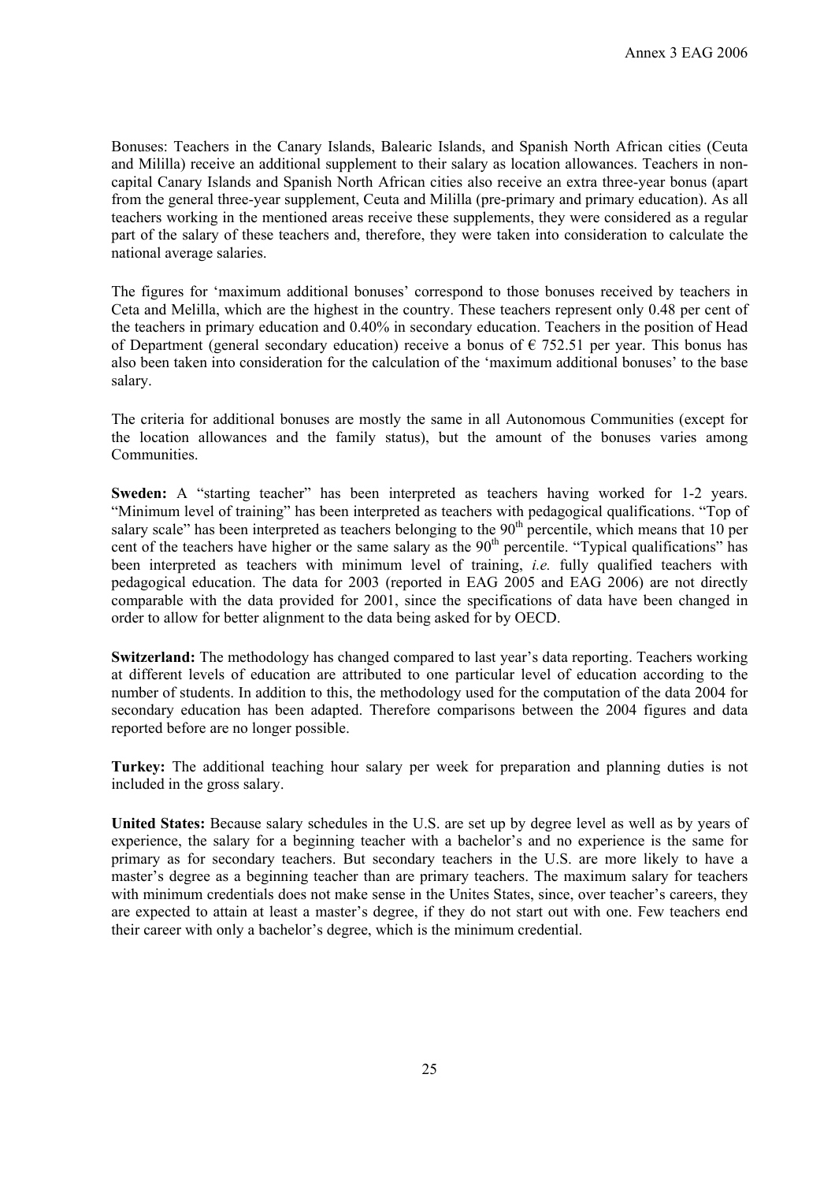Bonuses: Teachers in the Canary Islands, Balearic Islands, and Spanish North African cities (Ceuta and Mililla) receive an additional supplement to their salary as location allowances. Teachers in non-capital Canary Islands and Spanish North African cities also receive an extra three-year bonus (apart from the general three-year supplement, Ceuta and Mililla (pre-primary and primary education). As all teachers working in the mentioned areas receive these supplements, they were considered as a regular part of the salary of these teachers and, therefore, they were taken into consideration to calculate the national average salaries.

The figures for 'maximum additional bonuses' correspond to those bonuses received by teachers in Ceta and Melilla, which are the highest in the country. These teachers represent only 0.48 per cent of the teachers in primary education and 0.40% in secondary education. Teachers in the position of Head of Department (general secondary education) receive a bonus of € 752.51 per year. This bonus has also been taken into consideration for the calculation of the 'maximum additional bonuses' to the base salary.

The criteria for additional bonuses are mostly the same in all Autonomous Communities (except for the location allowances and the family status), but the amount of the bonuses varies among Communities.

**Sweden:** A "starting teacher" has been interpreted as teachers having worked for 1-2 years. "Minimum level of training" has been interpreted as teachers with pedagogical qualifications. "Top of salary scale" has been interpreted as teachers belonging to the 90th percentile, which means that 10 per cent of the teachers have higher or the same salary as the 90th percentile. "Typical qualifications" has been interpreted as teachers with minimum level of training, *i.e.* fully qualified teachers with pedagogical education. The data for 2003 (reported in EAG 2005 and EAG 2006) are not directly comparable with the data provided for 2001, since the specifications of data have been changed in order to allow for better alignment to the data being asked for by OECD.

**Switzerland:** The methodology has changed compared to last year's data reporting. Teachers working at different levels of education are attributed to one particular level of education according to the number of students. In addition to this, the methodology used for the computation of the data 2004 for secondary education has been adapted. Therefore comparisons between the 2004 figures and data reported before are no longer possible.

**Turkey:** The additional teaching hour salary per week for preparation and planning duties is not included in the gross salary.

**United States:** Because salary schedules in the U.S. are set up by degree level as well as by years of experience, the salary for a beginning teacher with a bachelor's and no experience is the same for primary as for secondary teachers. But secondary teachers in the U.S. are more likely to have a master's degree as a beginning teacher than are primary teachers. The maximum salary for teachers with minimum credentials does not make sense in the Unites States, since, over teacher's careers, they are expected to attain at least a master's degree, if they do not start out with one. Few teachers end their career with only a bachelor's degree, which is the minimum credential.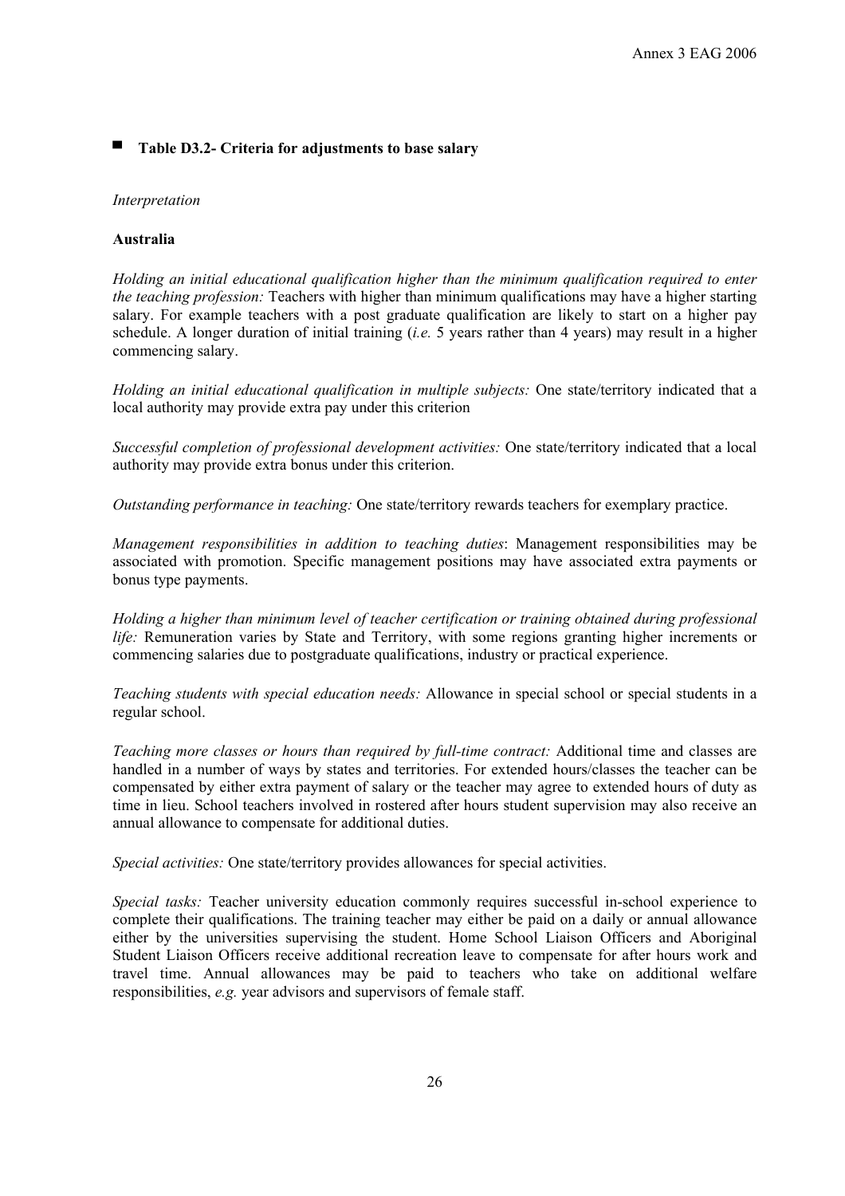## Table D3.2- Criteria for adjustments to base salary

*Interpretation*

**Australia**

*Holding an initial educational qualification higher than the minimum qualification required to enter the teaching profession:* Teachers with higher than minimum qualifications may have a higher starting salary. For example teachers with a post graduate qualification are likely to start on a higher pay schedule. A longer duration of initial training (*i.e.* 5 years rather than 4 years) may result in a higher commencing salary.

*Holding an initial educational qualification in multiple subjects:* One state/territory indicated that a local authority may provide extra pay under this criterion

*Successful completion of professional development activities:* One state/territory indicated that a local authority may provide extra bonus under this criterion.

*Outstanding performance in teaching:* One state/territory rewards teachers for exemplary practice.

*Management responsibilities in addition to teaching duties*: Management responsibilities may be associated with promotion. Specific management positions may have associated extra payments or bonus type payments.

*Holding a higher than minimum level of teacher certification or training obtained during professional life:* Remuneration varies by State and Territory, with some regions granting higher increments or commencing salaries due to postgraduate qualifications, industry or practical experience.

*Teaching students with special education needs:* Allowance in special school or special students in a regular school.

*Teaching more classes or hours than required by full-time contract:* Additional time and classes are handled in a number of ways by states and territories. For extended hours/classes the teacher can be compensated by either extra payment of salary or the teacher may agree to extended hours of duty as time in lieu. School teachers involved in rostered after hours student supervision may also receive an annual allowance to compensate for additional duties.

*Special activities:* One state/territory provides allowances for special activities.

*Special tasks:* Teacher university education commonly requires successful in-school experience to complete their qualifications. The training teacher may either be paid on a daily or annual allowance either by the universities supervising the student. Home School Liaison Officers and Aboriginal Student Liaison Officers receive additional recreation leave to compensate for after hours work and travel time. Annual allowances may be paid to teachers who take on additional welfare responsibilities, *e.g.* year advisors and supervisors of female staff.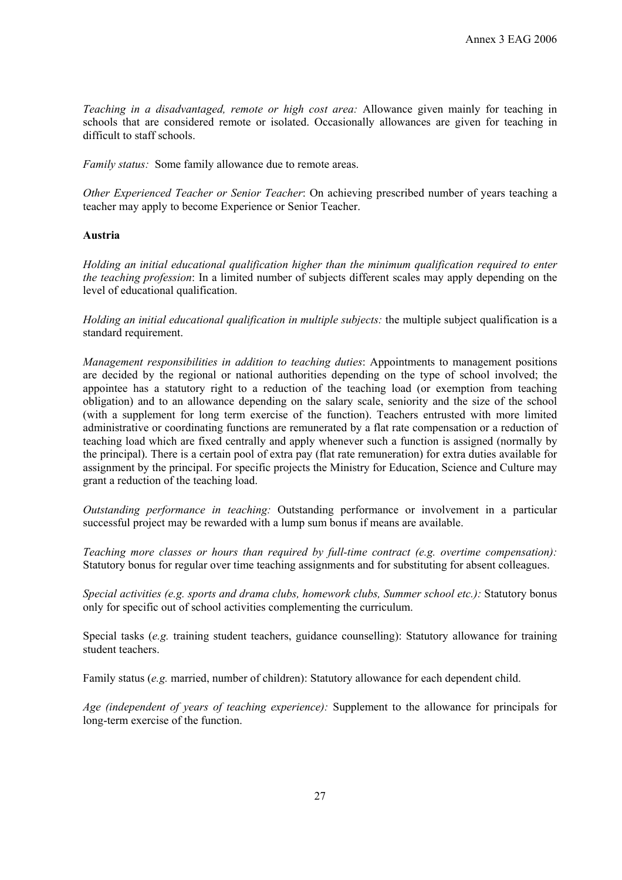*Teaching in a disadvantaged, remote or high cost area:* Allowance given mainly for teaching in schools that are considered remote or isolated. Occasionally allowances are given for teaching in difficult to staff schools.

*Family status:* Some family allowance due to remote areas.

*Other Experienced Teacher or Senior Teacher*: On achieving prescribed number of years teaching a teacher may apply to become Experience or Senior Teacher.

**Austria**

*Holding an initial educational qualification higher than the minimum qualification required to enter the teaching profession*: In a limited number of subjects different scales may apply depending on the level of educational qualification.

*Holding an initial educational qualification in multiple subjects:* the multiple subject qualification is a standard requirement.

*Management responsibilities in addition to teaching duties*: Appointments to management positions are decided by the regional or national authorities depending on the type of school involved; the appointee has a statutory right to a reduction of the teaching load (or exemption from teaching obligation) and to an allowance depending on the salary scale, seniority and the size of the school (with a supplement for long term exercise of the function). Teachers entrusted with more limited administrative or coordinating functions are remunerated by a flat rate compensation or a reduction of teaching load which are fixed centrally and apply whenever such a function is assigned (normally by the principal). There is a certain pool of extra pay (flat rate remuneration) for extra duties available for assignment by the principal. For specific projects the Ministry for Education, Science and Culture may grant a reduction of the teaching load.

*Outstanding performance in teaching:* Outstanding performance or involvement in a particular successful project may be rewarded with a lump sum bonus if means are available.

*Teaching more classes or hours than required by full-time contract (e.g. overtime compensation):* Statutory bonus for regular over time teaching assignments and for substituting for absent colleagues.

*Special activities (e.g. sports and drama clubs, homework clubs, Summer school etc.):* Statutory bonus only for specific out of school activities complementing the curriculum.

Special tasks (*e.g.* training student teachers, guidance counselling): Statutory allowance for training student teachers.

Family status (*e.g.* married, number of children): Statutory allowance for each dependent child.

*Age (independent of years of teaching experience):* Supplement to the allowance for principals for long-term exercise of the function.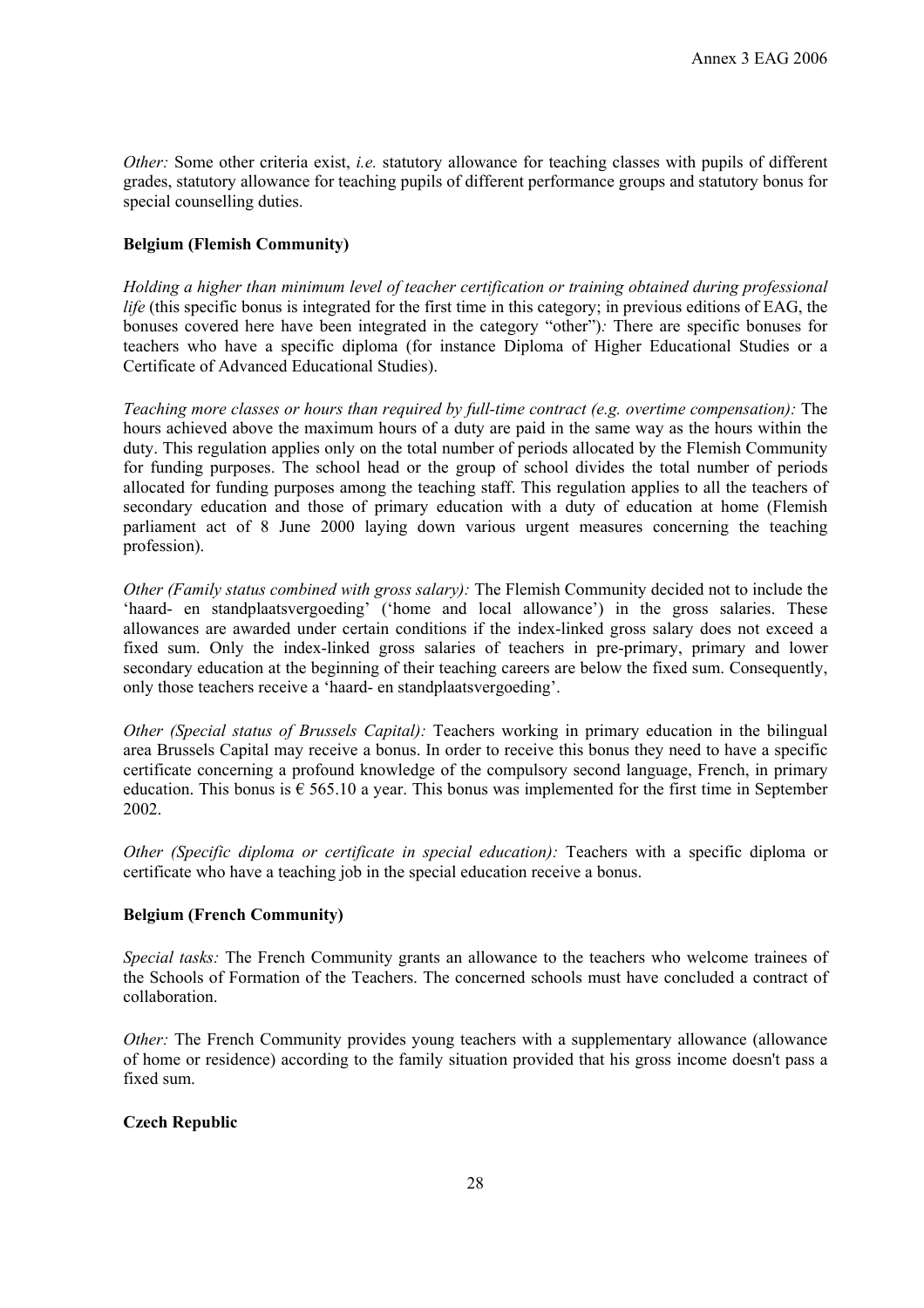*Other:* Some other criteria exist, *i.e.* statutory allowance for teaching classes with pupils of different grades, statutory allowance for teaching pupils of different performance groups and statutory bonus for special counselling duties.

**Belgium (Flemish Community)**

*Holding a higher than minimum level of teacher certification or training obtained during professional life* (this specific bonus is integrated for the first time in this category; in previous editions of EAG, the bonuses covered here have been integrated in the category "other")*:* There are specific bonuses for teachers who have a specific diploma (for instance Diploma of Higher Educational Studies or a Certificate of Advanced Educational Studies).

*Teaching more classes or hours than required by full-time contract (e.g. overtime compensation):* The hours achieved above the maximum hours of a duty are paid in the same way as the hours within the duty. This regulation applies only on the total number of periods allocated by the Flemish Community for funding purposes. The school head or the group of school divides the total number of periods allocated for funding purposes among the teaching staff. This regulation applies to all the teachers of secondary education and those of primary education with a duty of education at home (Flemish parliament act of 8 June 2000 laying down various urgent measures concerning the teaching profession).

*Other (Family status combined with gross salary):* The Flemish Community decided not to include the 'haard- en standplaatsvergoeding' ('home and local allowance') in the gross salaries. These allowances are awarded under certain conditions if the index-linked gross salary does not exceed a fixed sum. Only the index-linked gross salaries of teachers in pre-primary, primary and lower secondary education at the beginning of their teaching careers are below the fixed sum. Consequently, only those teachers receive a 'haard- en standplaatsvergoeding'.

*Other (Special status of Brussels Capital):* Teachers working in primary education in the bilingual area Brussels Capital may receive a bonus. In order to receive this bonus they need to have a specific certificate concerning a profound knowledge of the compulsory second language, French, in primary education. This bonus is € 565.10 a year. This bonus was implemented for the first time in September 2002.

*Other (Specific diploma or certificate in special education):* Teachers with a specific diploma or certificate who have a teaching job in the special education receive a bonus.

**Belgium (French Community)**

*Special tasks:* The French Community grants an allowance to the teachers who welcome trainees of the Schools of Formation of the Teachers. The concerned schools must have concluded a contract of collaboration.

*Other:* The French Community provides young teachers with a supplementary allowance (allowance of home or residence) according to the family situation provided that his gross income doesn't pass a fixed sum.

**Czech Republic**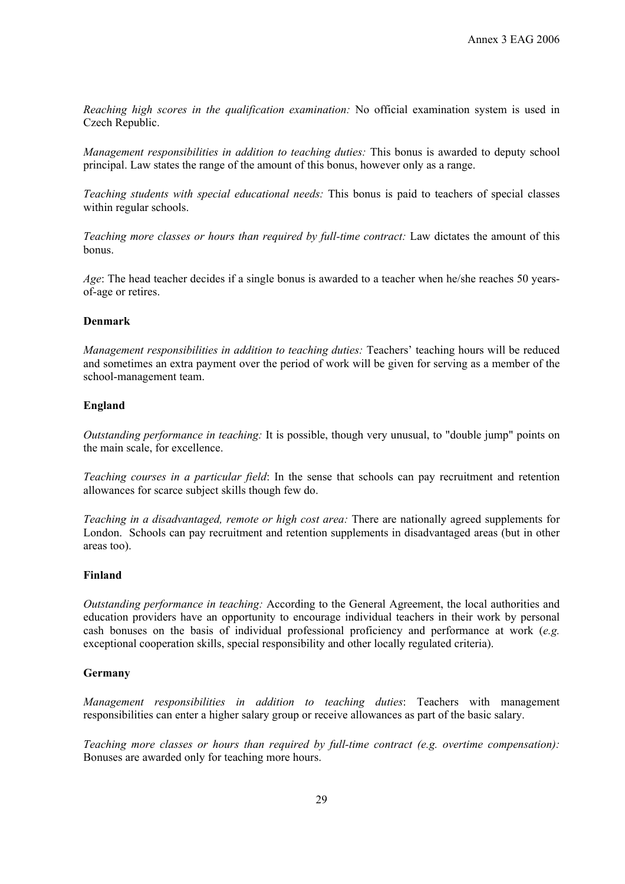*Reaching high scores in the qualification examination:* No official examination system is used in Czech Republic.

*Management responsibilities in addition to teaching duties:* This bonus is awarded to deputy school principal. Law states the range of the amount of this bonus, however only as a range.

*Teaching students with special educational needs:* This bonus is paid to teachers of special classes within regular schools.

*Teaching more classes or hours than required by full-time contract:* Law dictates the amount of this bonus.

*Age*: The head teacher decides if a single bonus is awarded to a teacher when he/she reaches 50 years-of-age or retires.

**Denmark**

*Management responsibilities in addition to teaching duties:* Teachers' teaching hours will be reduced and sometimes an extra payment over the period of work will be given for serving as a member of the school-management team.

**England**

*Outstanding performance in teaching:* It is possible, though very unusual, to "double jump" points on the main scale, for excellence.

*Teaching courses in a particular field*: In the sense that schools can pay recruitment and retention allowances for scarce subject skills though few do.

*Teaching in a disadvantaged, remote or high cost area:* There are nationally agreed supplements for London. Schools can pay recruitment and retention supplements in disadvantaged areas (but in other areas too).

**Finland**

*Outstanding performance in teaching:* According to the General Agreement, the local authorities and education providers have an opportunity to encourage individual teachers in their work by personal cash bonuses on the basis of individual professional proficiency and performance at work (*e.g.* exceptional cooperation skills, special responsibility and other locally regulated criteria).

**Germany**

*Management responsibilities in addition to teaching duties*: Teachers with management responsibilities can enter a higher salary group or receive allowances as part of the basic salary.

*Teaching more classes or hours than required by full-time contract (e.g. overtime compensation):* Bonuses are awarded only for teaching more hours.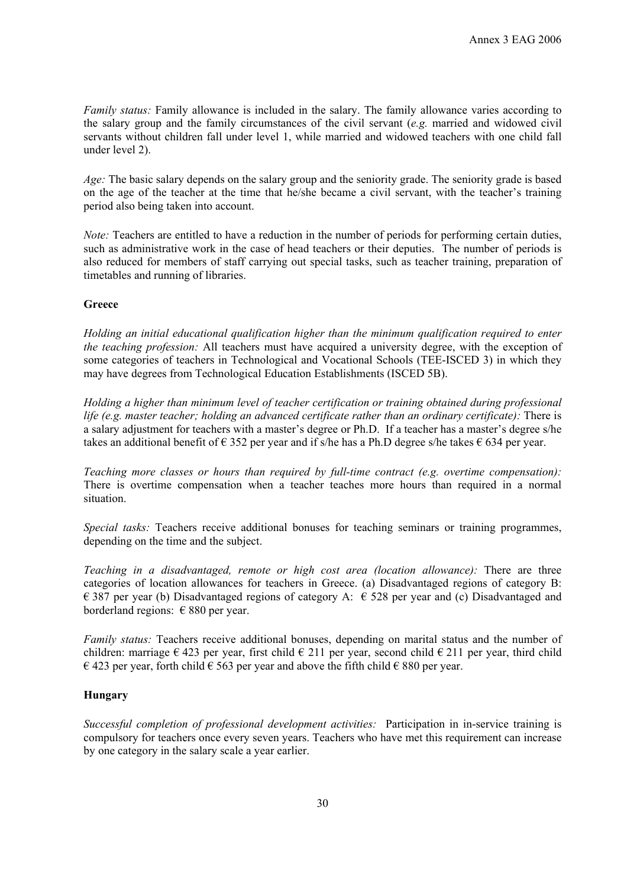*Family status:* Family allowance is included in the salary. The family allowance varies according to the salary group and the family circumstances of the civil servant (*e.g.* married and widowed civil servants without children fall under level 1, while married and widowed teachers with one child fall under level 2).

*Age:* The basic salary depends on the salary group and the seniority grade. The seniority grade is based on the age of the teacher at the time that he/she became a civil servant, with the teacher's training period also being taken into account.

*Note:* Teachers are entitled to have a reduction in the number of periods for performing certain duties, such as administrative work in the case of head teachers or their deputies. The number of periods is also reduced for members of staff carrying out special tasks, such as teacher training, preparation of timetables and running of libraries.

**Greece**

*Holding an initial educational qualification higher than the minimum qualification required to enter the teaching profession:* All teachers must have acquired a university degree, with the exception of some categories of teachers in Technological and Vocational Schools (TEE-ISCED 3) in which they may have degrees from Technological Education Establishments (ISCED 5B).

*Holding a higher than minimum level of teacher certification or training obtained during professional life (e.g. master teacher; holding an advanced certificate rather than an ordinary certificate):* There is a salary adjustment for teachers with a master's degree or Ph.D. If a teacher has a master's degree s/he takes an additional benefit of € 352 per year and if s/he has a Ph.D degree s/he takes € 634 per year.

*Teaching more classes or hours than required by full-time contract (e.g. overtime compensation):* There is overtime compensation when a teacher teaches more hours than required in a normal situation.

*Special tasks:* Teachers receive additional bonuses for teaching seminars or training programmes, depending on the time and the subject.

*Teaching in a disadvantaged, remote or high cost area (location allowance):* There are three categories of location allowances for teachers in Greece. (a) Disadvantaged regions of category B: € 387 per year (b) Disadvantaged regions of category A: € 528 per year and (c) Disadvantaged and borderland regions: € 880 per year.

*Family status:* Teachers receive additional bonuses, depending on marital status and the number of children: marriage € 423 per year, first child € 211 per year, second child € 211 per year, third child € 423 per year, forth child € 563 per year and above the fifth child € 880 per year.

**Hungary**

*Successful completion of professional development activities:* Participation in in-service training is compulsory for teachers once every seven years. Teachers who have met this requirement can increase by one category in the salary scale a year earlier.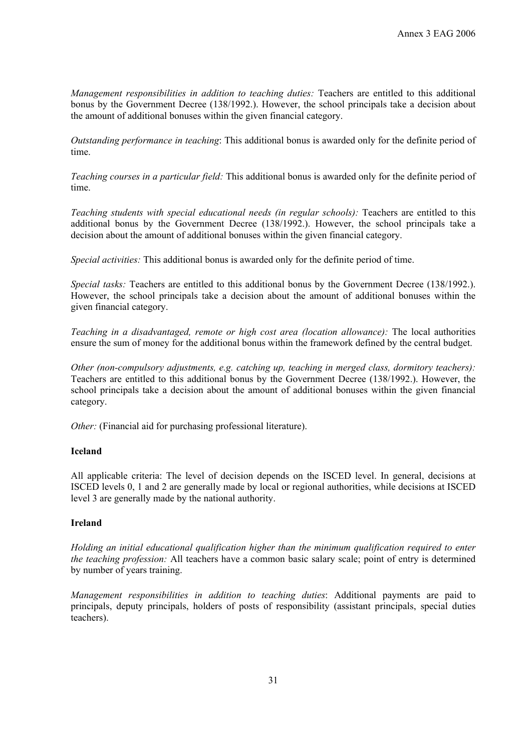*Management responsibilities in addition to teaching duties:* Teachers are entitled to this additional bonus by the Government Decree (138/1992.). However, the school principals take a decision about the amount of additional bonuses within the given financial category.

*Outstanding performance in teaching*: This additional bonus is awarded only for the definite period of time.

*Teaching courses in a particular field:* This additional bonus is awarded only for the definite period of time.

*Teaching students with special educational needs (in regular schools):* Teachers are entitled to this additional bonus by the Government Decree (138/1992.). However, the school principals take a decision about the amount of additional bonuses within the given financial category.

*Special activities:* This additional bonus is awarded only for the definite period of time.

*Special tasks:* Teachers are entitled to this additional bonus by the Government Decree (138/1992.). However, the school principals take a decision about the amount of additional bonuses within the given financial category.

*Teaching in a disadvantaged, remote or high cost area (location allowance):* The local authorities ensure the sum of money for the additional bonus within the framework defined by the central budget.

*Other (non-compulsory adjustments, e.g. catching up, teaching in merged class, dormitory teachers):* Teachers are entitled to this additional bonus by the Government Decree (138/1992.). However, the school principals take a decision about the amount of additional bonuses within the given financial category.

*Other:* (Financial aid for purchasing professional literature).

**Iceland**

All applicable criteria: The level of decision depends on the ISCED level. In general, decisions at ISCED levels 0, 1 and 2 are generally made by local or regional authorities, while decisions at ISCED level 3 are generally made by the national authority.

**Ireland**

*Holding an initial educational qualification higher than the minimum qualification required to enter the teaching profession:* All teachers have a common basic salary scale; point of entry is determined by number of years training.

*Management responsibilities in addition to teaching duties*: Additional payments are paid to principals, deputy principals, holders of posts of responsibility (assistant principals, special duties teachers).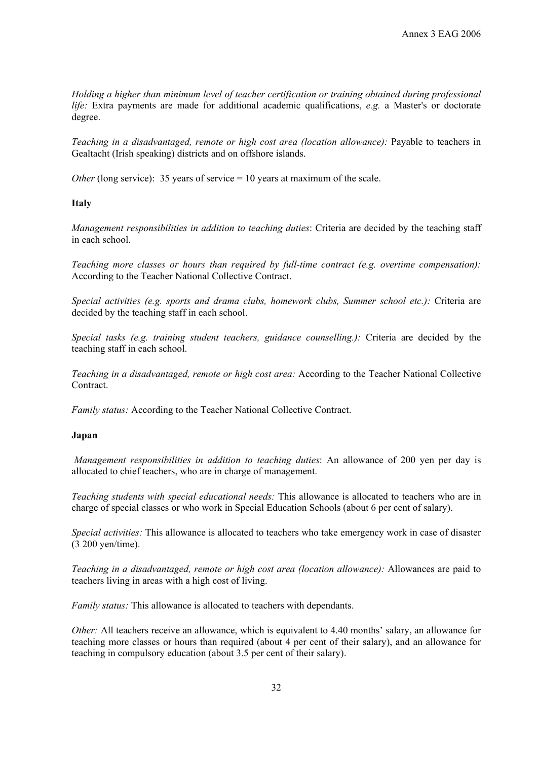*Holding a higher than minimum level of teacher certification or training obtained during professional life:* Extra payments are made for additional academic qualifications, *e.g.* a Master's or doctorate degree.

*Teaching in a disadvantaged, remote or high cost area (location allowance):* Payable to teachers in Gealtacht (Irish speaking) districts and on offshore islands.

*Other* (long service): 35 years of service = 10 years at maximum of the scale.

**Italy**

*Management responsibilities in addition to teaching duties*: Criteria are decided by the teaching staff in each school.

*Teaching more classes or hours than required by full-time contract (e.g. overtime compensation):* According to the Teacher National Collective Contract.

*Special activities (e.g. sports and drama clubs, homework clubs, Summer school etc.):* Criteria are decided by the teaching staff in each school.

*Special tasks (e.g. training student teachers, guidance counselling.):* Criteria are decided by the teaching staff in each school.

*Teaching in a disadvantaged, remote or high cost area:* According to the Teacher National Collective Contract.

*Family status:* According to the Teacher National Collective Contract.

**Japan**

*Management responsibilities in addition to teaching duties*: An allowance of 200 yen per day is allocated to chief teachers, who are in charge of management.

*Teaching students with special educational needs:* This allowance is allocated to teachers who are in charge of special classes or who work in Special Education Schools (about 6 per cent of salary).

*Special activities:* This allowance is allocated to teachers who take emergency work in case of disaster (3 200 yen/time).

*Teaching in a disadvantaged, remote or high cost area (location allowance):* Allowances are paid to teachers living in areas with a high cost of living.

*Family status:* This allowance is allocated to teachers with dependants.

*Other:* All teachers receive an allowance, which is equivalent to 4.40 months' salary, an allowance for teaching more classes or hours than required (about 4 per cent of their salary), and an allowance for teaching in compulsory education (about 3.5 per cent of their salary).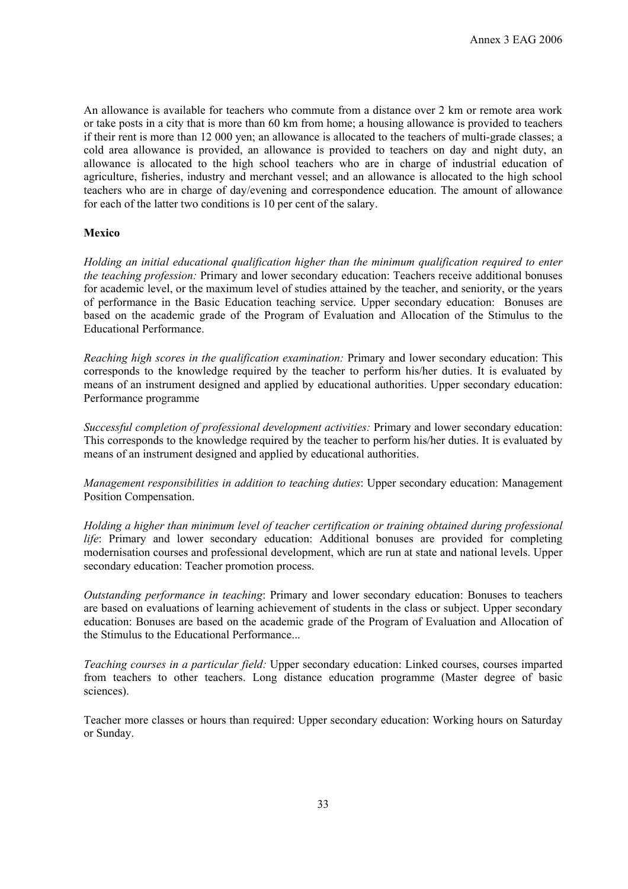An allowance is available for teachers who commute from a distance over 2 km or remote area work or take posts in a city that is more than 60 km from home; a housing allowance is provided to teachers if their rent is more than 12 000 yen; an allowance is allocated to the teachers of multi-grade classes; a cold area allowance is provided, an allowance is provided to teachers on day and night duty, an allowance is allocated to the high school teachers who are in charge of industrial education of agriculture, fisheries, industry and merchant vessel; and an allowance is allocated to the high school teachers who are in charge of day/evening and correspondence education. The amount of allowance for each of the latter two conditions is 10 per cent of the salary.

**Mexico**

*Holding an initial educational qualification higher than the minimum qualification required to enter the teaching profession:* Primary and lower secondary education: Teachers receive additional bonuses for academic level, or the maximum level of studies attained by the teacher, and seniority, or the years of performance in the Basic Education teaching service. Upper secondary education: Bonuses are based on the academic grade of the Program of Evaluation and Allocation of the Stimulus to the Educational Performance.

*Reaching high scores in the qualification examination:* Primary and lower secondary education: This corresponds to the knowledge required by the teacher to perform his/her duties. It is evaluated by means of an instrument designed and applied by educational authorities. Upper secondary education: Performance programme

*Successful completion of professional development activities:* Primary and lower secondary education: This corresponds to the knowledge required by the teacher to perform his/her duties. It is evaluated by means of an instrument designed and applied by educational authorities.

*Management responsibilities in addition to teaching duties*: Upper secondary education: Management Position Compensation.

*Holding a higher than minimum level of teacher certification or training obtained during professional life*: Primary and lower secondary education: Additional bonuses are provided for completing modernisation courses and professional development, which are run at state and national levels. Upper secondary education: Teacher promotion process.

*Outstanding performance in teaching*: Primary and lower secondary education: Bonuses to teachers are based on evaluations of learning achievement of students in the class or subject. Upper secondary education: Bonuses are based on the academic grade of the Program of Evaluation and Allocation of the Stimulus to the Educational Performance...

*Teaching courses in a particular field:* Upper secondary education: Linked courses, courses imparted from teachers to other teachers. Long distance education programme (Master degree of basic sciences).

Teacher more classes or hours than required: Upper secondary education: Working hours on Saturday or Sunday.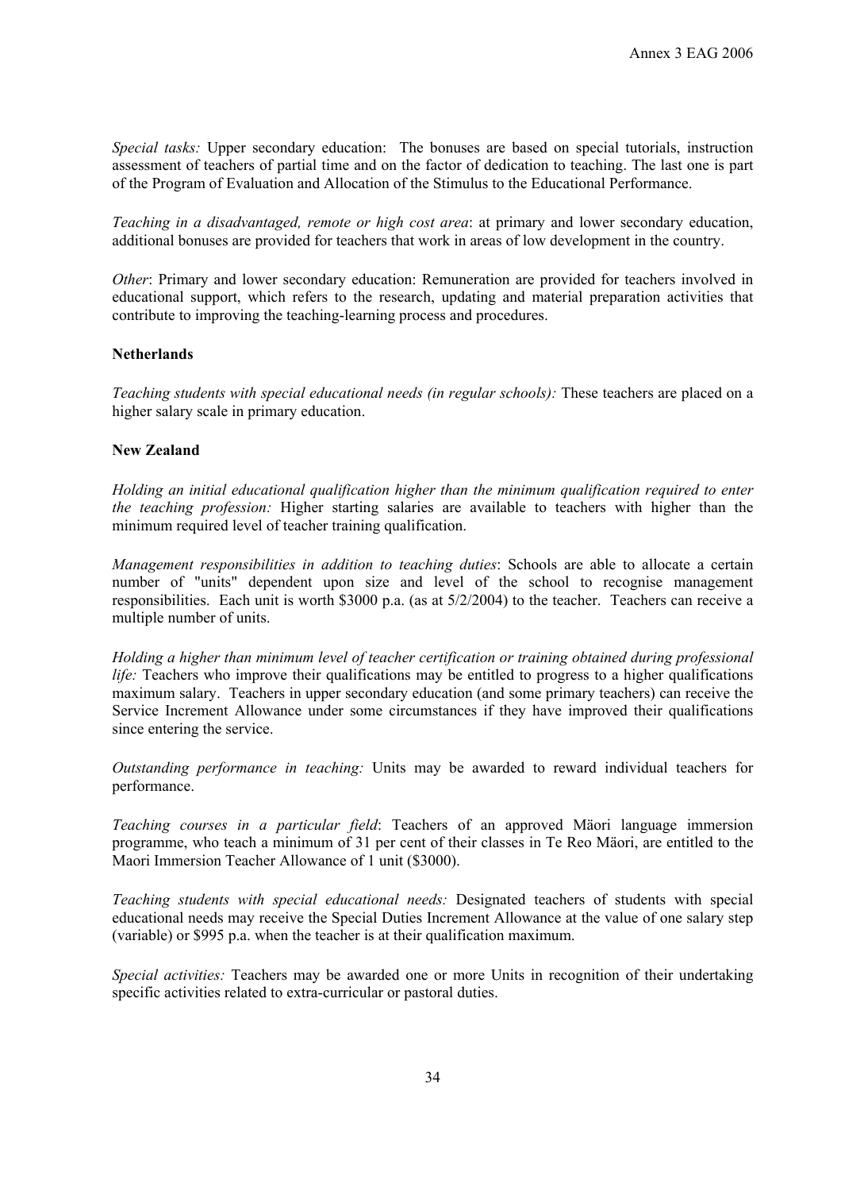*Special tasks:* Upper secondary education: The bonuses are based on special tutorials, instruction assessment of teachers of partial time and on the factor of dedication to teaching. The last one is part of the Program of Evaluation and Allocation of the Stimulus to the Educational Performance.

*Teaching in a disadvantaged, remote or high cost area*: at primary and lower secondary education, additional bonuses are provided for teachers that work in areas of low development in the country.

*Other*: Primary and lower secondary education: Remuneration are provided for teachers involved in educational support, which refers to the research, updating and material preparation activities that contribute to improving the teaching-learning process and procedures.

**Netherlands**

*Teaching students with special educational needs (in regular schools):* These teachers are placed on a higher salary scale in primary education.

**New Zealand**

*Holding an initial educational qualification higher than the minimum qualification required to enter the teaching profession:* Higher starting salaries are available to teachers with higher than the minimum required level of teacher training qualification.

*Management responsibilities in addition to teaching duties*: Schools are able to allocate a certain number of "units" dependent upon size and level of the school to recognise management responsibilities. Each unit is worth $3000 p.a. (as at 5/2/2004) to the teacher. Teachers can receive a multiple number of units.

*Holding a higher than minimum level of teacher certification or training obtained during professional life:* Teachers who improve their qualifications may be entitled to progress to a higher qualifications maximum salary. Teachers in upper secondary education (and some primary teachers) can receive the Service Increment Allowance under some circumstances if they have improved their qualifications since entering the service.

*Outstanding performance in teaching:* Units may be awarded to reward individual teachers for performance.

*Teaching courses in a particular field*: Teachers of an approved Mäori language immersion programme, who teach a minimum of 31 per cent of their classes in Te Reo Mäori, are entitled to the Maori Immersion Teacher Allowance of 1 unit ($3000).

*Teaching students with special educational needs:* Designated teachers of students with special educational needs may receive the Special Duties Increment Allowance at the value of one salary step (variable) or $995 p.a. when the teacher is at their qualification maximum.

*Special activities:* Teachers may be awarded one or more Units in recognition of their undertaking specific activities related to extra-curricular or pastoral duties.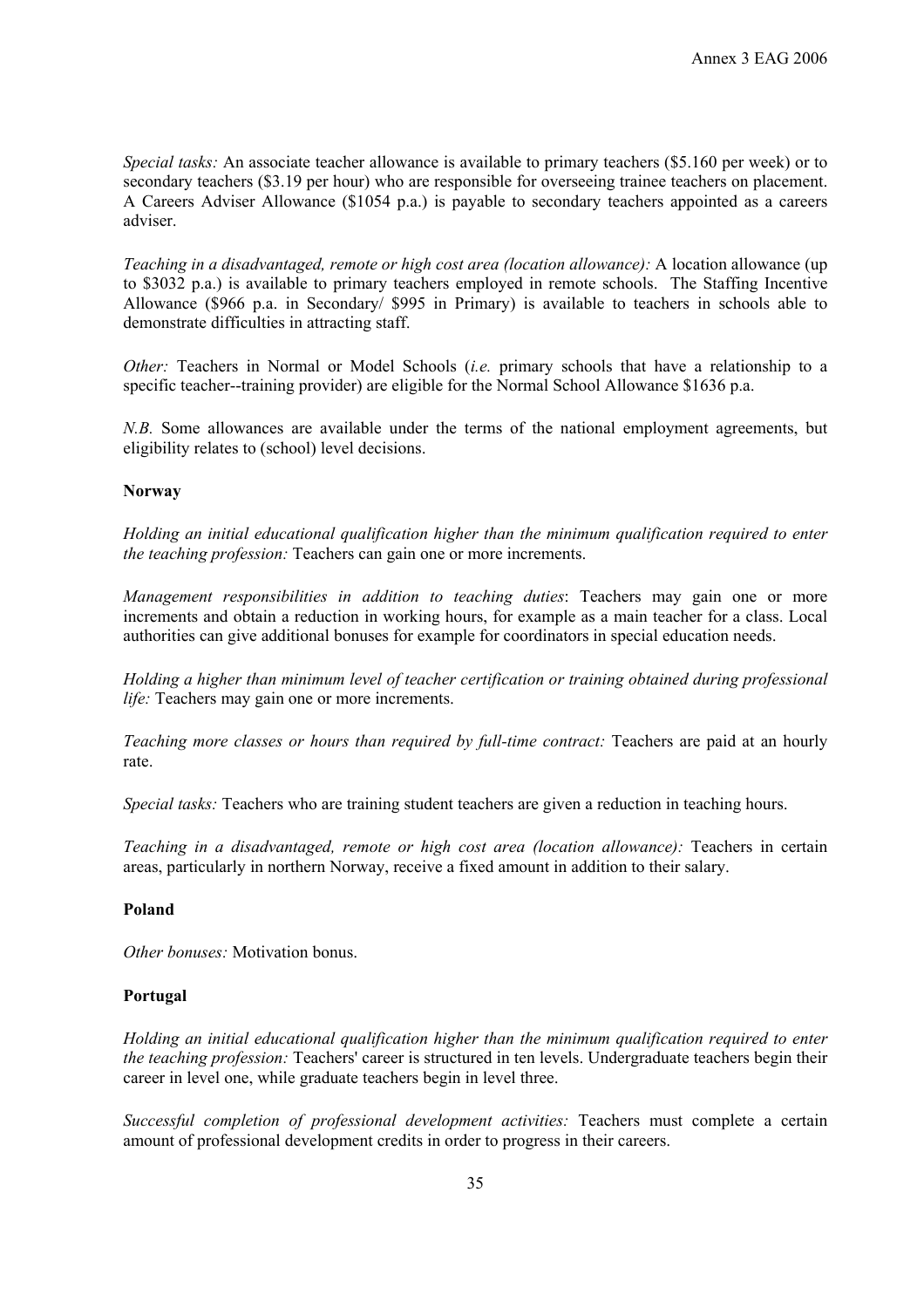*Special tasks:* An associate teacher allowance is available to primary teachers ($5.160 per week) or to secondary teachers ($3.19 per hour) who are responsible for overseeing trainee teachers on placement. A Careers Adviser Allowance ($1054 p.a.) is payable to secondary teachers appointed as a careers adviser.

*Teaching in a disadvantaged, remote or high cost area (location allowance):* A location allowance (up to $3032 p.a.) is available to primary teachers employed in remote schools. The Staffing Incentive Allowance ($966 p.a. in Secondary/ $995 in Primary) is available to teachers in schools able to demonstrate difficulties in attracting staff.

*Other:* Teachers in Normal or Model Schools (*i.e.* primary schools that have a relationship to a specific teacher--training provider) are eligible for the Normal School Allowance $1636 p.a.

*N.B.* Some allowances are available under the terms of the national employment agreements, but eligibility relates to (school) level decisions.

**Norway**

*Holding an initial educational qualification higher than the minimum qualification required to enter the teaching profession:* Teachers can gain one or more increments.

*Management responsibilities in addition to teaching duties*: Teachers may gain one or more increments and obtain a reduction in working hours, for example as a main teacher for a class. Local authorities can give additional bonuses for example for coordinators in special education needs.

*Holding a higher than minimum level of teacher certification or training obtained during professional life:* Teachers may gain one or more increments.

*Teaching more classes or hours than required by full-time contract:* Teachers are paid at an hourly rate.

*Special tasks:* Teachers who are training student teachers are given a reduction in teaching hours.

*Teaching in a disadvantaged, remote or high cost area (location allowance):* Teachers in certain areas, particularly in northern Norway, receive a fixed amount in addition to their salary.

**Poland**

*Other bonuses:* Motivation bonus.

**Portugal**

*Holding an initial educational qualification higher than the minimum qualification required to enter the teaching profession:* Teachers' career is structured in ten levels. Undergraduate teachers begin their career in level one, while graduate teachers begin in level three.

*Successful completion of professional development activities:* Teachers must complete a certain amount of professional development credits in order to progress in their careers.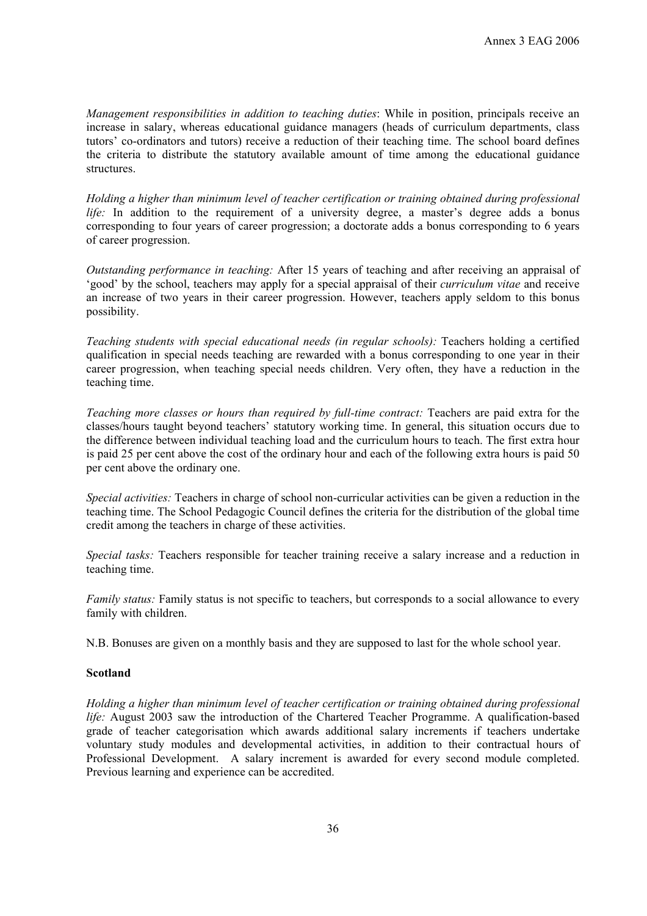*Management responsibilities in addition to teaching duties*: While in position, principals receive an increase in salary, whereas educational guidance managers (heads of curriculum departments, class tutors' co-ordinators and tutors) receive a reduction of their teaching time. The school board defines the criteria to distribute the statutory available amount of time among the educational guidance structures.

*Holding a higher than minimum level of teacher certification or training obtained during professional life:* In addition to the requirement of a university degree, a master's degree adds a bonus corresponding to four years of career progression; a doctorate adds a bonus corresponding to 6 years of career progression.

*Outstanding performance in teaching:* After 15 years of teaching and after receiving an appraisal of 'good' by the school, teachers may apply for a special appraisal of their *curriculum vitae* and receive an increase of two years in their career progression. However, teachers apply seldom to this bonus possibility.

*Teaching students with special educational needs (in regular schools):* Teachers holding a certified qualification in special needs teaching are rewarded with a bonus corresponding to one year in their career progression, when teaching special needs children. Very often, they have a reduction in the teaching time.

*Teaching more classes or hours than required by full-time contract:* Teachers are paid extra for the classes/hours taught beyond teachers' statutory working time. In general, this situation occurs due to the difference between individual teaching load and the curriculum hours to teach. The first extra hour is paid 25 per cent above the cost of the ordinary hour and each of the following extra hours is paid 50 per cent above the ordinary one.

*Special activities:* Teachers in charge of school non-curricular activities can be given a reduction in the teaching time. The School Pedagogic Council defines the criteria for the distribution of the global time credit among the teachers in charge of these activities.

*Special tasks:* Teachers responsible for teacher training receive a salary increase and a reduction in teaching time.

*Family status:* Family status is not specific to teachers, but corresponds to a social allowance to every family with children.

N.B. Bonuses are given on a monthly basis and they are supposed to last for the whole school year.

**Scotland**

*Holding a higher than minimum level of teacher certification or training obtained during professional life:* August 2003 saw the introduction of the Chartered Teacher Programme. A qualification-based grade of teacher categorisation which awards additional salary increments if teachers undertake voluntary study modules and developmental activities, in addition to their contractual hours of Professional Development. A salary increment is awarded for every second module completed. Previous learning and experience can be accredited.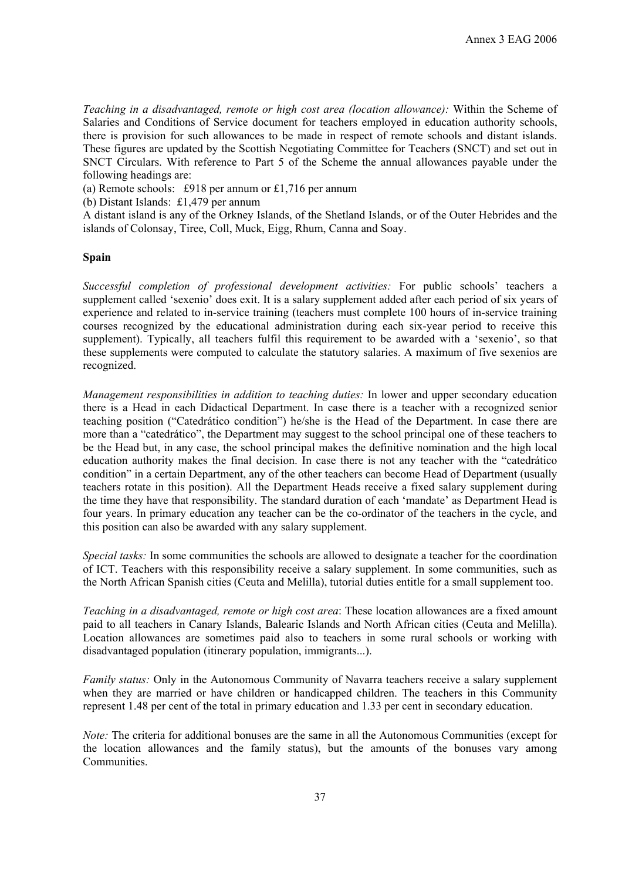*Teaching in a disadvantaged, remote or high cost area (location allowance):* Within the Scheme of Salaries and Conditions of Service document for teachers employed in education authority schools, there is provision for such allowances to be made in respect of remote schools and distant islands. These figures are updated by the Scottish Negotiating Committee for Teachers (SNCT) and set out in SNCT Circulars. With reference to Part 5 of the Scheme the annual allowances payable under the following headings are:

(a) Remote schools: £918 per annum or £1,716 per annum

(b) Distant Islands: £1,479 per annum

A distant island is any of the Orkney Islands, of the Shetland Islands, or of the Outer Hebrides and the islands of Colonsay, Tiree, Coll, Muck, Eigg, Rhum, Canna and Soay.

**Spain**

*Successful completion of professional development activities:* For public schools' teachers a supplement called 'sexenio' does exit. It is a salary supplement added after each period of six years of experience and related to in-service training (teachers must complete 100 hours of in-service training courses recognized by the educational administration during each six-year period to receive this supplement). Typically, all teachers fulfil this requirement to be awarded with a 'sexenio', so that these supplements were computed to calculate the statutory salaries. A maximum of five sexenios are recognized.

*Management responsibilities in addition to teaching duties:* In lower and upper secondary education there is a Head in each Didactical Department. In case there is a teacher with a recognized senior teaching position ("Catedrático condition") he/she is the Head of the Department. In case there are more than a "catedrático", the Department may suggest to the school principal one of these teachers to be the Head but, in any case, the school principal makes the definitive nomination and the high local education authority makes the final decision. In case there is not any teacher with the "catedrático condition" in a certain Department, any of the other teachers can become Head of Department (usually teachers rotate in this position). All the Department Heads receive a fixed salary supplement during the time they have that responsibility. The standard duration of each 'mandate' as Department Head is four years. In primary education any teacher can be the co-ordinator of the teachers in the cycle, and this position can also be awarded with any salary supplement.

*Special tasks:* In some communities the schools are allowed to designate a teacher for the coordination of ICT. Teachers with this responsibility receive a salary supplement. In some communities, such as the North African Spanish cities (Ceuta and Melilla), tutorial duties entitle for a small supplement too.

*Teaching in a disadvantaged, remote or high cost area*: These location allowances are a fixed amount paid to all teachers in Canary Islands, Balearic Islands and North African cities (Ceuta and Melilla). Location allowances are sometimes paid also to teachers in some rural schools or working with disadvantaged population (itinerary population, immigrants...).

*Family status:* Only in the Autonomous Community of Navarra teachers receive a salary supplement when they are married or have children or handicapped children. The teachers in this Community represent 1.48 per cent of the total in primary education and 1.33 per cent in secondary education.

*Note:* The criteria for additional bonuses are the same in all the Autonomous Communities (except for the location allowances and the family status), but the amounts of the bonuses vary among Communities.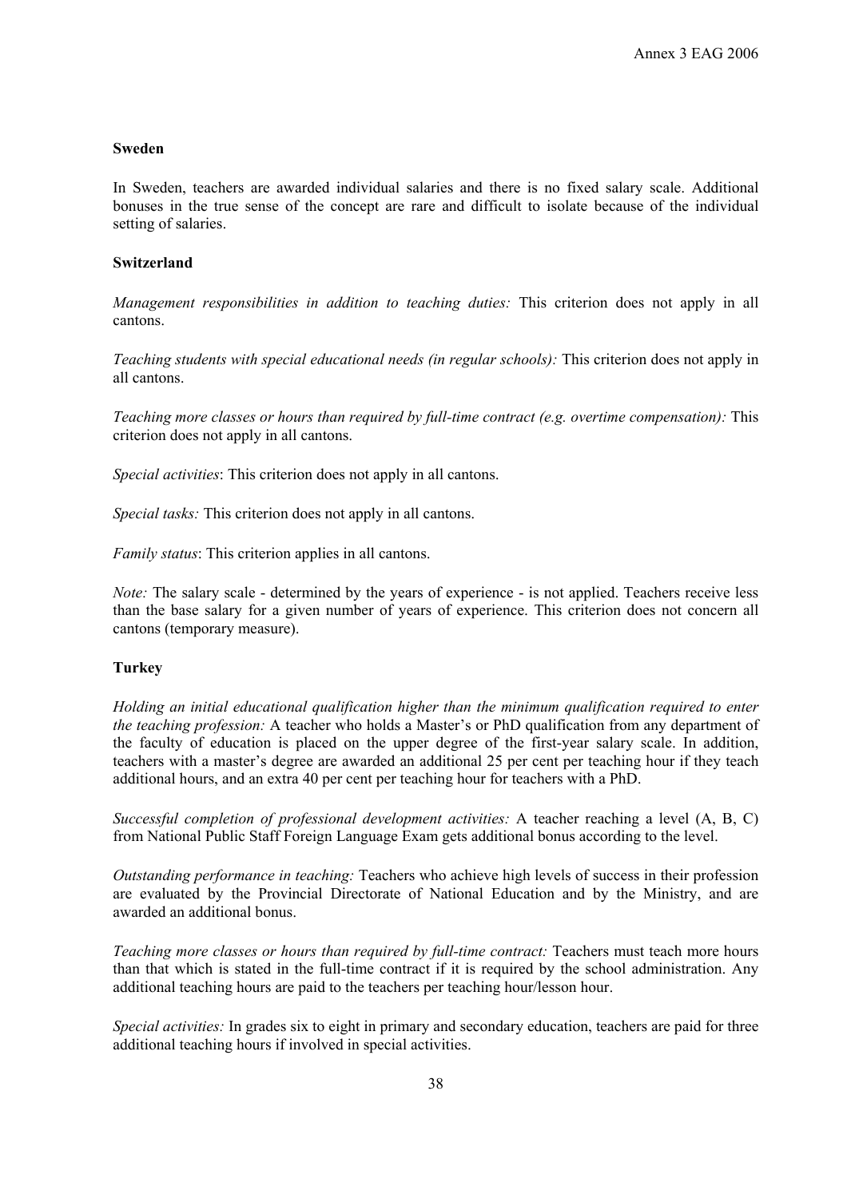**Sweden**

In Sweden, teachers are awarded individual salaries and there is no fixed salary scale. Additional bonuses in the true sense of the concept are rare and difficult to isolate because of the individual setting of salaries.

**Switzerland**

*Management responsibilities in addition to teaching duties:* This criterion does not apply in all cantons.

*Teaching students with special educational needs (in regular schools):* This criterion does not apply in all cantons.

*Teaching more classes or hours than required by full-time contract (e.g. overtime compensation):* This criterion does not apply in all cantons.

*Special activities*: This criterion does not apply in all cantons.

*Special tasks:* This criterion does not apply in all cantons.

*Family status*: This criterion applies in all cantons.

*Note:* The salary scale - determined by the years of experience - is not applied. Teachers receive less than the base salary for a given number of years of experience. This criterion does not concern all cantons (temporary measure).

**Turkey**

*Holding an initial educational qualification higher than the minimum qualification required to enter the teaching profession:* A teacher who holds a Master's or PhD qualification from any department of the faculty of education is placed on the upper degree of the first-year salary scale. In addition, teachers with a master's degree are awarded an additional 25 per cent per teaching hour if they teach additional hours, and an extra 40 per cent per teaching hour for teachers with a PhD.

*Successful completion of professional development activities:* A teacher reaching a level (A, B, C) from National Public Staff Foreign Language Exam gets additional bonus according to the level.

*Outstanding performance in teaching:* Teachers who achieve high levels of success in their profession are evaluated by the Provincial Directorate of National Education and by the Ministry, and are awarded an additional bonus.

*Teaching more classes or hours than required by full-time contract:* Teachers must teach more hours than that which is stated in the full-time contract if it is required by the school administration. Any additional teaching hours are paid to the teachers per teaching hour/lesson hour.

*Special activities:* In grades six to eight in primary and secondary education, teachers are paid for three additional teaching hours if involved in special activities.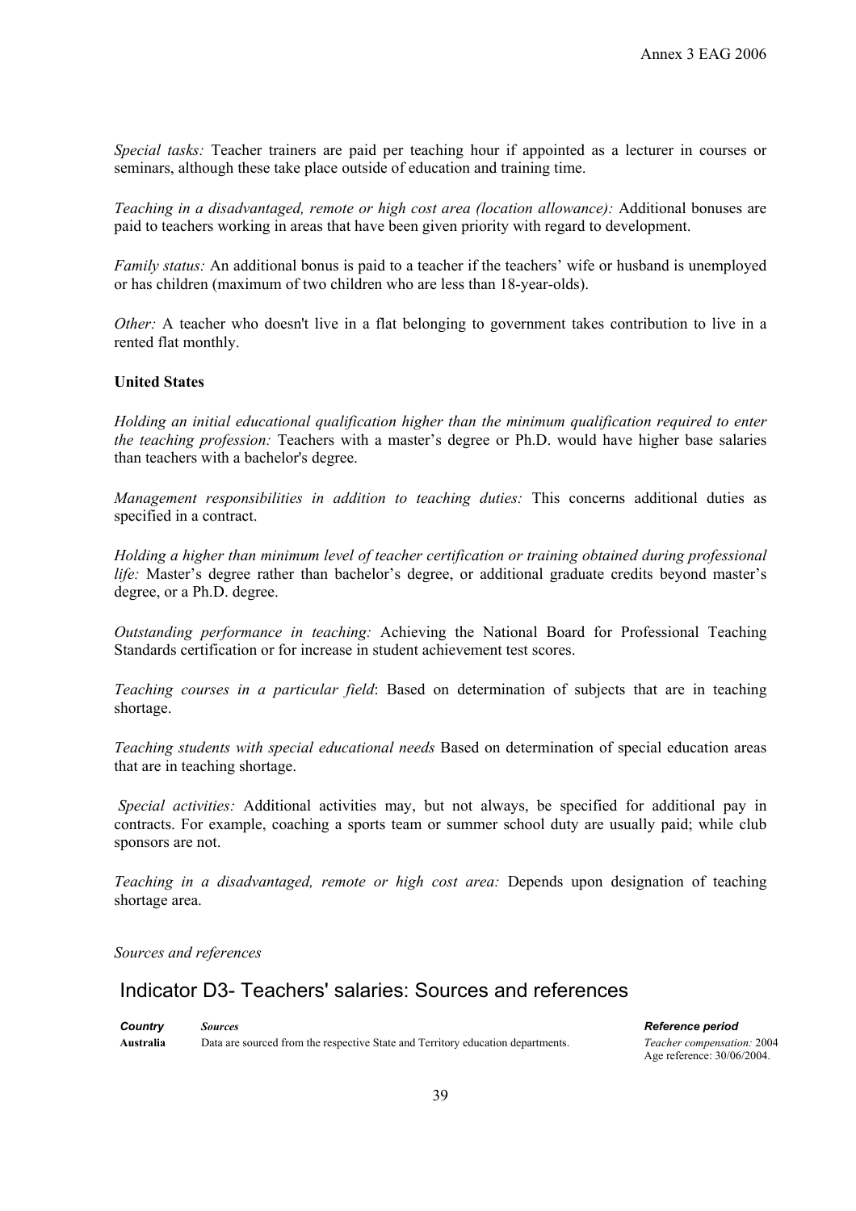*Special tasks:* Teacher trainers are paid per teaching hour if appointed as a lecturer in courses or seminars, although these take place outside of education and training time.

*Teaching in a disadvantaged, remote or high cost area (location allowance):* Additional bonuses are paid to teachers working in areas that have been given priority with regard to development.

*Family status:* An additional bonus is paid to a teacher if the teachers' wife or husband is unemployed or has children (maximum of two children who are less than 18-year-olds).

*Other:* A teacher who doesn't live in a flat belonging to government takes contribution to live in a rented flat monthly.

**United States**

*Holding an initial educational qualification higher than the minimum qualification required to enter the teaching profession:* Teachers with a master's degree or Ph.D. would have higher base salaries than teachers with a bachelor's degree.

*Management responsibilities in addition to teaching duties:* This concerns additional duties as specified in a contract.

*Holding a higher than minimum level of teacher certification or training obtained during professional life:* Master's degree rather than bachelor's degree, or additional graduate credits beyond master's degree, or a Ph.D. degree.

*Outstanding performance in teaching:* Achieving the National Board for Professional Teaching Standards certification or for increase in student achievement test scores.

*Teaching courses in a particular field*: Based on determination of subjects that are in teaching shortage.

*Teaching students with special educational needs* Based on determination of special education areas that are in teaching shortage.

*Special activities:* Additional activities may, but not always, be specified for additional pay in contracts. For example, coaching a sports team or summer school duty are usually paid; while club sponsors are not.

*Teaching in a disadvantaged, remote or high cost area:* Depends upon designation of teaching shortage area.

*Sources and references*

## Indicator D3- Teachers' salaries: Sources and references

| ***Country*** | ***Sources*** | ***Reference period*** |
|---|---|---|
| **Australia** | Data are sourced from the respective State and Territory education departments. | *Teacher compensation:* 2004<br>Age reference: 30/06/2004. |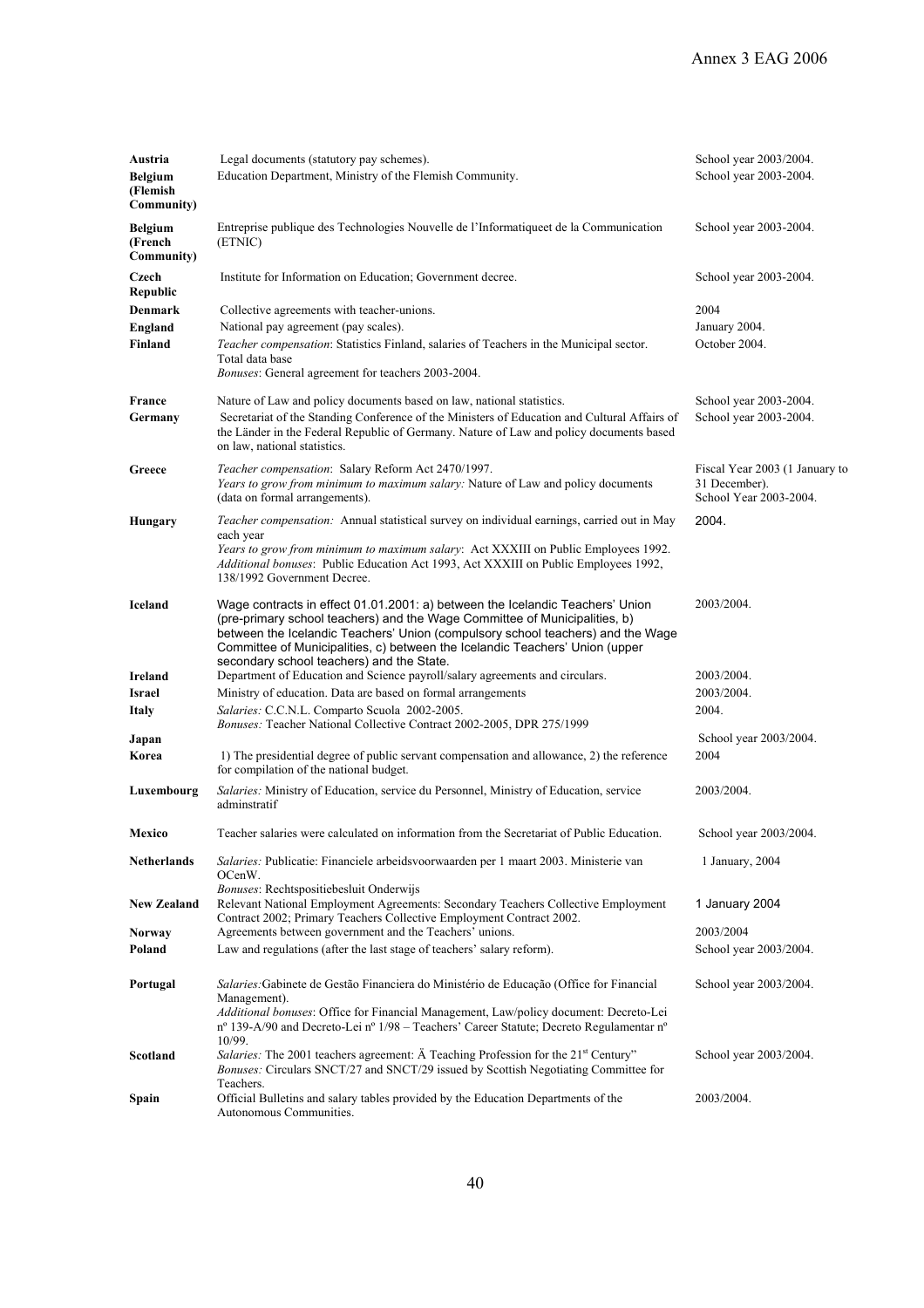| | | |
|---|---|---|
| **Austria** | Legal documents (statutory pay schemes). | School year 2003/2004. |
| **Belgium (Flemish Community)** | Education Department, Ministry of the Flemish Community. | School year 2003-2004. |
| **Belgium (French Community)** | Entreprise publique des Technologies Nouvelle de l'Informatiqueet de la Communication (ETNIC) | School year 2003-2004. |
| **Czech Republic** | Institute for Information on Education; Government decree. | School year 2003-2004. |
| **Denmark** | Collective agreements with teacher-unions. | 2004 |
| **England** | National pay agreement (pay scales). | January 2004. |
| **Finland** | *Teacher compensation*: Statistics Finland, salaries of Teachers in the Municipal sector. Total data base<br>*Bonuses*: General agreement for teachers 2003-2004. | October 2004. |
| **France** | Nature of Law and policy documents based on law, national statistics. | School year 2003-2004. |
| **Germany** | Secretariat of the Standing Conference of the Ministers of Education and Cultural Affairs of the Länder in the Federal Republic of Germany. Nature of Law and policy documents based on law, national statistics. | School year 2003-2004. |
| **Greece** | *Teacher compensation*: Salary Reform Act 2470/1997.<br>*Years to grow from minimum to maximum salary:* Nature of Law and policy documents (data on formal arrangements). | Fiscal Year 2003 (1 January to 31 December).<br>School Year 2003-2004. |
| **Hungary** | *Teacher compensation:* Annual statistical survey on individual earnings, carried out in May each year<br>*Years to grow from minimum to maximum salary*: Act XXXIII on Public Employees 1992.<br>*Additional bonuses*: Public Education Act 1993, Act XXXIII on Public Employees 1992, 138/1992 Government Decree. | 2004. |
| **Iceland** | Wage contracts in effect 01.01.2001: a) between the Icelandic Teachers' Union (pre-primary school teachers) and the Wage Committee of Municipalities, b) between the Icelandic Teachers' Union (compulsory school teachers) and the Wage Committee of Municipalities, c) between the Icelandic Teachers' Union (upper secondary school teachers) and the State. | 2003/2004. |
| **Ireland** | Department of Education and Science payroll/salary agreements and circulars. | 2003/2004. |
| **Israel** | Ministry of education. Data are based on formal arrangements | 2003/2004. |
| **Italy** | *Salaries:* C.C.N.L. Comparto Scuola 2002-2005.<br>*Bonuses:* Teacher National Collective Contract 2002-2005, DPR 275/1999 | 2004. |
| **Japan** | | School year 2003/2004. |
| **Korea** | 1) The presidential degree of public servant compensation and allowance, 2) the reference for compilation of the national budget. | 2004 |
| **Luxembourg** | *Salaries:* Ministry of Education, service du Personnel, Ministry of Education, service adminstratif | 2003/2004. |
| **Mexico** | Teacher salaries were calculated on information from the Secretariat of Public Education. | School year 2003/2004. |
| **Netherlands** | *Salaries:* Publicatie: Financiele arbeidsvoorwaarden per 1 maart 2003. Ministerie van OCenW.<br>*Bonuses*: Rechtspositiebesluit Onderwijs | 1 January, 2004 |
| **New Zealand** | Relevant National Employment Agreements: Secondary Teachers Collective Employment Contract 2002; Primary Teachers Collective Employment Contract 2002. | 1 January 2004 |
| **Norway** | Agreements between government and the Teachers' unions. | 2003/2004 |
| **Poland** | Law and regulations (after the last stage of teachers' salary reform). | School year 2003/2004. |
| **Portugal** | *Salaries:*Gabinete de Gestão Financiera do Ministério de Educação (Office for Financial Management).<br>*Additional bonuses*: Office for Financial Management, Law/policy document: Decreto-Lei nº 139-A/90 and Decreto-Lei nº 1/98 – Teachers' Career Statute; Decreto Regulamentar nº 10/99. | School year 2003/2004. |
| **Scotland** | *Salaries:* The 2001 teachers agreement: Ä Teaching Profession for the 21st Century"<br>*Bonuses:* Circulars SNCT/27 and SNCT/29 issued by Scottish Negotiating Committee for Teachers. | School year 2003/2004. |
| **Spain** | Official Bulletins and salary tables provided by the Education Departments of the Autonomous Communities. | 2003/2004. |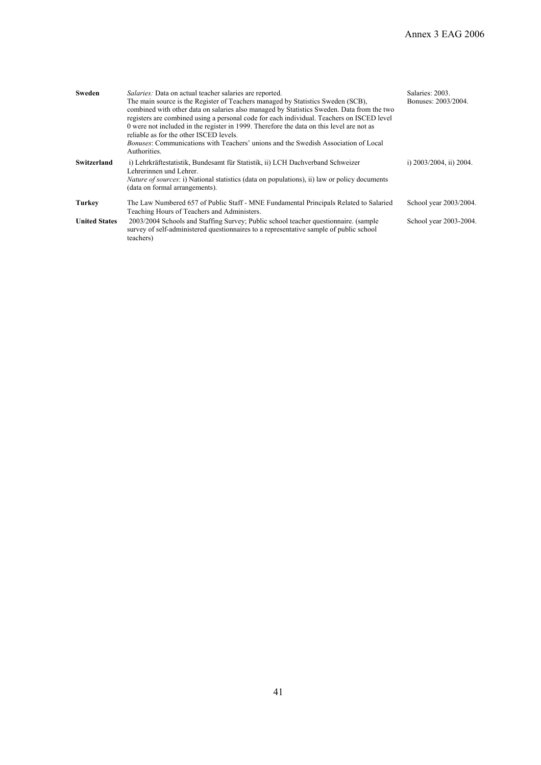| | | |
|---|---|---|
| **Sweden** | *Salaries:* Data on actual teacher salaries are reported.<br>The main source is the Register of Teachers managed by Statistics Sweden (SCB), combined with other data on salaries also managed by Statistics Sweden. Data from the two registers are combined using a personal code for each individual. Teachers on ISCED level 0 were not included in the register in 1999. Therefore the data on this level are not as reliable as for the other ISCED levels.<br>*Bonuses*: Communications with Teachers' unions and the Swedish Association of Local Authorities. | Salaries: 2003.<br>Bonuses: 2003/2004. |
| **Switzerland** | i) Lehrkräftestatistik, Bundesamt für Statistik, ii) LCH Dachverband Schweizer Lehrerinnen und Lehrer.<br>*Nature of sources*: i) National statistics (data on populations), ii) law or policy documents (data on formal arrangements). | i) 2003/2004, ii) 2004. |
| **Turkey** | The Law Numbered 657 of Public Staff - MNE Fundamental Principals Related to Salaried Teaching Hours of Teachers and Administers. | School year 2003/2004. |
| **United States** | 2003/2004 Schools and Staffing Survey; Public school teacher questionnaire. (sample survey of self-administered questionnaires to a representative sample of public school teachers) | School year 2003-2004. |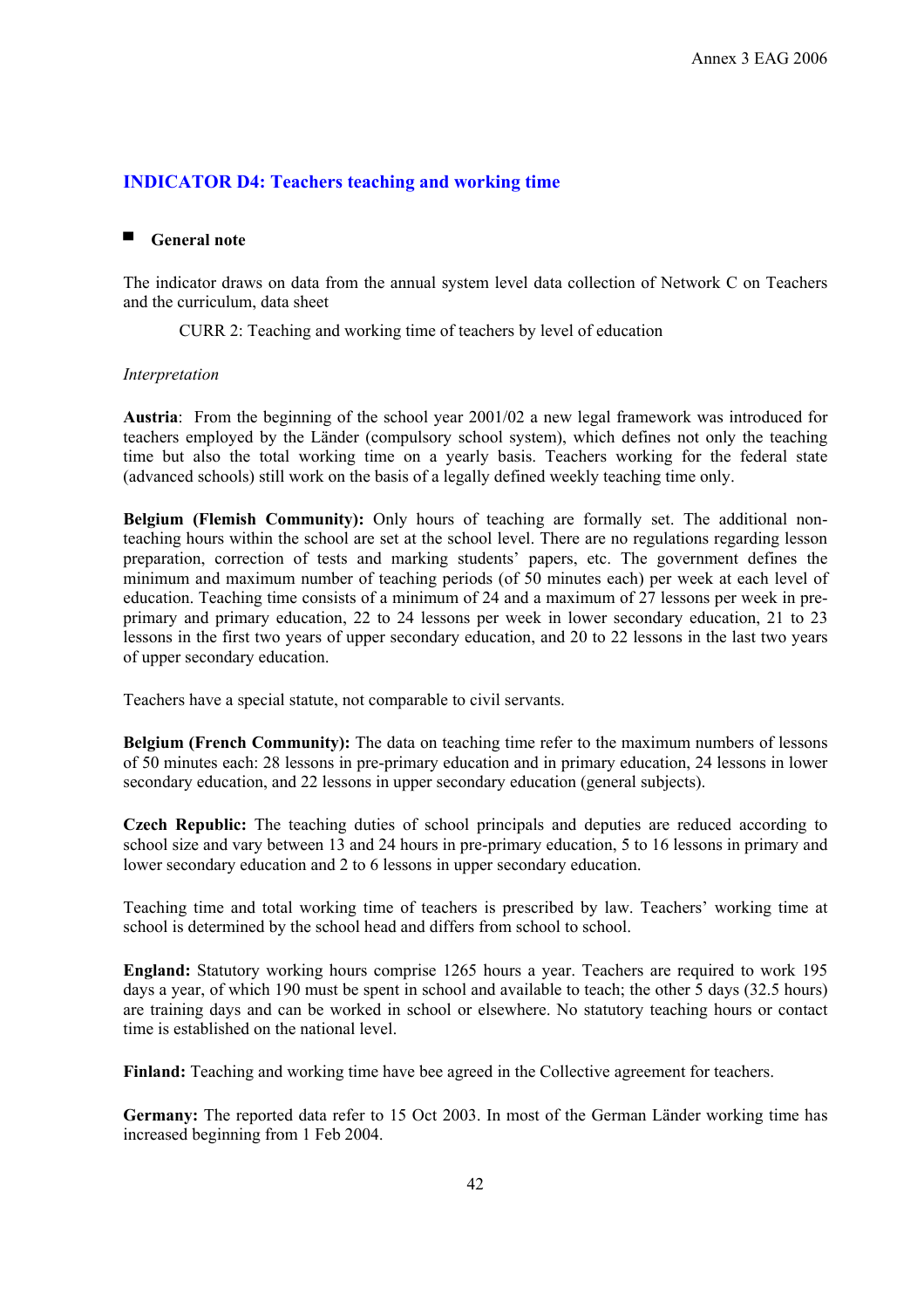## INDICATOR D4: Teachers teaching and working time

### General note

The indicator draws on data from the annual system level data collection of Network C on Teachers and the curriculum, data sheet

CURR 2: Teaching and working time of teachers by level of education

*Interpretation*

**Austria**: From the beginning of the school year 2001/02 a new legal framework was introduced for teachers employed by the Länder (compulsory school system), which defines not only the teaching time but also the total working time on a yearly basis. Teachers working for the federal state (advanced schools) still work on the basis of a legally defined weekly teaching time only.

**Belgium (Flemish Community):** Only hours of teaching are formally set. The additional non-teaching hours within the school are set at the school level. There are no regulations regarding lesson preparation, correction of tests and marking students' papers, etc. The government defines the minimum and maximum number of teaching periods (of 50 minutes each) per week at each level of education. Teaching time consists of a minimum of 24 and a maximum of 27 lessons per week in pre-primary and primary education, 22 to 24 lessons per week in lower secondary education, 21 to 23 lessons in the first two years of upper secondary education, and 20 to 22 lessons in the last two years of upper secondary education.

Teachers have a special statute, not comparable to civil servants.

**Belgium (French Community):** The data on teaching time refer to the maximum numbers of lessons of 50 minutes each: 28 lessons in pre-primary education and in primary education, 24 lessons in lower secondary education, and 22 lessons in upper secondary education (general subjects).

**Czech Republic:** The teaching duties of school principals and deputies are reduced according to school size and vary between 13 and 24 hours in pre-primary education, 5 to 16 lessons in primary and lower secondary education and 2 to 6 lessons in upper secondary education.

Teaching time and total working time of teachers is prescribed by law. Teachers' working time at school is determined by the school head and differs from school to school.

**England:** Statutory working hours comprise 1265 hours a year. Teachers are required to work 195 days a year, of which 190 must be spent in school and available to teach; the other 5 days (32.5 hours) are training days and can be worked in school or elsewhere. No statutory teaching hours or contact time is established on the national level.

**Finland:** Teaching and working time have bee agreed in the Collective agreement for teachers.

**Germany:** The reported data refer to 15 Oct 2003. In most of the German Länder working time has increased beginning from 1 Feb 2004.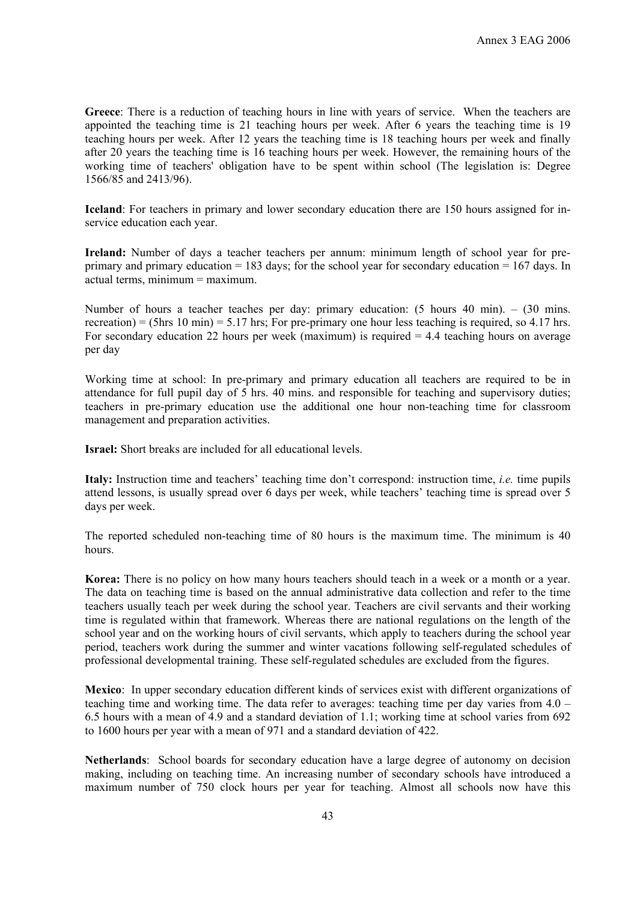**Greece**: There is a reduction of teaching hours in line with years of service. When the teachers are appointed the teaching time is 21 teaching hours per week. After 6 years the teaching time is 19 teaching hours per week. After 12 years the teaching time is 18 teaching hours per week and finally after 20 years the teaching time is 16 teaching hours per week. However, the remaining hours of the working time of teachers' obligation have to be spent within school (The legislation is: Degree 1566/85 and 2413/96).

**Iceland**: For teachers in primary and lower secondary education there are 150 hours assigned for in-service education each year.

**Ireland:** Number of days a teacher teachers per annum: minimum length of school year for pre-primary and primary education = 183 days; for the school year for secondary education = 167 days. In actual terms, minimum = maximum.

Number of hours a teacher teaches per day: primary education: (5 hours 40 min). – (30 mins. recreation) = (5hrs 10 min) = 5.17 hrs; For pre-primary one hour less teaching is required, so 4.17 hrs. For secondary education 22 hours per week (maximum) is required = 4.4 teaching hours on average per day

Working time at school: In pre-primary and primary education all teachers are required to be in attendance for full pupil day of 5 hrs. 40 mins. and responsible for teaching and supervisory duties; teachers in pre-primary education use the additional one hour non-teaching time for classroom management and preparation activities.

**Israel:** Short breaks are included for all educational levels.

**Italy:** Instruction time and teachers' teaching time don't correspond: instruction time, *i.e.* time pupils attend lessons, is usually spread over 6 days per week, while teachers' teaching time is spread over 5 days per week.

The reported scheduled non-teaching time of 80 hours is the maximum time. The minimum is 40 hours.

**Korea:** There is no policy on how many hours teachers should teach in a week or a month or a year. The data on teaching time is based on the annual administrative data collection and refer to the time teachers usually teach per week during the school year. Teachers are civil servants and their working time is regulated within that framework. Whereas there are national regulations on the length of the school year and on the working hours of civil servants, which apply to teachers during the school year period, teachers work during the summer and winter vacations following self-regulated schedules of professional developmental training. These self-regulated schedules are excluded from the figures.

**Mexico**: In upper secondary education different kinds of services exist with different organizations of teaching time and working time. The data refer to averages: teaching time per day varies from 4.0 – 6.5 hours with a mean of 4.9 and a standard deviation of 1.1; working time at school varies from 692 to 1600 hours per year with a mean of 971 and a standard deviation of 422.

**Netherlands**: School boards for secondary education have a large degree of autonomy on decision making, including on teaching time. An increasing number of secondary schools have introduced a maximum number of 750 clock hours per year for teaching. Almost all schools now have this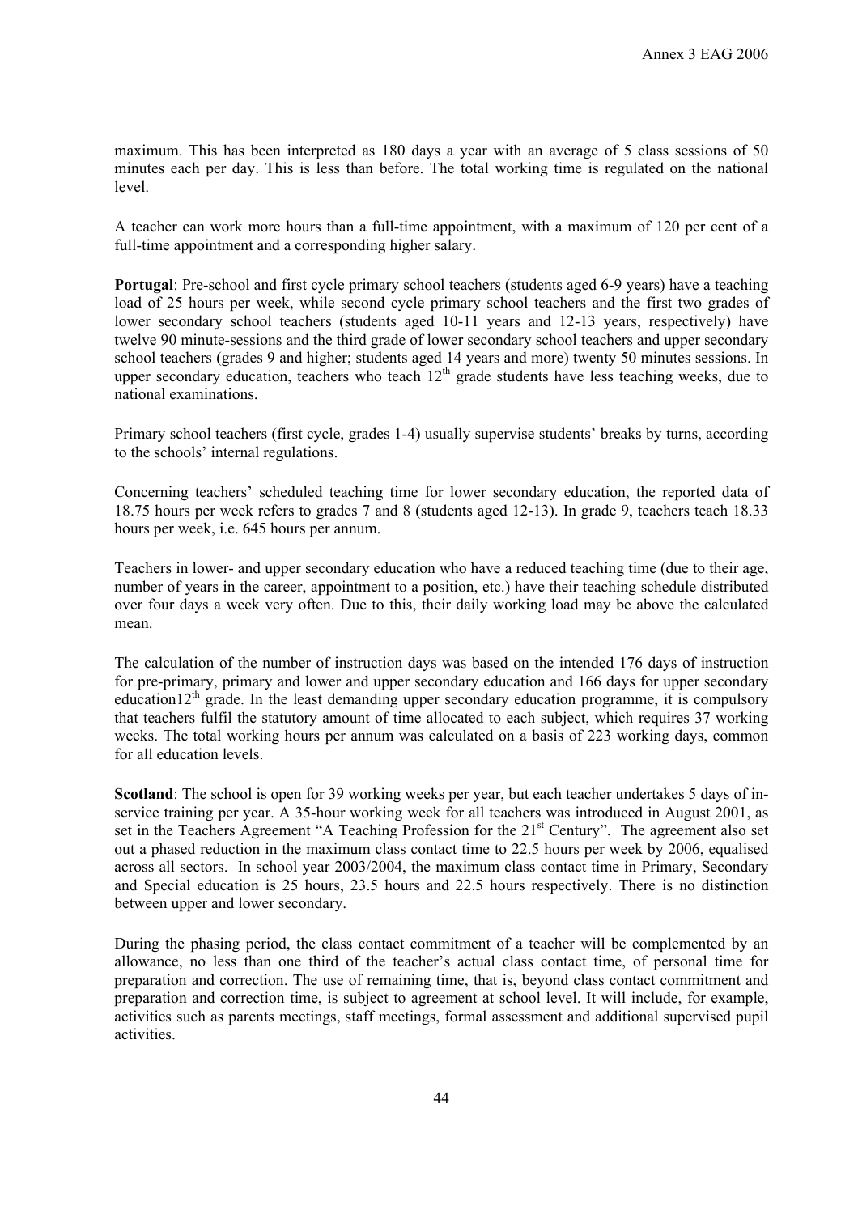maximum. This has been interpreted as 180 days a year with an average of 5 class sessions of 50 minutes each per day. This is less than before. The total working time is regulated on the national level.

A teacher can work more hours than a full-time appointment, with a maximum of 120 per cent of a full-time appointment and a corresponding higher salary.

**Portugal**: Pre-school and first cycle primary school teachers (students aged 6-9 years) have a teaching load of 25 hours per week, while second cycle primary school teachers and the first two grades of lower secondary school teachers (students aged 10-11 years and 12-13 years, respectively) have twelve 90 minute-sessions and the third grade of lower secondary school teachers and upper secondary school teachers (grades 9 and higher; students aged 14 years and more) twenty 50 minutes sessions. In upper secondary education, teachers who teach 12th grade students have less teaching weeks, due to national examinations.

Primary school teachers (first cycle, grades 1-4) usually supervise students' breaks by turns, according to the schools' internal regulations.

Concerning teachers' scheduled teaching time for lower secondary education, the reported data of 18.75 hours per week refers to grades 7 and 8 (students aged 12-13). In grade 9, teachers teach 18.33 hours per week, i.e. 645 hours per annum.

Teachers in lower- and upper secondary education who have a reduced teaching time (due to their age, number of years in the career, appointment to a position, etc.) have their teaching schedule distributed over four days a week very often. Due to this, their daily working load may be above the calculated mean.

The calculation of the number of instruction days was based on the intended 176 days of instruction for pre-primary, primary and lower and upper secondary education and 166 days for upper secondary education12th grade. In the least demanding upper secondary education programme, it is compulsory that teachers fulfil the statutory amount of time allocated to each subject, which requires 37 working weeks. The total working hours per annum was calculated on a basis of 223 working days, common for all education levels.

**Scotland**: The school is open for 39 working weeks per year, but each teacher undertakes 5 days of in-service training per year. A 35-hour working week for all teachers was introduced in August 2001, as set in the Teachers Agreement "A Teaching Profession for the 21st Century". The agreement also set out a phased reduction in the maximum class contact time to 22.5 hours per week by 2006, equalised across all sectors. In school year 2003/2004, the maximum class contact time in Primary, Secondary and Special education is 25 hours, 23.5 hours and 22.5 hours respectively. There is no distinction between upper and lower secondary.

During the phasing period, the class contact commitment of a teacher will be complemented by an allowance, no less than one third of the teacher's actual class contact time, of personal time for preparation and correction. The use of remaining time, that is, beyond class contact commitment and preparation and correction time, is subject to agreement at school level. It will include, for example, activities such as parents meetings, staff meetings, formal assessment and additional supervised pupil activities.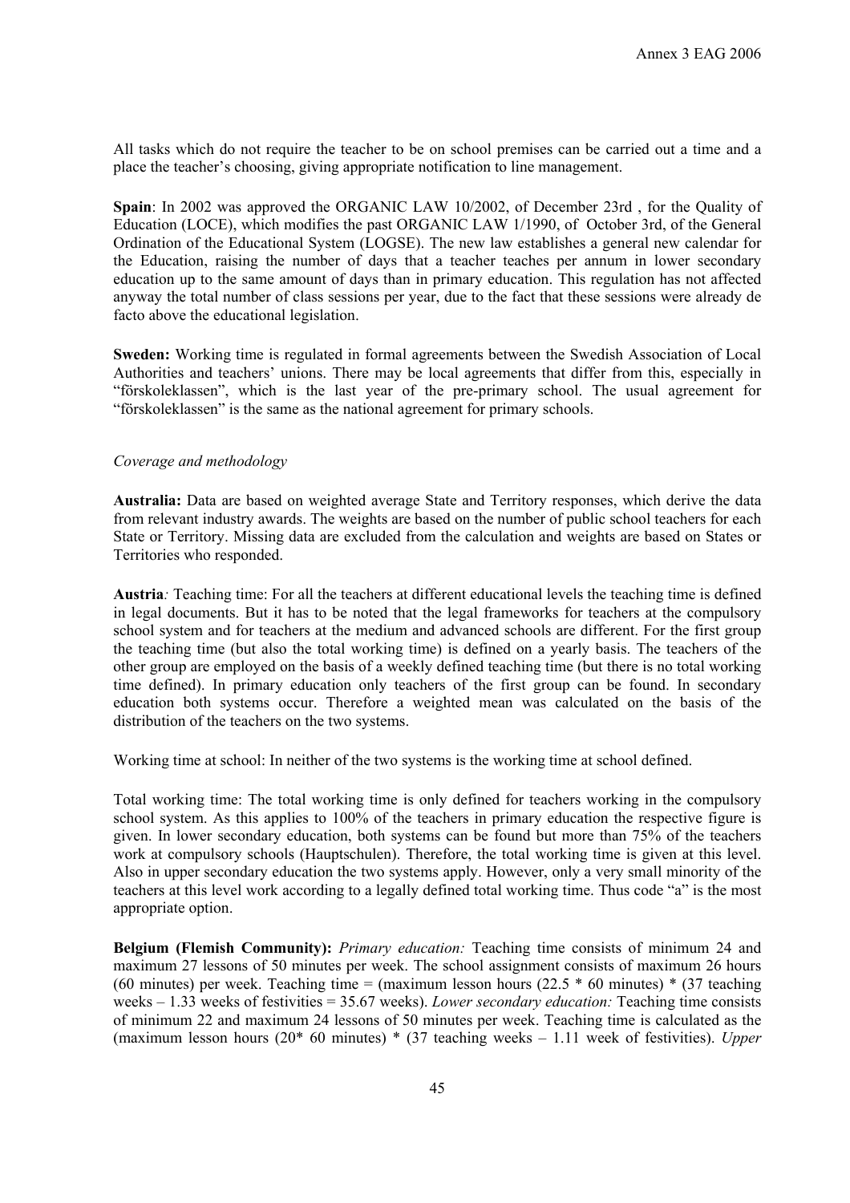All tasks which do not require the teacher to be on school premises can be carried out a time and a place the teacher's choosing, giving appropriate notification to line management.

**Spain**: In 2002 was approved the ORGANIC LAW 10/2002, of December 23rd , for the Quality of Education (LOCE), which modifies the past ORGANIC LAW 1/1990, of October 3rd, of the General Ordination of the Educational System (LOGSE). The new law establishes a general new calendar for the Education, raising the number of days that a teacher teaches per annum in lower secondary education up to the same amount of days than in primary education. This regulation has not affected anyway the total number of class sessions per year, due to the fact that these sessions were already de facto above the educational legislation.

**Sweden:** Working time is regulated in formal agreements between the Swedish Association of Local Authorities and teachers' unions. There may be local agreements that differ from this, especially in "förskoleklassen", which is the last year of the pre-primary school. The usual agreement for "förskoleklassen" is the same as the national agreement for primary schools.

*Coverage and methodology*

**Australia:** Data are based on weighted average State and Territory responses, which derive the data from relevant industry awards. The weights are based on the number of public school teachers for each State or Territory. Missing data are excluded from the calculation and weights are based on States or Territories who responded.

**Austria***:* Teaching time: For all the teachers at different educational levels the teaching time is defined in legal documents. But it has to be noted that the legal frameworks for teachers at the compulsory school system and for teachers at the medium and advanced schools are different. For the first group the teaching time (but also the total working time) is defined on a yearly basis. The teachers of the other group are employed on the basis of a weekly defined teaching time (but there is no total working time defined). In primary education only teachers of the first group can be found. In secondary education both systems occur. Therefore a weighted mean was calculated on the basis of the distribution of the teachers on the two systems.

Working time at school: In neither of the two systems is the working time at school defined.

Total working time: The total working time is only defined for teachers working in the compulsory school system. As this applies to 100% of the teachers in primary education the respective figure is given. In lower secondary education, both systems can be found but more than 75% of the teachers work at compulsory schools (Hauptschulen). Therefore, the total working time is given at this level. Also in upper secondary education the two systems apply. However, only a very small minority of the teachers at this level work according to a legally defined total working time. Thus code "a" is the most appropriate option.

**Belgium (Flemish Community):** *Primary education:* Teaching time consists of minimum 24 and maximum 27 lessons of 50 minutes per week. The school assignment consists of maximum 26 hours (60 minutes) per week. Teaching time = (maximum lesson hours (22.5 * 60 minutes) * (37 teaching weeks – 1.33 weeks of festivities = 35.67 weeks). *Lower secondary education:* Teaching time consists of minimum 22 and maximum 24 lessons of 50 minutes per week. Teaching time is calculated as the (maximum lesson hours (20* 60 minutes) * (37 teaching weeks – 1.11 week of festivities). *Upper*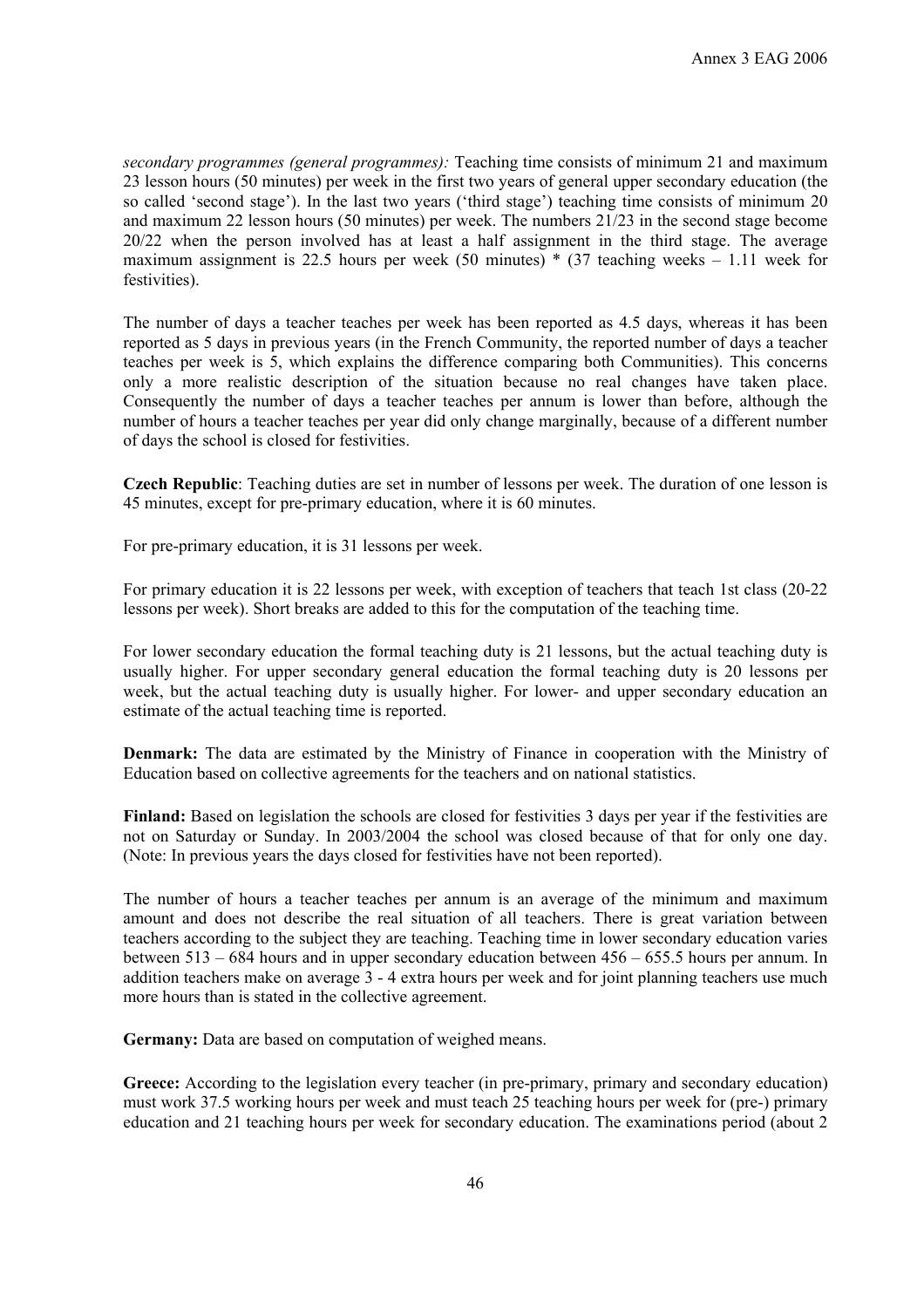*secondary programmes (general programmes):* Teaching time consists of minimum 21 and maximum 23 lesson hours (50 minutes) per week in the first two years of general upper secondary education (the so called 'second stage'). In the last two years ('third stage') teaching time consists of minimum 20 and maximum 22 lesson hours (50 minutes) per week. The numbers 21/23 in the second stage become 20/22 when the person involved has at least a half assignment in the third stage. The average maximum assignment is 22.5 hours per week (50 minutes) * (37 teaching weeks – 1.11 week for festivities).

The number of days a teacher teaches per week has been reported as 4.5 days, whereas it has been reported as 5 days in previous years (in the French Community, the reported number of days a teacher teaches per week is 5, which explains the difference comparing both Communities). This concerns only a more realistic description of the situation because no real changes have taken place. Consequently the number of days a teacher teaches per annum is lower than before, although the number of hours a teacher teaches per year did only change marginally, because of a different number of days the school is closed for festivities.

**Czech Republic**: Teaching duties are set in number of lessons per week. The duration of one lesson is 45 minutes, except for pre-primary education, where it is 60 minutes.

For pre-primary education, it is 31 lessons per week.

For primary education it is 22 lessons per week, with exception of teachers that teach 1st class (20-22 lessons per week). Short breaks are added to this for the computation of the teaching time.

For lower secondary education the formal teaching duty is 21 lessons, but the actual teaching duty is usually higher. For upper secondary general education the formal teaching duty is 20 lessons per week, but the actual teaching duty is usually higher. For lower- and upper secondary education an estimate of the actual teaching time is reported.

**Denmark:** The data are estimated by the Ministry of Finance in cooperation with the Ministry of Education based on collective agreements for the teachers and on national statistics.

**Finland:** Based on legislation the schools are closed for festivities 3 days per year if the festivities are not on Saturday or Sunday. In 2003/2004 the school was closed because of that for only one day. (Note: In previous years the days closed for festivities have not been reported).

The number of hours a teacher teaches per annum is an average of the minimum and maximum amount and does not describe the real situation of all teachers. There is great variation between teachers according to the subject they are teaching. Teaching time in lower secondary education varies between 513 – 684 hours and in upper secondary education between 456 – 655.5 hours per annum. In addition teachers make on average 3 - 4 extra hours per week and for joint planning teachers use much more hours than is stated in the collective agreement.

**Germany:** Data are based on computation of weighed means.

**Greece:** According to the legislation every teacher (in pre-primary, primary and secondary education) must work 37.5 working hours per week and must teach 25 teaching hours per week for (pre-) primary education and 21 teaching hours per week for secondary education. The examinations period (about 2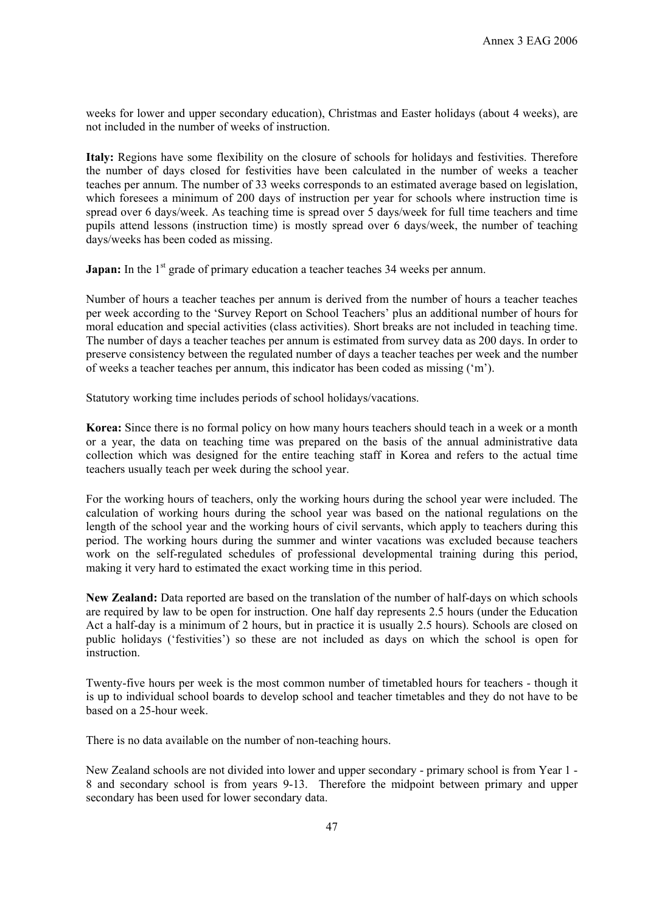weeks for lower and upper secondary education), Christmas and Easter holidays (about 4 weeks), are not included in the number of weeks of instruction.

**Italy:** Regions have some flexibility on the closure of schools for holidays and festivities. Therefore the number of days closed for festivities have been calculated in the number of weeks a teacher teaches per annum. The number of 33 weeks corresponds to an estimated average based on legislation, which foresees a minimum of 200 days of instruction per year for schools where instruction time is spread over 6 days/week. As teaching time is spread over 5 days/week for full time teachers and time pupils attend lessons (instruction time) is mostly spread over 6 days/week, the number of teaching days/weeks has been coded as missing.

**Japan:** In the 1st grade of primary education a teacher teaches 34 weeks per annum.

Number of hours a teacher teaches per annum is derived from the number of hours a teacher teaches per week according to the 'Survey Report on School Teachers' plus an additional number of hours for moral education and special activities (class activities). Short breaks are not included in teaching time. The number of days a teacher teaches per annum is estimated from survey data as 200 days. In order to preserve consistency between the regulated number of days a teacher teaches per week and the number of weeks a teacher teaches per annum, this indicator has been coded as missing ('m').

Statutory working time includes periods of school holidays/vacations.

**Korea:** Since there is no formal policy on how many hours teachers should teach in a week or a month or a year, the data on teaching time was prepared on the basis of the annual administrative data collection which was designed for the entire teaching staff in Korea and refers to the actual time teachers usually teach per week during the school year.

For the working hours of teachers, only the working hours during the school year were included. The calculation of working hours during the school year was based on the national regulations on the length of the school year and the working hours of civil servants, which apply to teachers during this period. The working hours during the summer and winter vacations was excluded because teachers work on the self-regulated schedules of professional developmental training during this period, making it very hard to estimated the exact working time in this period.

**New Zealand:** Data reported are based on the translation of the number of half-days on which schools are required by law to be open for instruction. One half day represents 2.5 hours (under the Education Act a half-day is a minimum of 2 hours, but in practice it is usually 2.5 hours). Schools are closed on public holidays ('festivities') so these are not included as days on which the school is open for instruction.

Twenty-five hours per week is the most common number of timetabled hours for teachers - though it is up to individual school boards to develop school and teacher timetables and they do not have to be based on a 25-hour week.

There is no data available on the number of non-teaching hours.

New Zealand schools are not divided into lower and upper secondary - primary school is from Year 1 - 8 and secondary school is from years 9-13. Therefore the midpoint between primary and upper secondary has been used for lower secondary data.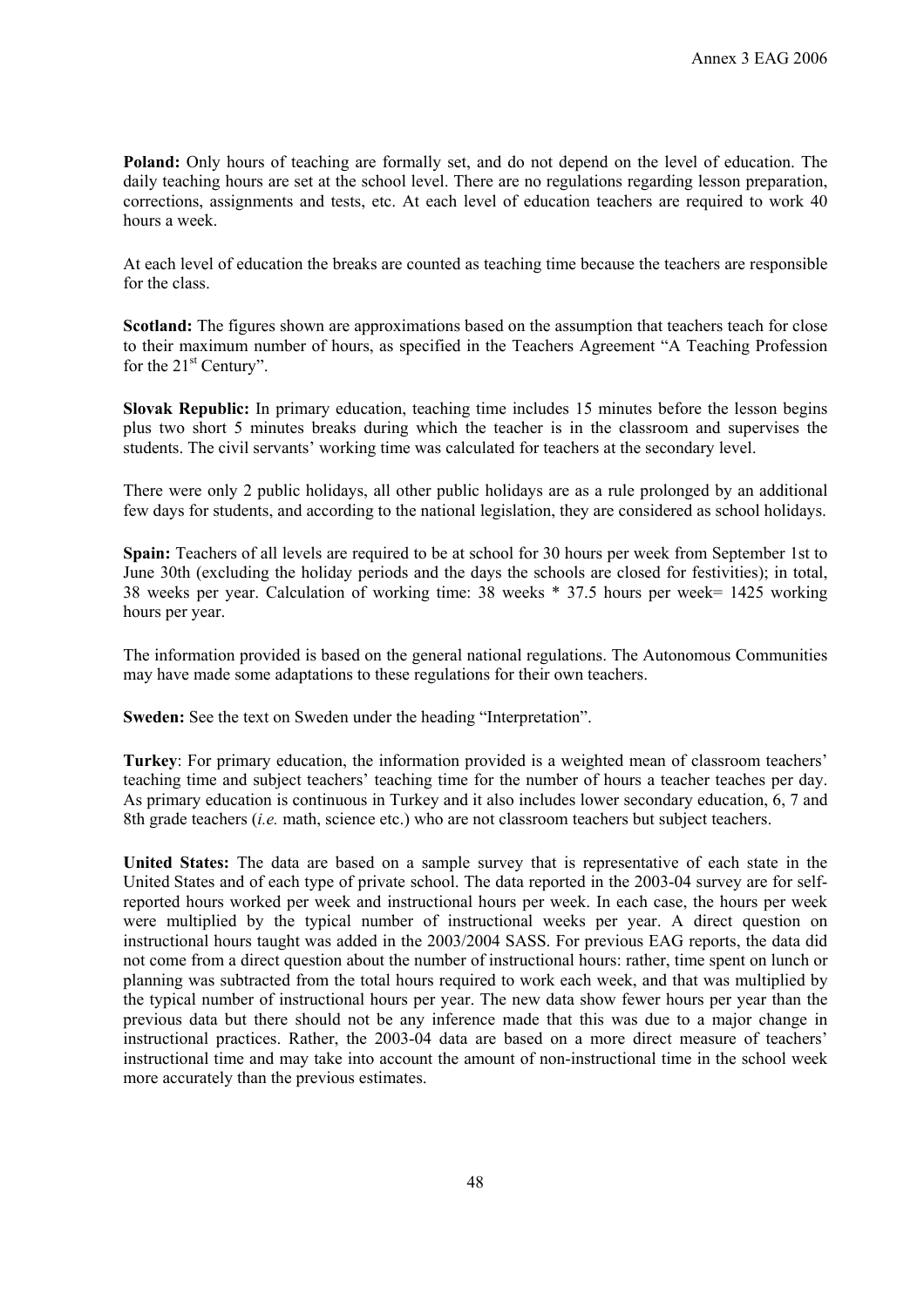**Poland:** Only hours of teaching are formally set, and do not depend on the level of education. The daily teaching hours are set at the school level. There are no regulations regarding lesson preparation, corrections, assignments and tests, etc. At each level of education teachers are required to work 40 hours a week.

At each level of education the breaks are counted as teaching time because the teachers are responsible for the class.

**Scotland:** The figures shown are approximations based on the assumption that teachers teach for close to their maximum number of hours, as specified in the Teachers Agreement "A Teaching Profession for the 21st Century".

**Slovak Republic:** In primary education, teaching time includes 15 minutes before the lesson begins plus two short 5 minutes breaks during which the teacher is in the classroom and supervises the students. The civil servants' working time was calculated for teachers at the secondary level.

There were only 2 public holidays, all other public holidays are as a rule prolonged by an additional few days for students, and according to the national legislation, they are considered as school holidays.

**Spain:** Teachers of all levels are required to be at school for 30 hours per week from September 1st to June 30th (excluding the holiday periods and the days the schools are closed for festivities); in total, 38 weeks per year. Calculation of working time: 38 weeks * 37.5 hours per week= 1425 working hours per year.

The information provided is based on the general national regulations. The Autonomous Communities may have made some adaptations to these regulations for their own teachers.

**Sweden:** See the text on Sweden under the heading "Interpretation".

**Turkey**: For primary education, the information provided is a weighted mean of classroom teachers' teaching time and subject teachers' teaching time for the number of hours a teacher teaches per day. As primary education is continuous in Turkey and it also includes lower secondary education, 6, 7 and 8th grade teachers (*i.e.* math, science etc.) who are not classroom teachers but subject teachers.

**United States:** The data are based on a sample survey that is representative of each state in the United States and of each type of private school. The data reported in the 2003-04 survey are for self-reported hours worked per week and instructional hours per week. In each case, the hours per week were multiplied by the typical number of instructional weeks per year. A direct question on instructional hours taught was added in the 2003/2004 SASS. For previous EAG reports, the data did not come from a direct question about the number of instructional hours: rather, time spent on lunch or planning was subtracted from the total hours required to work each week, and that was multiplied by the typical number of instructional hours per year. The new data show fewer hours per year than the previous data but there should not be any inference made that this was due to a major change in instructional practices. Rather, the 2003-04 data are based on a more direct measure of teachers' instructional time and may take into account the amount of non-instructional time in the school week more accurately than the previous estimates.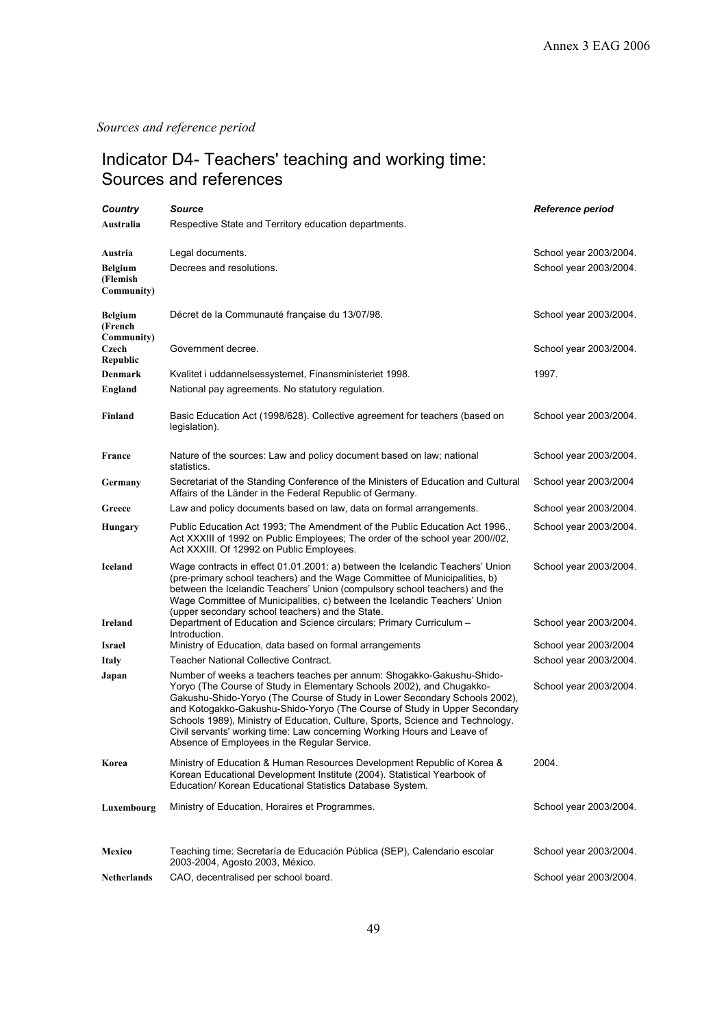*Sources and reference period*

# Indicator D4- Teachers' teaching and working time: Sources and references

| Country | Source | Reference period |
|---|---|---|
| **Australia** | Respective State and Territory education departments. | |
| **Austria** | Legal documents. | School year 2003/2004. |
| **Belgium (Flemish Community)** | Decrees and resolutions. | School year 2003/2004. |
| **Belgium (French Community)** | Décret de la Communauté française du 13/07/98. | School year 2003/2004. |
| **Czech Republic** | Government decree. | School year 2003/2004. |
| **Denmark** | Kvalitet i uddannelsessystemet, Finansministeriet 1998. | 1997. |
| **England** | National pay agreements. No statutory regulation. | |
| **Finland** | Basic Education Act (1998/628). Collective agreement for teachers (based on legislation). | School year 2003/2004. |
| **France** | Nature of the sources: Law and policy document based on law; national statistics. | School year 2003/2004. |
| **Germany** | Secretariat of the Standing Conference of the Ministers of Education and Cultural Affairs of the Länder in the Federal Republic of Germany. | School year 2003/2004 |
| **Greece** | Law and policy documents based on law, data on formal arrangements. | School year 2003/2004. |
| **Hungary** | Public Education Act 1993; The Amendment of the Public Education Act 1996., Act XXXIII of 1992 on Public Employees; The order of the school year 200//02, Act XXXIII. Of 12992 on Public Employees. | School year 2003/2004. |
| **Iceland** | Wage contracts in effect 01.01.2001: a) between the Icelandic Teachers' Union (pre-primary school teachers) and the Wage Committee of Municipalities, b) between the Icelandic Teachers' Union (compulsory school teachers) and the Wage Committee of Municipalities, c) between the Icelandic Teachers' Union (upper secondary school teachers) and the State. | School year 2003/2004. |
| **Ireland** | Department of Education and Science circulars; Primary Curriculum – Introduction. | School year 2003/2004. |
| **Israel** | Ministry of Education, data based on formal arrangements | School year 2003/2004 |
| **Italy** | Teacher National Collective Contract. | School year 2003/2004. |
| **Japan** | Number of weeks a teachers teaches per annum: Shogakko-Gakushu-Shido-Yoryo (The Course of Study in Elementary Schools 2002), and Chugakko-Gakushu-Shido-Yoryo (The Course of Study in Lower Secondary Schools 2002), and Kotogakko-Gakushu-Shido-Yoryo (The Course of Study in Upper Secondary Schools 1989), Ministry of Education, Culture, Sports, Science and Technology. Civil servants' working time: Law concerning Working Hours and Leave of Absence of Employees in the Regular Service. | School year 2003/2004. |
| **Korea** | Ministry of Education & Human Resources Development Republic of Korea & Korean Educational Development Institute (2004). Statistical Yearbook of Education/ Korean Educational Statistics Database System. | 2004. |
| **Luxembourg** | Ministry of Education, Horaires et Programmes. | School year 2003/2004. |
| **Mexico** | Teaching time: Secretaría de Educación Pública (SEP), Calendario escolar 2003-2004, Agosto 2003, México. | School year 2003/2004. |
| **Netherlands** | CAO, decentralised per school board. | School year 2003/2004. |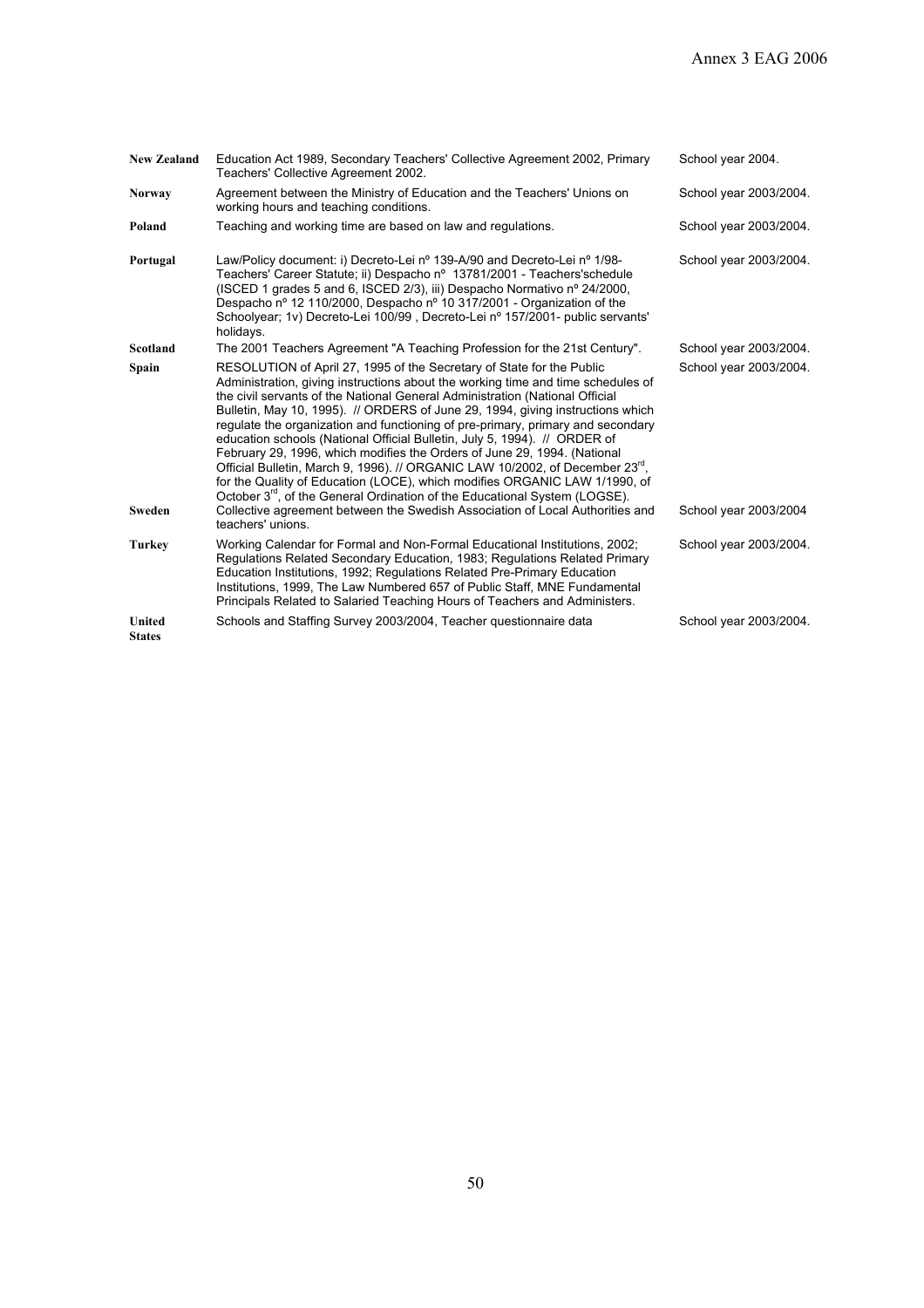| | | |
|---|---|---|
| **New Zealand** | Education Act 1989, Secondary Teachers' Collective Agreement 2002, Primary Teachers' Collective Agreement 2002. | School year 2004. |
| **Norway** | Agreement between the Ministry of Education and the Teachers' Unions on working hours and teaching conditions. | School year 2003/2004. |
| **Poland** | Teaching and working time are based on law and regulations. | School year 2003/2004. |
| **Portugal** | Law/Policy document: i) Decreto-Lei nº 139-A/90 and Decreto-Lei nº 1/98- Teachers' Career Statute; ii) Despacho nº 13781/2001 - Teachers'schedule (ISCED 1 grades 5 and 6, ISCED 2/3), iii) Despacho Normativo nº 24/2000, Despacho nº 12 110/2000, Despacho nº 10 317/2001 - Organization of the Schoolyear; 1v) Decreto-Lei 100/99 , Decreto-Lei nº 157/2001- public servants' holidays. | School year 2003/2004. |
| **Scotland** | The 2001 Teachers Agreement "A Teaching Profession for the 21st Century". | School year 2003/2004. |
| **Spain** | RESOLUTION of April 27, 1995 of the Secretary of State for the Public Administration, giving instructions about the working time and time schedules of the civil servants of the National General Administration (National Official Bulletin, May 10, 1995). // ORDERS of June 29, 1994, giving instructions which regulate the organization and functioning of pre-primary, primary and secondary education schools (National Official Bulletin, July 5, 1994). // ORDER of February 29, 1996, which modifies the Orders of June 29, 1994. (National Official Bulletin, March 9, 1996). // ORGANIC LAW 10/2002, of December 23rd, for the Quality of Education (LOCE), which modifies ORGANIC LAW 1/1990, of October 3rd, of the General Ordination of the Educational System (LOGSE). | School year 2003/2004. |
| **Sweden** | Collective agreement between the Swedish Association of Local Authorities and teachers' unions. | School year 2003/2004 |
| **Turkey** | Working Calendar for Formal and Non-Formal Educational Institutions, 2002; Regulations Related Secondary Education, 1983; Regulations Related Primary Education Institutions, 1992; Regulations Related Pre-Primary Education Institutions, 1999, The Law Numbered 657 of Public Staff, MNE Fundamental Principals Related to Salaried Teaching Hours of Teachers and Administers. | School year 2003/2004. |
| **United States** | Schools and Staffing Survey 2003/2004, Teacher questionnaire data | School year 2003/2004. |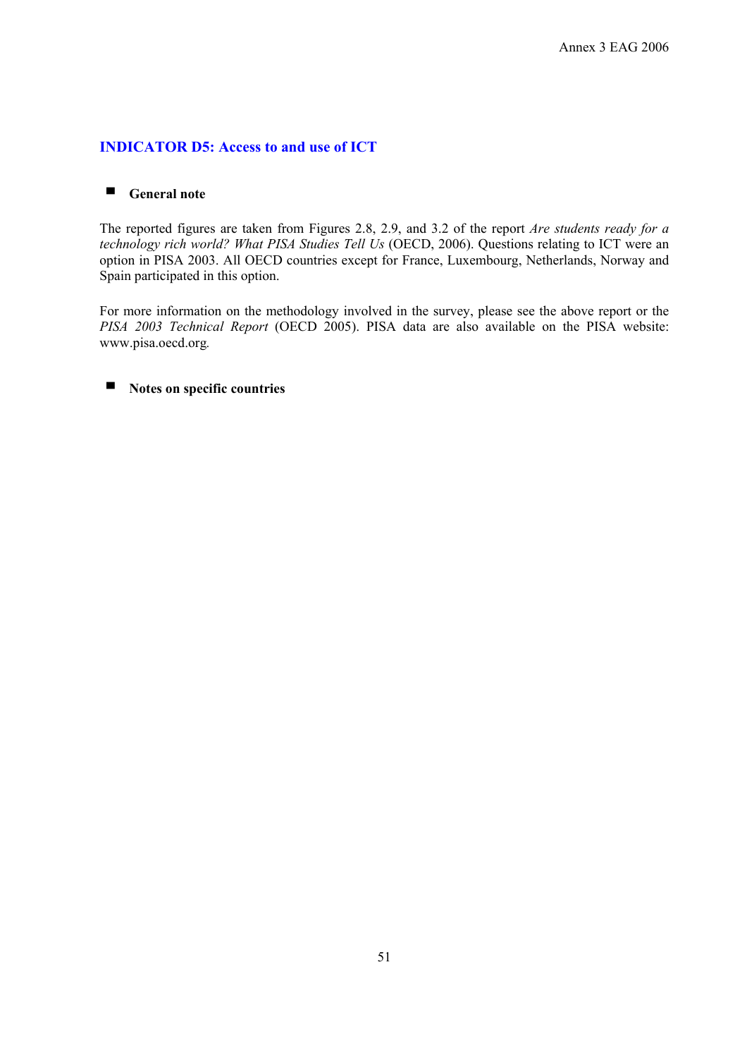## INDICATOR D5: Access to and use of ICT

### General note

The reported figures are taken from Figures 2.8, 2.9, and 3.2 of the report *Are students ready for a technology rich world? What PISA Studies Tell Us* (OECD, 2006). Questions relating to ICT were an option in PISA 2003. All OECD countries except for France, Luxembourg, Netherlands, Norway and Spain participated in this option.

For more information on the methodology involved in the survey, please see the above report or the *PISA 2003 Technical Report* (OECD 2005). PISA data are also available on the PISA website: www.pisa.oecd.org.

### Notes on specific countries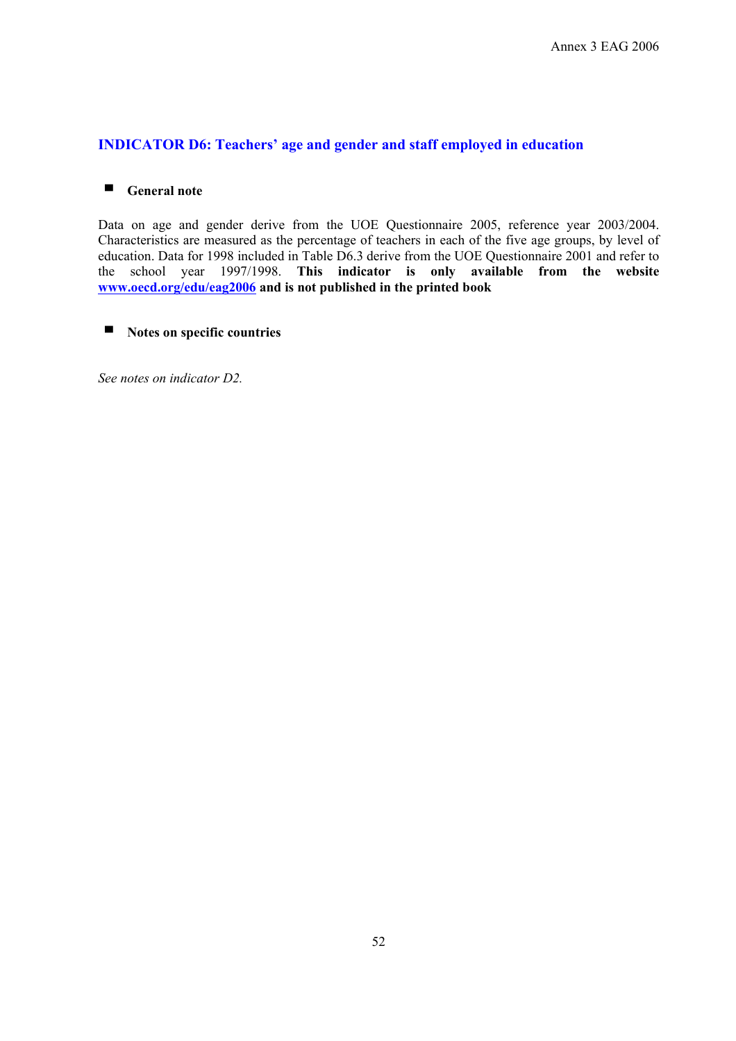## INDICATOR D6: Teachers' age and gender and staff employed in education

### General note

Data on age and gender derive from the UOE Questionnaire 2005, reference year 2003/2004. Characteristics are measured as the percentage of teachers in each of the five age groups, by level of education. Data for 1998 included in Table D6.3 derive from the UOE Questionnaire 2001 and refer to the school year 1997/1998. **This indicator is only available from the website [www.oecd.org/edu/eag2006](www.oecd.org/edu/eag2006) and is not published in the printed book**

### Notes on specific countries

*See notes on indicator D2.*